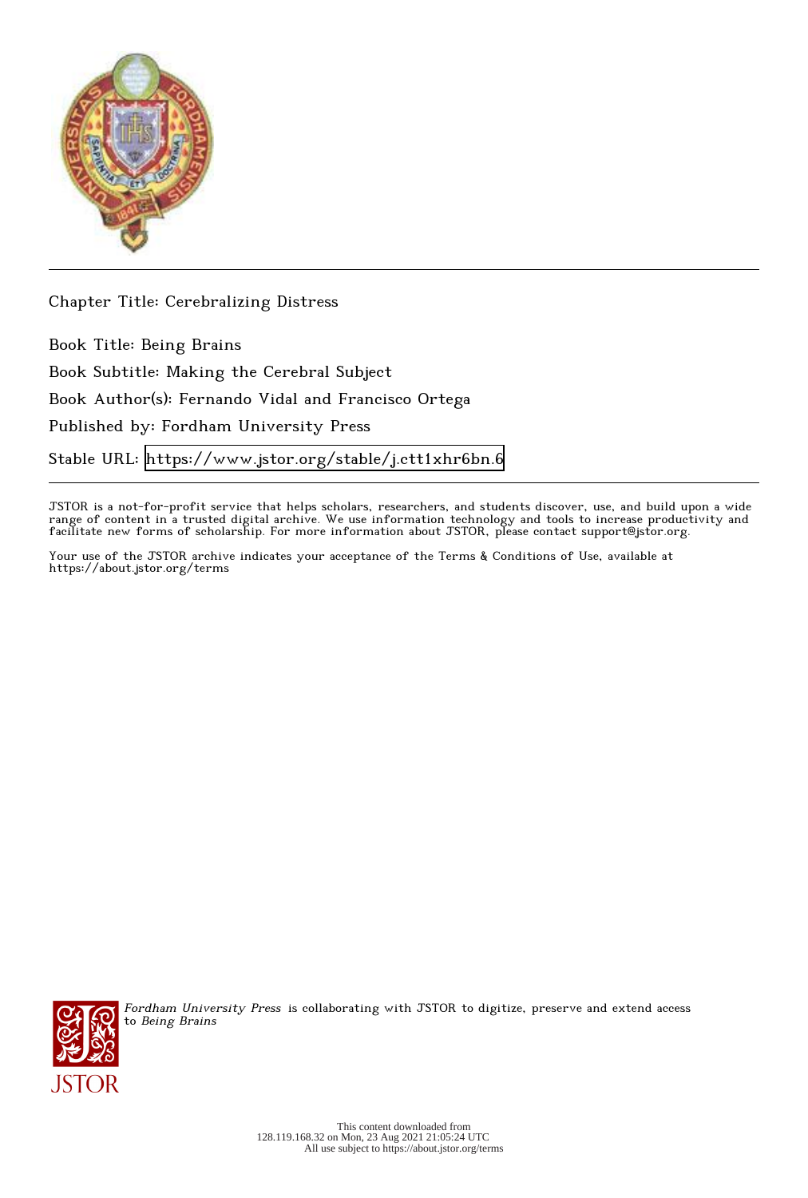Chapter Title: Cerebralizing Distress

Book Title: Being Brains

Book Subtitle: Making the Cerebral Subject

Book Author(s): Fernando Vidal and Francisco Ortega

Published by: Fordham University Press

Stable URL: https://www.jstor.org/stable/j.ctt1xhr6bn.6

JSTOR is a not-for-profit service that helps scholars, researchers, and students discover, use, and build upon a wide range of content in a trusted digital archive. We use information technology and tools to increase productivity and facilitate new forms of scholarship. For more information about JSTOR, please contact support@jstor.org.

Your use of the JSTOR archive indicates your acceptance of the Terms & Conditions of Use, available at https://about.jstor.org/terms

*Fordham University Press* is collaborating with JSTOR to digitize, preserve and extend access to *Being Brains*

This content downloaded from 128.119.168.32 on Mon, 23 Aug 2021 21:05:24 UTC
All use subject to https://about.jstor.org/terms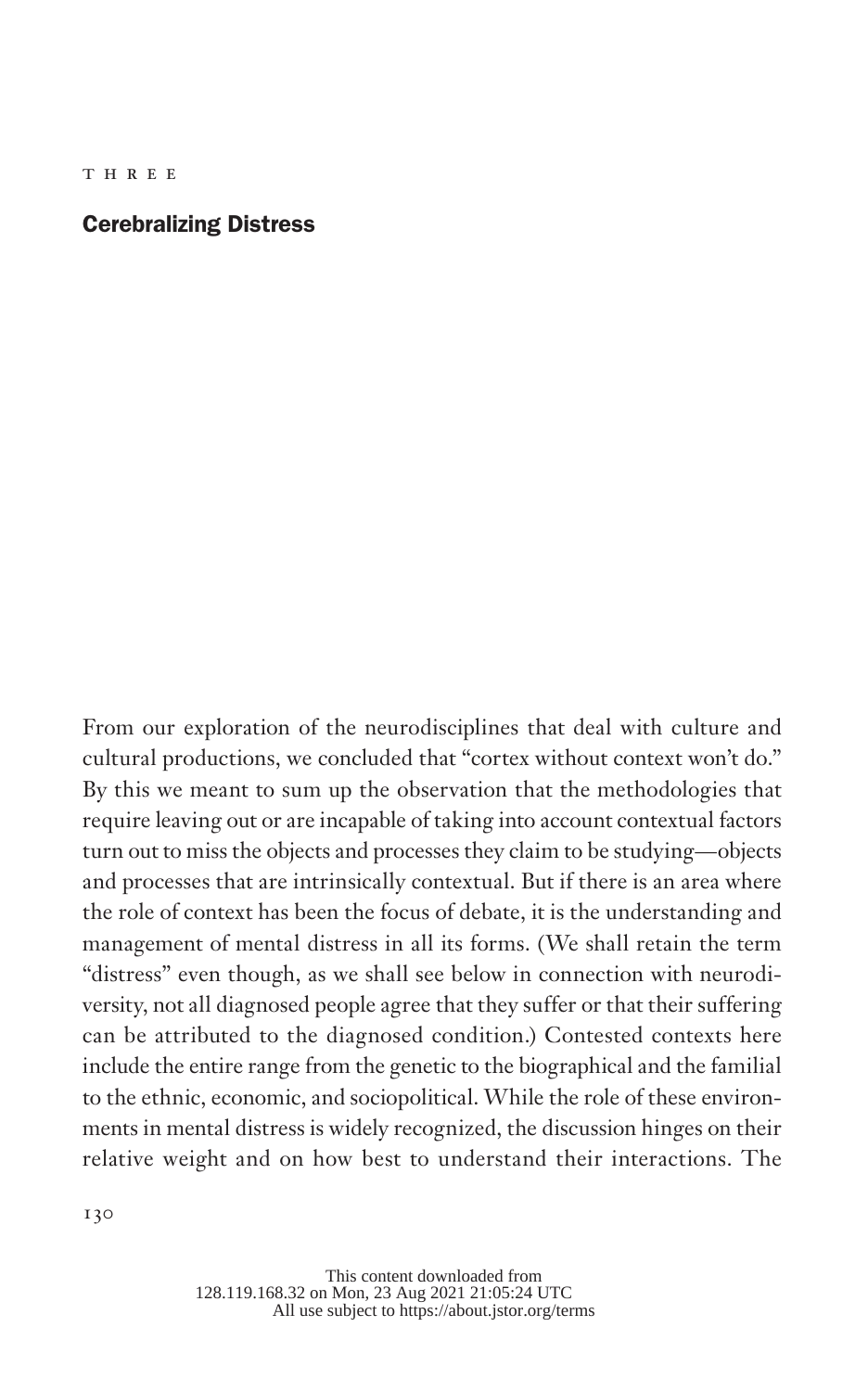THREE

# Cerebralizing Distress

From our exploration of the neurodisciplines that deal with culture and cultural productions, we concluded that "cortex without context won't do." By this we meant to sum up the observation that the methodologies that require leaving out or are incapable of taking into account contextual factors turn out to miss the objects and processes they claim to be studying—objects and processes that are intrinsically contextual. But if there is an area where the role of context has been the focus of debate, it is the understanding and management of mental distress in all its forms. (We shall retain the term "distress" even though, as we shall see below in connection with neurodiversity, not all diagnosed people agree that they suffer or that their suffering can be attributed to the diagnosed condition.) Contested contexts here include the entire range from the genetic to the biographical and the familial to the ethnic, economic, and sociopolitical. While the role of these environments in mental distress is widely recognized, the discussion hinges on their relative weight and on how best to understand their interactions. The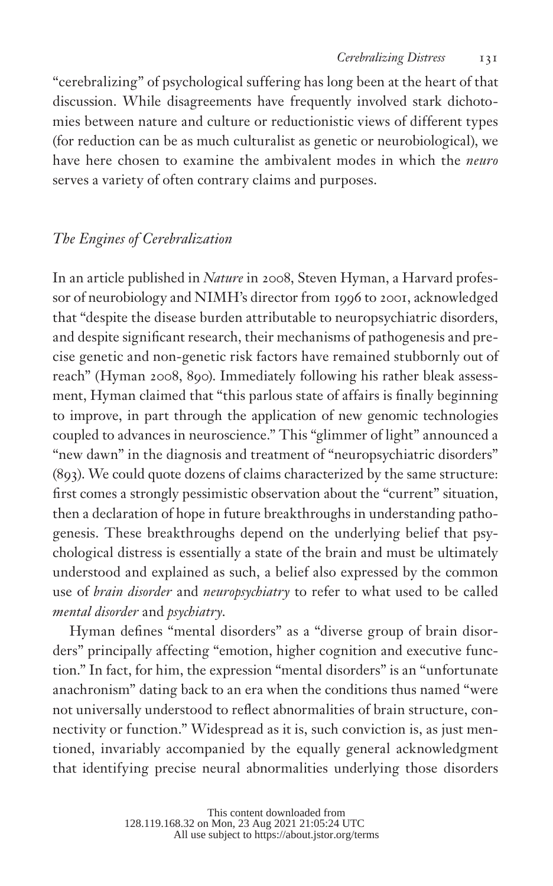"cerebralizing" of psychological suffering has long been at the heart of that discussion. While disagreements have frequently involved stark dichotomies between nature and culture or reductionistic views of different types (for reduction can be as much culturalist as genetic or neurobiological), we have here chosen to examine the ambivalent modes in which the *neuro* serves a variety of often contrary claims and purposes.

## *The Engines of Cerebralization*

In an article published in *Nature* in 2008, Steven Hyman, a Harvard professor of neurobiology and NIMH's director from 1996 to 2001, acknowledged that "despite the disease burden attributable to neuropsychiatric disorders, and despite significant research, their mechanisms of pathogenesis and precise genetic and non-genetic risk factors have remained stubbornly out of reach" (Hyman 2008, 890). Immediately following his rather bleak assessment, Hyman claimed that "this parlous state of affairs is finally beginning to improve, in part through the application of new genomic technologies coupled to advances in neuroscience." This "glimmer of light" announced a "new dawn" in the diagnosis and treatment of "neuropsychiatric disorders" (893). We could quote dozens of claims characterized by the same structure: first comes a strongly pessimistic observation about the "current" situation, then a declaration of hope in future breakthroughs in understanding pathogenesis. These breakthroughs depend on the underlying belief that psychological distress is essentially a state of the brain and must be ultimately understood and explained as such, a belief also expressed by the common use of *brain disorder* and *neuropsychiatry* to refer to what used to be called *mental disorder* and *psychiatry*.

Hyman defines "mental disorders" as a "diverse group of brain disorders" principally affecting "emotion, higher cognition and executive function." In fact, for him, the expression "mental disorders" is an "unfortunate anachronism" dating back to an era when the conditions thus named "were not universally understood to reflect abnormalities of brain structure, connectivity or function." Widespread as it is, such conviction is, as just mentioned, invariably accompanied by the equally general acknowledgment that identifying precise neural abnormalities underlying those disorders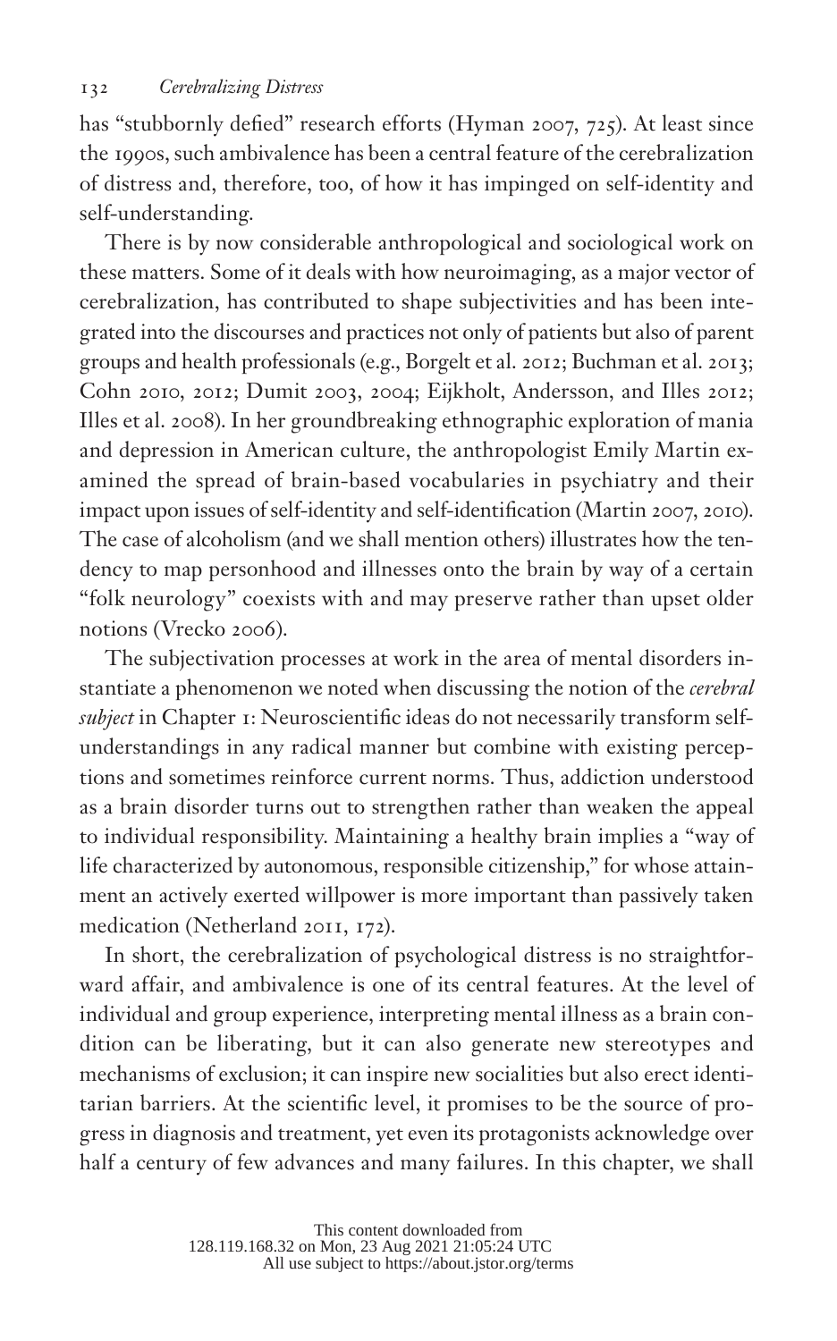has "stubbornly defied" research efforts (Hyman 2007, 725). At least since the 1990s, such ambivalence has been a central feature of the cerebralization of distress and, therefore, too, of how it has impinged on self-identity and self-understanding.

There is by now considerable anthropological and sociological work on these matters. Some of it deals with how neuroimaging, as a major vector of cerebralization, has contributed to shape subjectivities and has been integrated into the discourses and practices not only of patients but also of parent groups and health professionals (e.g., Borgelt et al. 2012; Buchman et al. 2013; Cohn 2010, 2012; Dumit 2003, 2004; Eijkholt, Andersson, and Illes 2012; Illes et al. 2008). In her groundbreaking ethnographic exploration of mania and depression in American culture, the anthropologist Emily Martin examined the spread of brain-based vocabularies in psychiatry and their impact upon issues of self-identity and self-identification (Martin 2007, 2010). The case of alcoholism (and we shall mention others) illustrates how the tendency to map personhood and illnesses onto the brain by way of a certain "folk neurology" coexists with and may preserve rather than upset older notions (Vrecko 2006).

The subjectivation processes at work in the area of mental disorders instantiate a phenomenon we noted when discussing the notion of the *cerebral subject* in Chapter 1: Neuroscientific ideas do not necessarily transform self-understandings in any radical manner but combine with existing perceptions and sometimes reinforce current norms. Thus, addiction understood as a brain disorder turns out to strengthen rather than weaken the appeal to individual responsibility. Maintaining a healthy brain implies a "way of life characterized by autonomous, responsible citizenship," for whose attainment an actively exerted willpower is more important than passively taken medication (Netherland 2011, 172).

In short, the cerebralization of psychological distress is no straightforward affair, and ambivalence is one of its central features. At the level of individual and group experience, interpreting mental illness as a brain condition can be liberating, but it can also generate new stereotypes and mechanisms of exclusion; it can inspire new socialities but also erect identitarian barriers. At the scientific level, it promises to be the source of progress in diagnosis and treatment, yet even its protagonists acknowledge over half a century of few advances and many failures. In this chapter, we shall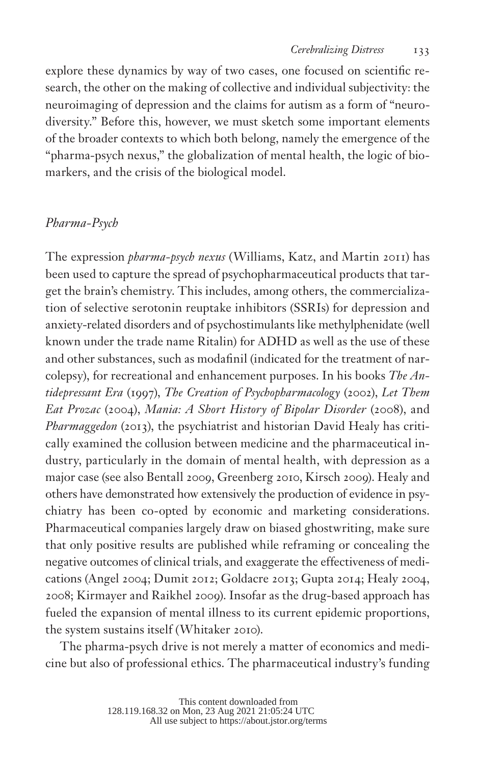explore these dynamics by way of two cases, one focused on scientific research, the other on the making of collective and individual subjectivity: the neuroimaging of depression and the claims for autism as a form of "neurodiversity." Before this, however, we must sketch some important elements of the broader contexts to which both belong, namely the emergence of the "pharma-psych nexus," the globalization of mental health, the logic of biomarkers, and the crisis of the biological model.

## *Pharma-Psych*

The expression *pharma-psych nexus* (Williams, Katz, and Martin 2011) has been used to capture the spread of psychopharmaceutical products that target the brain's chemistry. This includes, among others, the commercialization of selective serotonin reuptake inhibitors (SSRIs) for depression and anxiety-related disorders and of psychostimulants like methylphenidate (well known under the trade name Ritalin) for ADHD as well as the use of these and other substances, such as modafinil (indicated for the treatment of narcolepsy), for recreational and enhancement purposes. In his books *The Antidepressant Era* (1997), *The Creation of Psychopharmacology* (2002), *Let Them Eat Prozac* (2004), *Mania: A Short History of Bipolar Disorder* (2008), and *Pharmaggedon* (2013), the psychiatrist and historian David Healy has critically examined the collusion between medicine and the pharmaceutical industry, particularly in the domain of mental health, with depression as a major case (see also Bentall 2009, Greenberg 2010, Kirsch 2009). Healy and others have demonstrated how extensively the production of evidence in psychiatry has been co-opted by economic and marketing considerations. Pharmaceutical companies largely draw on biased ghostwriting, make sure that only positive results are published while reframing or concealing the negative outcomes of clinical trials, and exaggerate the effectiveness of medications (Angel 2004; Dumit 2012; Goldacre 2013; Gupta 2014; Healy 2004, 2008; Kirmayer and Raikhel 2009). Insofar as the drug-based approach has fueled the expansion of mental illness to its current epidemic proportions, the system sustains itself (Whitaker 2010).

The pharma-psych drive is not merely a matter of economics and medicine but also of professional ethics. The pharmaceutical industry's funding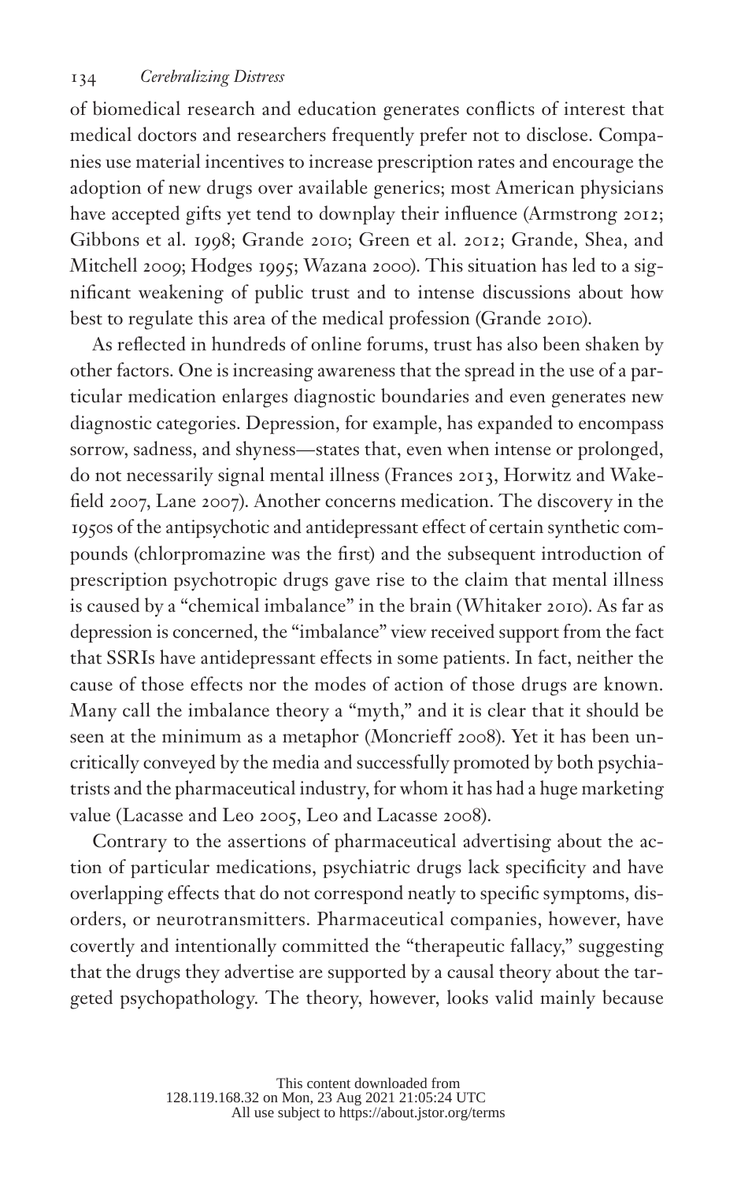of biomedical research and education generates conflicts of interest that medical doctors and researchers frequently prefer not to disclose. Companies use material incentives to increase prescription rates and encourage the adoption of new drugs over available generics; most American physicians have accepted gifts yet tend to downplay their influence (Armstrong 2012; Gibbons et al. 1998; Grande 2010; Green et al. 2012; Grande, Shea, and Mitchell 2009; Hodges 1995; Wazana 2000). This situation has led to a significant weakening of public trust and to intense discussions about how best to regulate this area of the medical profession (Grande 2010).

As reflected in hundreds of online forums, trust has also been shaken by other factors. One is increasing awareness that the spread in the use of a particular medication enlarges diagnostic boundaries and even generates new diagnostic categories. Depression, for example, has expanded to encompass sorrow, sadness, and shyness—states that, even when intense or prolonged, do not necessarily signal mental illness (Frances 2013, Horwitz and Wakefield 2007, Lane 2007). Another concerns medication. The discovery in the 1950s of the antipsychotic and antidepressant effect of certain synthetic compounds (chlorpromazine was the first) and the subsequent introduction of prescription psychotropic drugs gave rise to the claim that mental illness is caused by a "chemical imbalance" in the brain (Whitaker 2010). As far as depression is concerned, the "imbalance" view received support from the fact that SSRIs have antidepressant effects in some patients. In fact, neither the cause of those effects nor the modes of action of those drugs are known. Many call the imbalance theory a "myth," and it is clear that it should be seen at the minimum as a metaphor (Moncrieff 2008). Yet it has been uncritically conveyed by the media and successfully promoted by both psychiatrists and the pharmaceutical industry, for whom it has had a huge marketing value (Lacasse and Leo 2005, Leo and Lacasse 2008).

Contrary to the assertions of pharmaceutical advertising about the action of particular medications, psychiatric drugs lack specificity and have overlapping effects that do not correspond neatly to specific symptoms, disorders, or neurotransmitters. Pharmaceutical companies, however, have covertly and intentionally committed the "therapeutic fallacy," suggesting that the drugs they advertise are supported by a causal theory about the targeted psychopathology. The theory, however, looks valid mainly because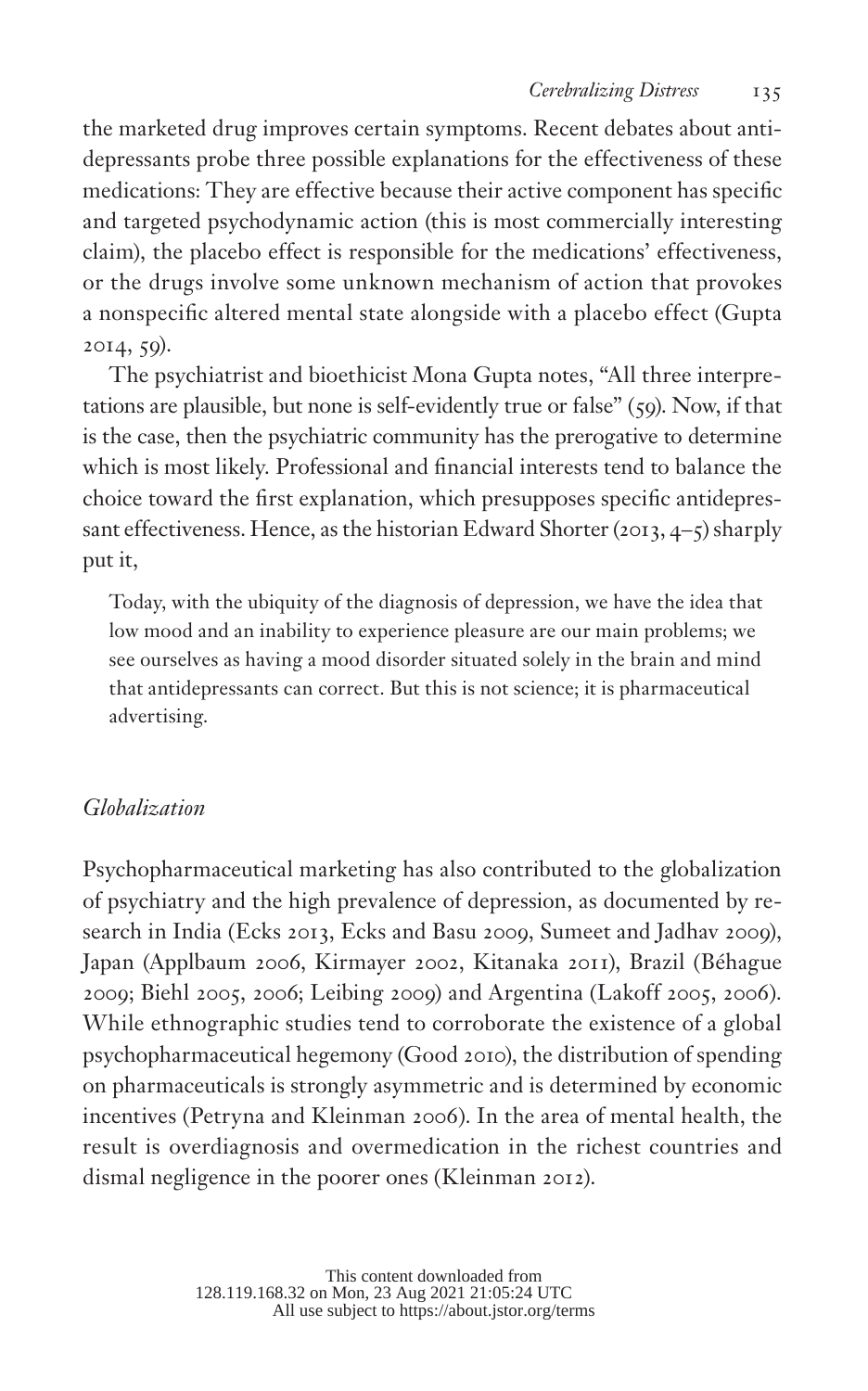the marketed drug improves certain symptoms. Recent debates about antidepressants probe three possible explanations for the effectiveness of these medications: They are effective because their active component has specific and targeted psychodynamic action (this is most commercially interesting claim), the placebo effect is responsible for the medications' effectiveness, or the drugs involve some unknown mechanism of action that provokes a nonspecific altered mental state alongside with a placebo effect (Gupta 2014, 59).

The psychiatrist and bioethicist Mona Gupta notes, "All three interpretations are plausible, but none is self-evidently true or false" (59). Now, if that is the case, then the psychiatric community has the prerogative to determine which is most likely. Professional and financial interests tend to balance the choice toward the first explanation, which presupposes specific antidepressant effectiveness. Hence, as the historian Edward Shorter (2013, 4–5) sharply put it,

> Today, with the ubiquity of the diagnosis of depression, we have the idea that low mood and an inability to experience pleasure are our main problems; we see ourselves as having a mood disorder situated solely in the brain and mind that antidepressants can correct. But this is not science; it is pharmaceutical advertising.

### *Globalization*

Psychopharmaceutical marketing has also contributed to the globalization of psychiatry and the high prevalence of depression, as documented by research in India (Ecks 2013, Ecks and Basu 2009, Sumeet and Jadhav 2009), Japan (Applbaum 2006, Kirmayer 2002, Kitanaka 2011), Brazil (Béhague 2009; Biehl 2005, 2006; Leibing 2009) and Argentina (Lakoff 2005, 2006). While ethnographic studies tend to corroborate the existence of a global psychopharmaceutical hegemony (Good 2010), the distribution of spending on pharmaceuticals is strongly asymmetric and is determined by economic incentives (Petryna and Kleinman 2006). In the area of mental health, the result is overdiagnosis and overmedication in the richest countries and dismal negligence in the poorer ones (Kleinman 2012).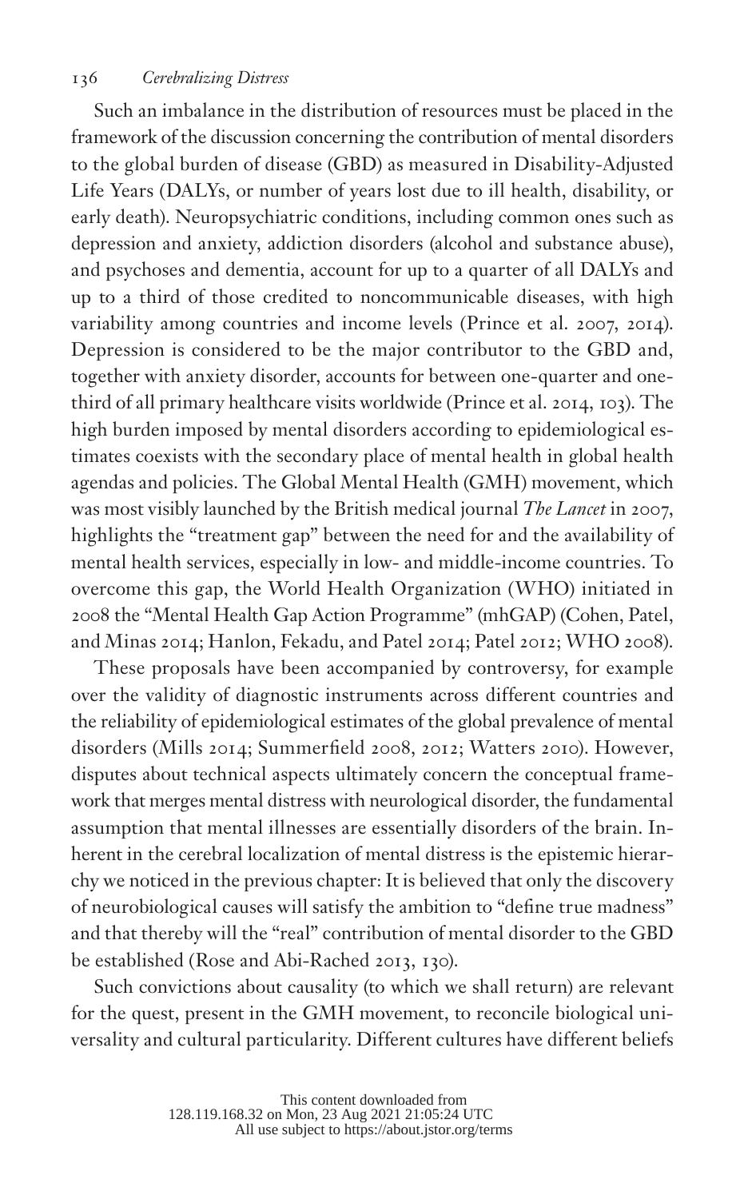Such an imbalance in the distribution of resources must be placed in the framework of the discussion concerning the contribution of mental disorders to the global burden of disease (GBD) as measured in Disability-Adjusted Life Years (DALYs, or number of years lost due to ill health, disability, or early death). Neuropsychiatric conditions, including common ones such as depression and anxiety, addiction disorders (alcohol and substance abuse), and psychoses and dementia, account for up to a quarter of all DALYs and up to a third of those credited to noncommunicable diseases, with high variability among countries and income levels (Prince et al. 2007, 2014). Depression is considered to be the major contributor to the GBD and, together with anxiety disorder, accounts for between one-quarter and one-third of all primary healthcare visits worldwide (Prince et al. 2014, 103). The high burden imposed by mental disorders according to epidemiological estimates coexists with the secondary place of mental health in global health agendas and policies. The Global Mental Health (GMH) movement, which was most visibly launched by the British medical journal *The Lancet* in 2007, highlights the "treatment gap" between the need for and the availability of mental health services, especially in low- and middle-income countries. To overcome this gap, the World Health Organization (WHO) initiated in 2008 the "Mental Health Gap Action Programme" (mhGAP) (Cohen, Patel, and Minas 2014; Hanlon, Fekadu, and Patel 2014; Patel 2012; WHO 2008).

These proposals have been accompanied by controversy, for example over the validity of diagnostic instruments across different countries and the reliability of epidemiological estimates of the global prevalence of mental disorders (Mills 2014; Summerfield 2008, 2012; Watters 2010). However, disputes about technical aspects ultimately concern the conceptual framework that merges mental distress with neurological disorder, the fundamental assumption that mental illnesses are essentially disorders of the brain. Inherent in the cerebral localization of mental distress is the epistemic hierarchy we noticed in the previous chapter: It is believed that only the discovery of neurobiological causes will satisfy the ambition to "define true madness" and that thereby will the "real" contribution of mental disorder to the GBD be established (Rose and Abi-Rached 2013, 130).

Such convictions about causality (to which we shall return) are relevant for the quest, present in the GMH movement, to reconcile biological universality and cultural particularity. Different cultures have different beliefs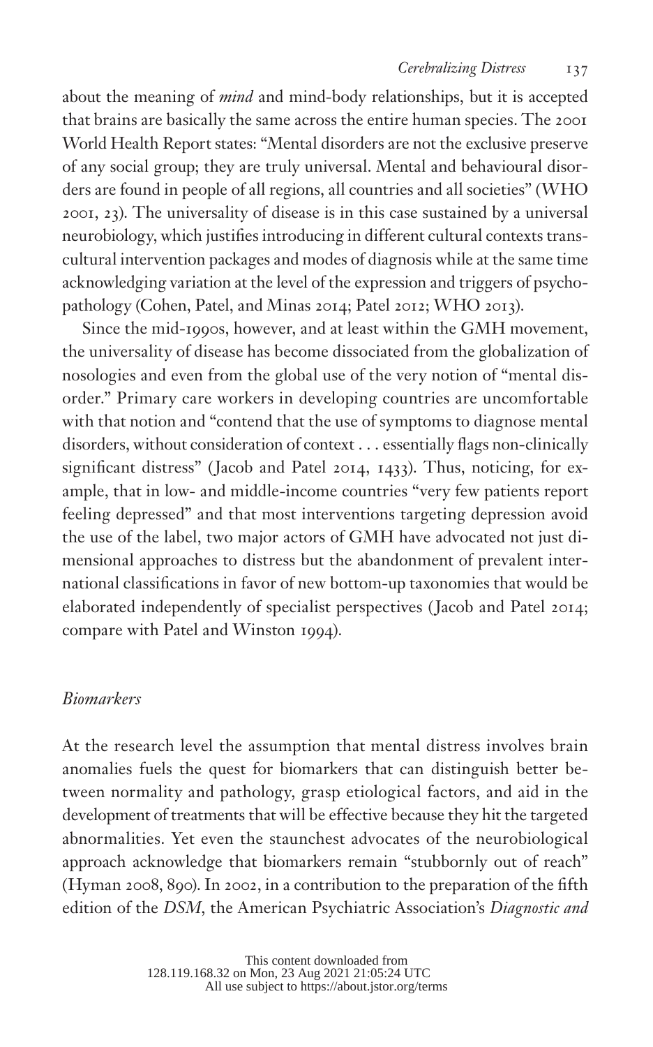about the meaning of *mind* and mind-body relationships, but it is accepted that brains are basically the same across the entire human species. The 2001 World Health Report states: "Mental disorders are not the exclusive preserve of any social group; they are truly universal. Mental and behavioural disorders are found in people of all regions, all countries and all societies" (WHO 2001, 23). The universality of disease is in this case sustained by a universal neurobiology, which justifies introducing in different cultural contexts transcultural intervention packages and modes of diagnosis while at the same time acknowledging variation at the level of the expression and triggers of psychopathology (Cohen, Patel, and Minas 2014; Patel 2012; WHO 2013).

Since the mid-1990s, however, and at least within the GMH movement, the universality of disease has become dissociated from the globalization of nosologies and even from the global use of the very notion of "mental disorder." Primary care workers in developing countries are uncomfortable with that notion and "contend that the use of symptoms to diagnose mental disorders, without consideration of context . . . essentially flags non-clinically significant distress" (Jacob and Patel 2014, 1433). Thus, noticing, for example, that in low- and middle-income countries "very few patients report feeling depressed" and that most interventions targeting depression avoid the use of the label, two major actors of GMH have advocated not just dimensional approaches to distress but the abandonment of prevalent international classifications in favor of new bottom-up taxonomies that would be elaborated independently of specialist perspectives (Jacob and Patel 2014; compare with Patel and Winston 1994).

### *Biomarkers*

At the research level the assumption that mental distress involves brain anomalies fuels the quest for biomarkers that can distinguish better between normality and pathology, grasp etiological factors, and aid in the development of treatments that will be effective because they hit the targeted abnormalities. Yet even the staunchest advocates of the neurobiological approach acknowledge that biomarkers remain "stubbornly out of reach" (Hyman 2008, 890). In 2002, in a contribution to the preparation of the fifth edition of the *DSM*, the American Psychiatric Association's *Diagnostic and*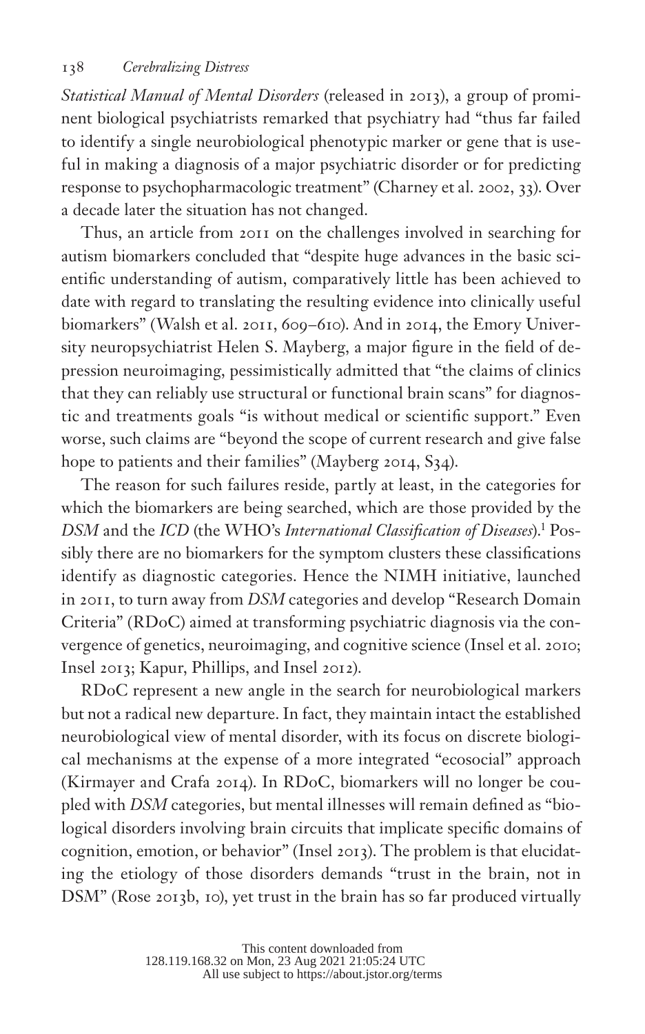*Statistical Manual of Mental Disorders* (released in 2013), a group of prominent biological psychiatrists remarked that psychiatry had "thus far failed to identify a single neurobiological phenotypic marker or gene that is useful in making a diagnosis of a major psychiatric disorder or for predicting response to psychopharmacologic treatment" (Charney et al. 2002, 33). Over a decade later the situation has not changed.

Thus, an article from 2011 on the challenges involved in searching for autism biomarkers concluded that "despite huge advances in the basic scientific understanding of autism, comparatively little has been achieved to date with regard to translating the resulting evidence into clinically useful biomarkers" (Walsh et al. 2011, 609–610). And in 2014, the Emory University neuropsychiatrist Helen S. Mayberg, a major figure in the field of depression neuroimaging, pessimistically admitted that "the claims of clinics that they can reliably use structural or functional brain scans" for diagnostic and treatments goals "is without medical or scientific support." Even worse, such claims are "beyond the scope of current research and give false hope to patients and their families" (Mayberg 2014, S34).

The reason for such failures reside, partly at least, in the categories for which the biomarkers are being searched, which are those provided by the *DSM* and the *ICD* (the WHO's *International Classification of Diseases*).[1] Possibly there are no biomarkers for the symptom clusters these classifications identify as diagnostic categories. Hence the NIMH initiative, launched in 2011, to turn away from *DSM* categories and develop "Research Domain Criteria" (RDoC) aimed at transforming psychiatric diagnosis via the convergence of genetics, neuroimaging, and cognitive science (Insel et al. 2010; Insel 2013; Kapur, Phillips, and Insel 2012).

RDoC represent a new angle in the search for neurobiological markers but not a radical new departure. In fact, they maintain intact the established neurobiological view of mental disorder, with its focus on discrete biological mechanisms at the expense of a more integrated "ecosocial" approach (Kirmayer and Crafa 2014). In RDoC, biomarkers will no longer be coupled with *DSM* categories, but mental illnesses will remain defined as "biological disorders involving brain circuits that implicate specific domains of cognition, emotion, or behavior" (Insel 2013). The problem is that elucidating the etiology of those disorders demands "trust in the brain, not in DSM" (Rose 2013b, 10), yet trust in the brain has so far produced virtually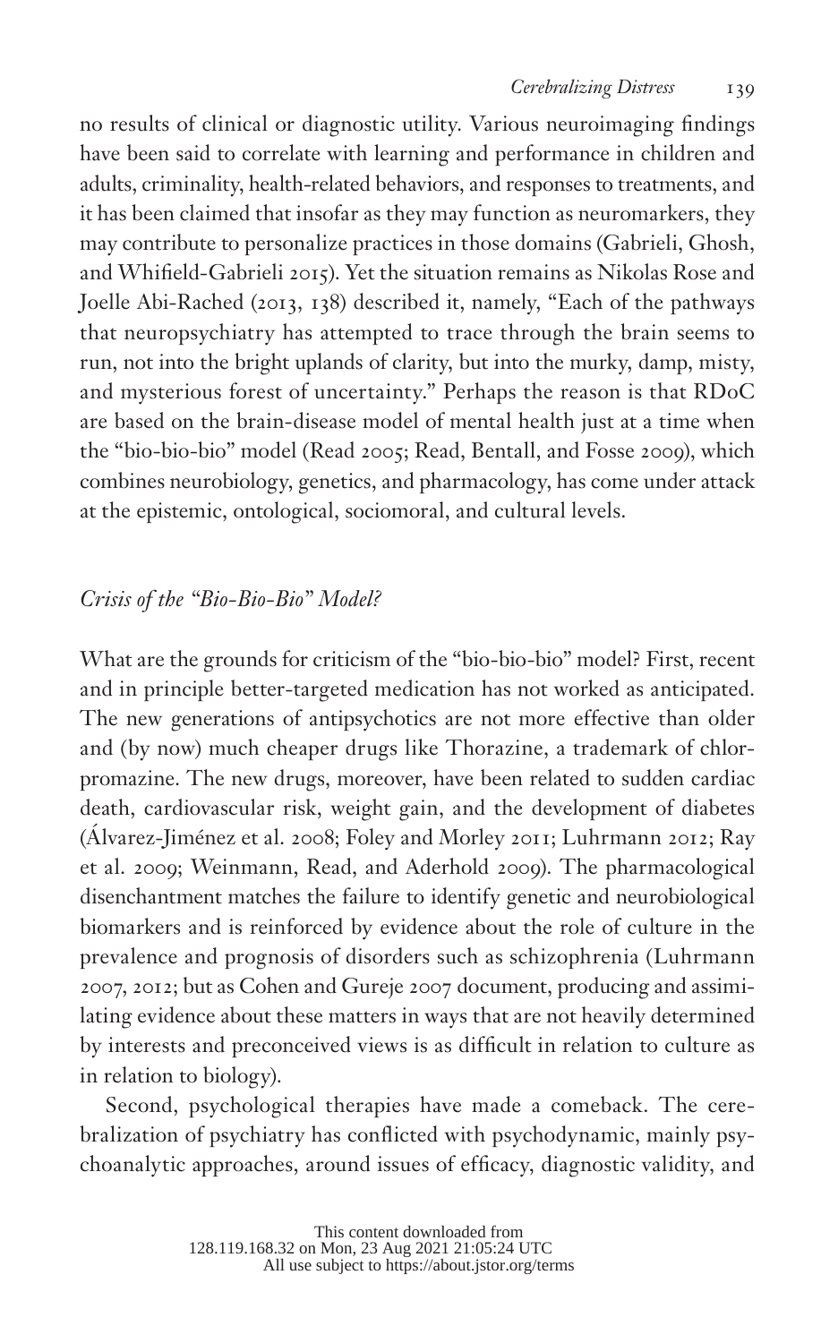no results of clinical or diagnostic utility. Various neuroimaging findings have been said to correlate with learning and performance in children and adults, criminality, health-related behaviors, and responses to treatments, and it has been claimed that insofar as they may function as neuromarkers, they may contribute to personalize practices in those domains (Gabrieli, Ghosh, and Whifield-Gabrieli 2015). Yet the situation remains as Nikolas Rose and Joelle Abi-Rached (2013, 138) described it, namely, "Each of the pathways that neuropsychiatry has attempted to trace through the brain seems to run, not into the bright uplands of clarity, but into the murky, damp, misty, and mysterious forest of uncertainty." Perhaps the reason is that RDoC are based on the brain-disease model of mental health just at a time when the "bio-bio-bio" model (Read 2005; Read, Bentall, and Fosse 2009), which combines neurobiology, genetics, and pharmacology, has come under attack at the epistemic, ontological, sociomoral, and cultural levels.

## *Crisis of the "Bio-Bio-Bio" Model?*

What are the grounds for criticism of the "bio-bio-bio" model? First, recent and in principle better-targeted medication has not worked as anticipated. The new generations of antipsychotics are not more effective than older and (by now) much cheaper drugs like Thorazine, a trademark of chlorpromazine. The new drugs, moreover, have been related to sudden cardiac death, cardiovascular risk, weight gain, and the development of diabetes (Álvarez-Jiménez et al. 2008; Foley and Morley 2011; Luhrmann 2012; Ray et al. 2009; Weinmann, Read, and Aderhold 2009). The pharmacological disenchantment matches the failure to identify genetic and neurobiological biomarkers and is reinforced by evidence about the role of culture in the prevalence and prognosis of disorders such as schizophrenia (Luhrmann 2007, 2012; but as Cohen and Gureje 2007 document, producing and assimilating evidence about these matters in ways that are not heavily determined by interests and preconceived views is as difficult in relation to culture as in relation to biology).

Second, psychological therapies have made a comeback. The cerebralization of psychiatry has conflicted with psychodynamic, mainly psychoanalytic approaches, around issues of efficacy, diagnostic validity, and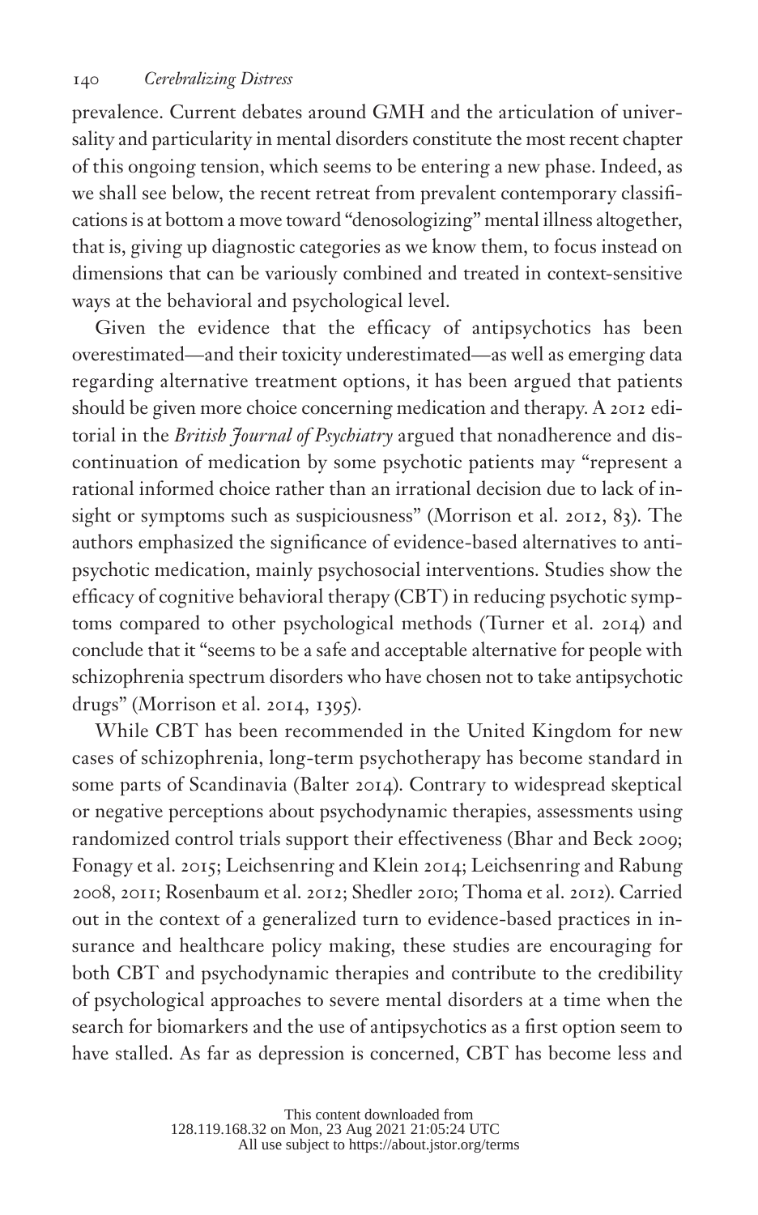prevalence. Current debates around GMH and the articulation of universality and particularity in mental disorders constitute the most recent chapter of this ongoing tension, which seems to be entering a new phase. Indeed, as we shall see below, the recent retreat from prevalent contemporary classifications is at bottom a move toward "denosologizing" mental illness altogether, that is, giving up diagnostic categories as we know them, to focus instead on dimensions that can be variously combined and treated in context-sensitive ways at the behavioral and psychological level.

Given the evidence that the efficacy of antipsychotics has been overestimated—and their toxicity underestimated—as well as emerging data regarding alternative treatment options, it has been argued that patients should be given more choice concerning medication and therapy. A 2012 editorial in the *British Journal of Psychiatry* argued that nonadherence and discontinuation of medication by some psychotic patients may "represent a rational informed choice rather than an irrational decision due to lack of insight or symptoms such as suspiciousness" (Morrison et al. 2012, 83). The authors emphasized the significance of evidence-based alternatives to antipsychotic medication, mainly psychosocial interventions. Studies show the efficacy of cognitive behavioral therapy (CBT) in reducing psychotic symptoms compared to other psychological methods (Turner et al. 2014) and conclude that it "seems to be a safe and acceptable alternative for people with schizophrenia spectrum disorders who have chosen not to take antipsychotic drugs" (Morrison et al. 2014, 1395).

While CBT has been recommended in the United Kingdom for new cases of schizophrenia, long-term psychotherapy has become standard in some parts of Scandinavia (Balter 2014). Contrary to widespread skeptical or negative perceptions about psychodynamic therapies, assessments using randomized control trials support their effectiveness (Bhar and Beck 2009; Fonagy et al. 2015; Leichsenring and Klein 2014; Leichsenring and Rabung 2008, 2011; Rosenbaum et al. 2012; Shedler 2010; Thoma et al. 2012). Carried out in the context of a generalized turn to evidence-based practices in insurance and healthcare policy making, these studies are encouraging for both CBT and psychodynamic therapies and contribute to the credibility of psychological approaches to severe mental disorders at a time when the search for biomarkers and the use of antipsychotics as a first option seem to have stalled. As far as depression is concerned, CBT has become less and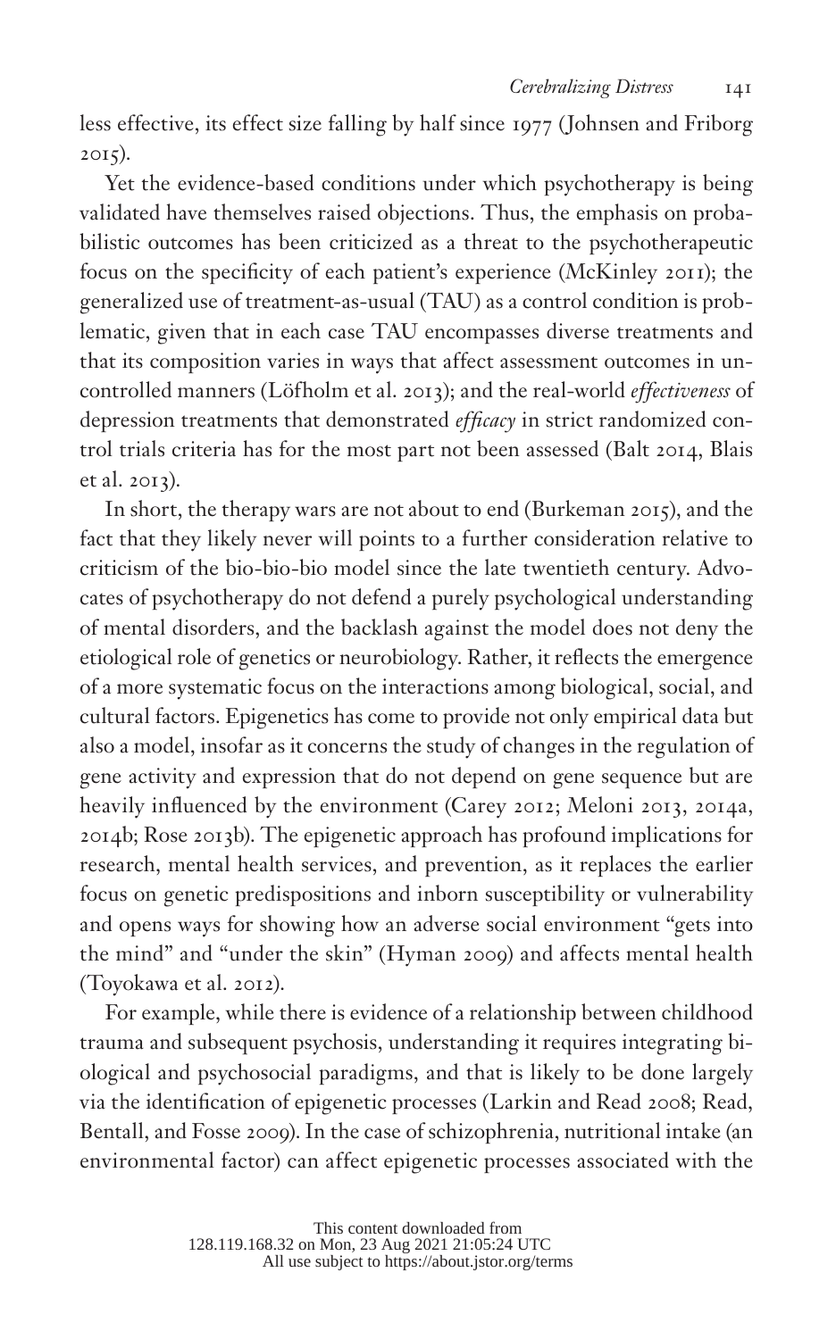less effective, its effect size falling by half since 1977 (Johnsen and Friborg 2015).

Yet the evidence-based conditions under which psychotherapy is being validated have themselves raised objections. Thus, the emphasis on probabilistic outcomes has been criticized as a threat to the psychotherapeutic focus on the specificity of each patient's experience (McKinley 2011); the generalized use of treatment-as-usual (TAU) as a control condition is problematic, given that in each case TAU encompasses diverse treatments and that its composition varies in ways that affect assessment outcomes in uncontrolled manners (Löfholm et al. 2013); and the real-world *effectiveness* of depression treatments that demonstrated *efficacy* in strict randomized control trials criteria has for the most part not been assessed (Balt 2014, Blais et al. 2013).

In short, the therapy wars are not about to end (Burkeman 2015), and the fact that they likely never will points to a further consideration relative to criticism of the bio-bio-bio model since the late twentieth century. Advocates of psychotherapy do not defend a purely psychological understanding of mental disorders, and the backlash against the model does not deny the etiological role of genetics or neurobiology. Rather, it reflects the emergence of a more systematic focus on the interactions among biological, social, and cultural factors. Epigenetics has come to provide not only empirical data but also a model, insofar as it concerns the study of changes in the regulation of gene activity and expression that do not depend on gene sequence but are heavily influenced by the environment (Carey 2012; Meloni 2013, 2014a, 2014b; Rose 2013b). The epigenetic approach has profound implications for research, mental health services, and prevention, as it replaces the earlier focus on genetic predispositions and inborn susceptibility or vulnerability and opens ways for showing how an adverse social environment "gets into the mind" and "under the skin" (Hyman 2009) and affects mental health (Toyokawa et al. 2012).

For example, while there is evidence of a relationship between childhood trauma and subsequent psychosis, understanding it requires integrating biological and psychosocial paradigms, and that is likely to be done largely via the identification of epigenetic processes (Larkin and Read 2008; Read, Bentall, and Fosse 2009). In the case of schizophrenia, nutritional intake (an environmental factor) can affect epigenetic processes associated with the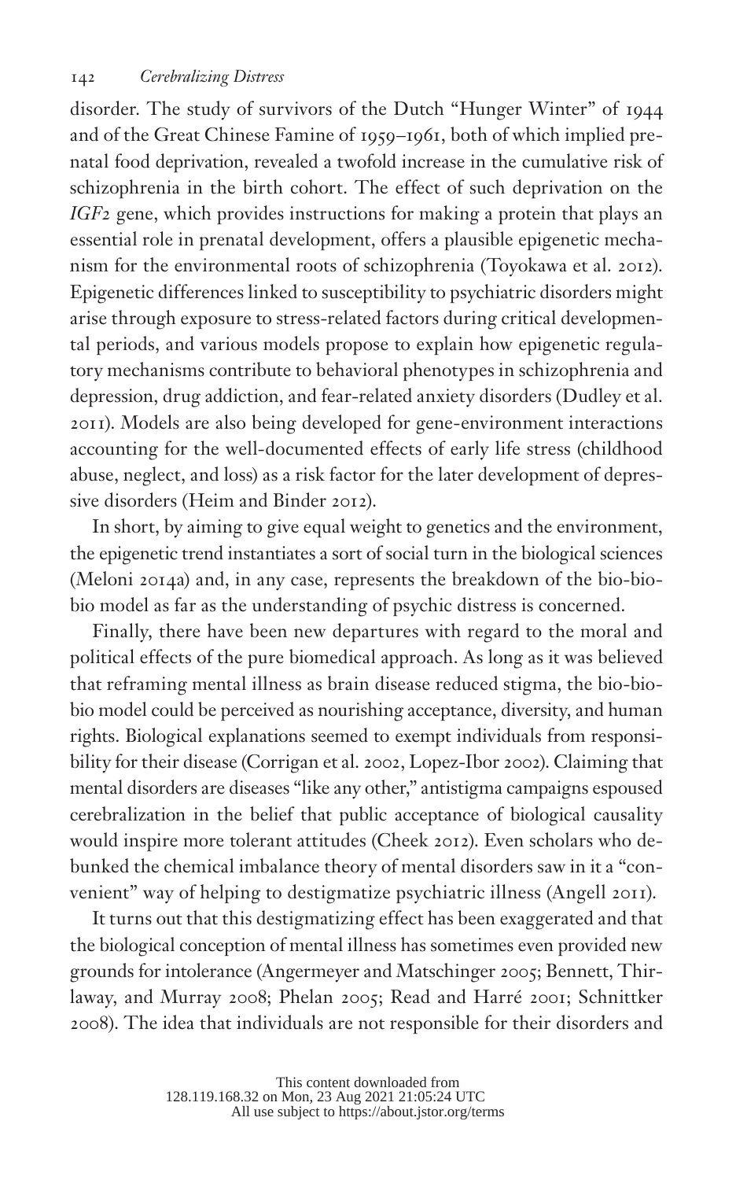disorder. The study of survivors of the Dutch "Hunger Winter" of 1944 and of the Great Chinese Famine of 1959–1961, both of which implied prenatal food deprivation, revealed a twofold increase in the cumulative risk of schizophrenia in the birth cohort. The effect of such deprivation on the *IGF2* gene, which provides instructions for making a protein that plays an essential role in prenatal development, offers a plausible epigenetic mechanism for the environmental roots of schizophrenia (Toyokawa et al. 2012). Epigenetic differences linked to susceptibility to psychiatric disorders might arise through exposure to stress-related factors during critical developmental periods, and various models propose to explain how epigenetic regulatory mechanisms contribute to behavioral phenotypes in schizophrenia and depression, drug addiction, and fear-related anxiety disorders (Dudley et al. 2011). Models are also being developed for gene-environment interactions accounting for the well-documented effects of early life stress (childhood abuse, neglect, and loss) as a risk factor for the later development of depressive disorders (Heim and Binder 2012).

In short, by aiming to give equal weight to genetics and the environment, the epigenetic trend instantiates a sort of social turn in the biological sciences (Meloni 2014a) and, in any case, represents the breakdown of the bio-bio-bio model as far as the understanding of psychic distress is concerned.

Finally, there have been new departures with regard to the moral and political effects of the pure biomedical approach. As long as it was believed that reframing mental illness as brain disease reduced stigma, the bio-bio-bio model could be perceived as nourishing acceptance, diversity, and human rights. Biological explanations seemed to exempt individuals from responsibility for their disease (Corrigan et al. 2002, Lopez-Ibor 2002). Claiming that mental disorders are diseases "like any other," antistigma campaigns espoused cerebralization in the belief that public acceptance of biological causality would inspire more tolerant attitudes (Cheek 2012). Even scholars who debunked the chemical imbalance theory of mental disorders saw in it a "convenient" way of helping to destigmatize psychiatric illness (Angell 2011).

It turns out that this destigmatizing effect has been exaggerated and that the biological conception of mental illness has sometimes even provided new grounds for intolerance (Angermeyer and Matschinger 2005; Bennett, Thirlaway, and Murray 2008; Phelan 2005; Read and Harré 2001; Schnittker 2008). The idea that individuals are not responsible for their disorders and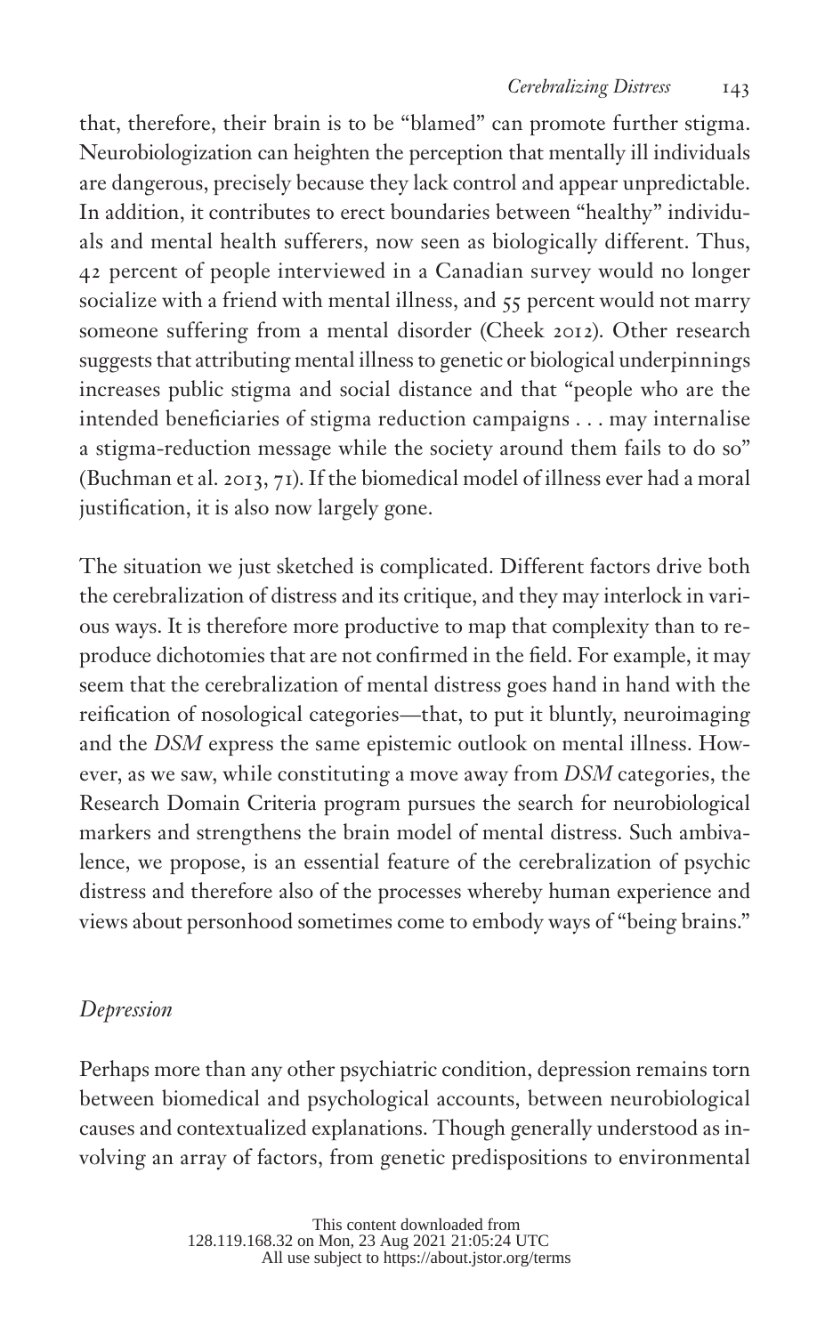that, therefore, their brain is to be "blamed" can promote further stigma. Neurobiologization can heighten the perception that mentally ill individuals are dangerous, precisely because they lack control and appear unpredictable. In addition, it contributes to erect boundaries between "healthy" individuals and mental health sufferers, now seen as biologically different. Thus, 42 percent of people interviewed in a Canadian survey would no longer socialize with a friend with mental illness, and 55 percent would not marry someone suffering from a mental disorder (Cheek 2012). Other research suggests that attributing mental illness to genetic or biological underpinnings increases public stigma and social distance and that "people who are the intended beneficiaries of stigma reduction campaigns . . . may internalise a stigma-reduction message while the society around them fails to do so" (Buchman et al. 2013, 71). If the biomedical model of illness ever had a moral justification, it is also now largely gone.

The situation we just sketched is complicated. Different factors drive both the cerebralization of distress and its critique, and they may interlock in various ways. It is therefore more productive to map that complexity than to reproduce dichotomies that are not confirmed in the field. For example, it may seem that the cerebralization of mental distress goes hand in hand with the reification of nosological categories—that, to put it bluntly, neuroimaging and the *DSM* express the same epistemic outlook on mental illness. However, as we saw, while constituting a move away from *DSM* categories, the Research Domain Criteria program pursues the search for neurobiological markers and strengthens the brain model of mental distress. Such ambivalence, we propose, is an essential feature of the cerebralization of psychic distress and therefore also of the processes whereby human experience and views about personhood sometimes come to embody ways of "being brains."

## *Depression*

Perhaps more than any other psychiatric condition, depression remains torn between biomedical and psychological accounts, between neurobiological causes and contextualized explanations. Though generally understood as involving an array of factors, from genetic predispositions to environmental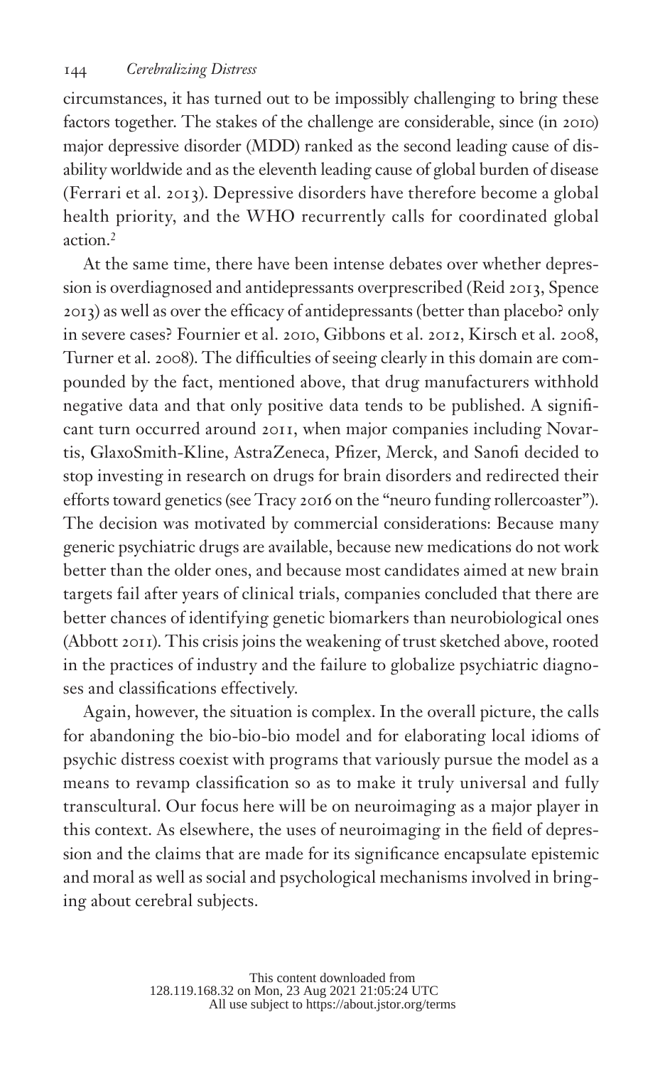circumstances, it has turned out to be impossibly challenging to bring these factors together. The stakes of the challenge are considerable, since (in 2010) major depressive disorder (MDD) ranked as the second leading cause of disability worldwide and as the eleventh leading cause of global burden of disease (Ferrari et al. 2013). Depressive disorders have therefore become a global health priority, and the WHO recurrently calls for coordinated global action.[2]

At the same time, there have been intense debates over whether depression is overdiagnosed and antidepressants overprescribed (Reid 2013, Spence 2013) as well as over the efficacy of antidepressants (better than placebo? only in severe cases? Fournier et al. 2010, Gibbons et al. 2012, Kirsch et al. 2008, Turner et al. 2008). The difficulties of seeing clearly in this domain are compounded by the fact, mentioned above, that drug manufacturers withhold negative data and that only positive data tends to be published. A significant turn occurred around 2011, when major companies including Novartis, GlaxoSmith-Kline, AstraZeneca, Pfizer, Merck, and Sanofi decided to stop investing in research on drugs for brain disorders and redirected their efforts toward genetics (see Tracy 2016 on the "neuro funding rollercoaster"). The decision was motivated by commercial considerations: Because many generic psychiatric drugs are available, because new medications do not work better than the older ones, and because most candidates aimed at new brain targets fail after years of clinical trials, companies concluded that there are better chances of identifying genetic biomarkers than neurobiological ones (Abbott 2011). This crisis joins the weakening of trust sketched above, rooted in the practices of industry and the failure to globalize psychiatric diagnoses and classifications effectively.

Again, however, the situation is complex. In the overall picture, the calls for abandoning the bio-bio-bio model and for elaborating local idioms of psychic distress coexist with programs that variously pursue the model as a means to revamp classification so as to make it truly universal and fully transcultural. Our focus here will be on neuroimaging as a major player in this context. As elsewhere, the uses of neuroimaging in the field of depression and the claims that are made for its significance encapsulate epistemic and moral as well as social and psychological mechanisms involved in bringing about cerebral subjects.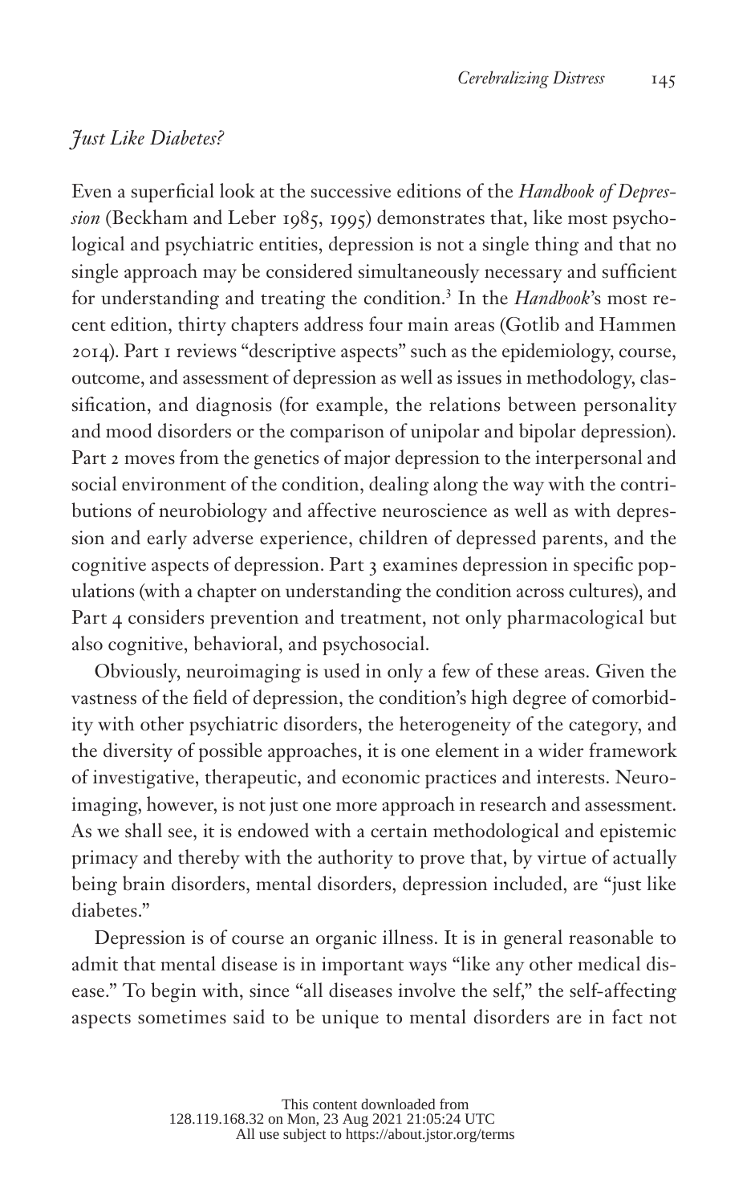## *Just Like Diabetes?*

Even a superficial look at the successive editions of the *Handbook of Depression* (Beckham and Leber 1985, 1995) demonstrates that, like most psychological and psychiatric entities, depression is not a single thing and that no single approach may be considered simultaneously necessary and sufficient for understanding and treating the condition.[3] In the *Handbook*'s most recent edition, thirty chapters address four main areas (Gotlib and Hammen 2014). Part 1 reviews "descriptive aspects" such as the epidemiology, course, outcome, and assessment of depression as well as issues in methodology, classification, and diagnosis (for example, the relations between personality and mood disorders or the comparison of unipolar and bipolar depression). Part 2 moves from the genetics of major depression to the interpersonal and social environment of the condition, dealing along the way with the contributions of neurobiology and affective neuroscience as well as with depression and early adverse experience, children of depressed parents, and the cognitive aspects of depression. Part 3 examines depression in specific populations (with a chapter on understanding the condition across cultures), and Part 4 considers prevention and treatment, not only pharmacological but also cognitive, behavioral, and psychosocial.

Obviously, neuroimaging is used in only a few of these areas. Given the vastness of the field of depression, the condition's high degree of comorbidity with other psychiatric disorders, the heterogeneity of the category, and the diversity of possible approaches, it is one element in a wider framework of investigative, therapeutic, and economic practices and interests. Neuroimaging, however, is not just one more approach in research and assessment. As we shall see, it is endowed with a certain methodological and epistemic primacy and thereby with the authority to prove that, by virtue of actually being brain disorders, mental disorders, depression included, are "just like diabetes."

Depression is of course an organic illness. It is in general reasonable to admit that mental disease is in important ways "like any other medical disease." To begin with, since "all diseases involve the self," the self-affecting aspects sometimes said to be unique to mental disorders are in fact not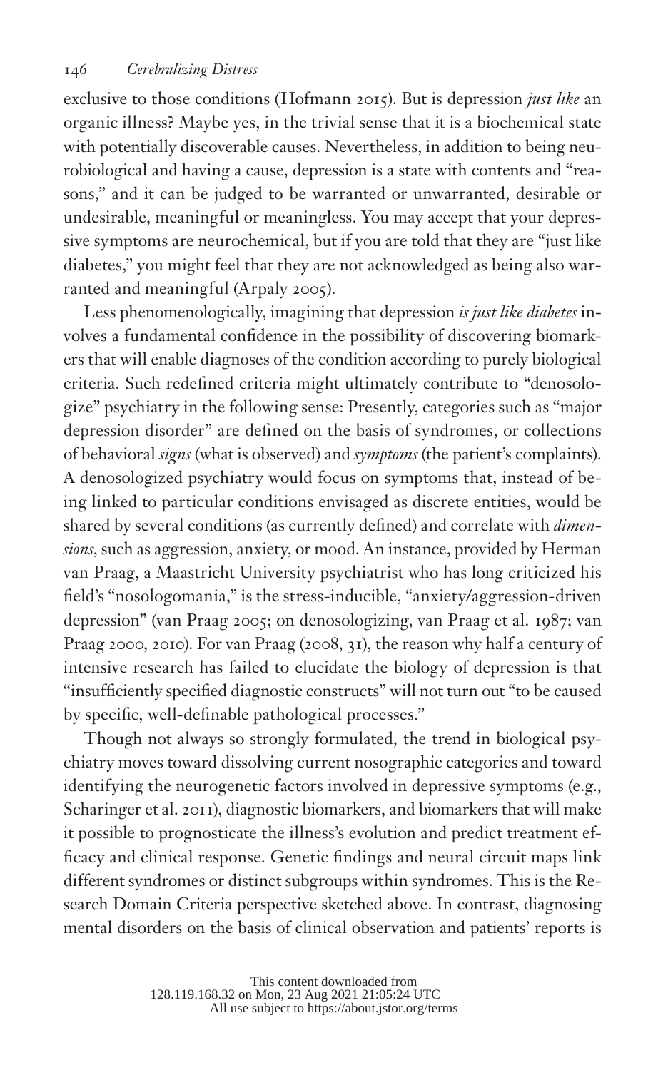exclusive to those conditions (Hofmann 2015). But is depression *just like* an organic illness? Maybe yes, in the trivial sense that it is a biochemical state with potentially discoverable causes. Nevertheless, in addition to being neurobiological and having a cause, depression is a state with contents and "reasons," and it can be judged to be warranted or unwarranted, desirable or undesirable, meaningful or meaningless. You may accept that your depressive symptoms are neurochemical, but if you are told that they are "just like diabetes," you might feel that they are not acknowledged as being also warranted and meaningful (Arpaly 2005).

Less phenomenologically, imagining that depression *is just like diabetes* involves a fundamental confidence in the possibility of discovering biomarkers that will enable diagnoses of the condition according to purely biological criteria. Such redefined criteria might ultimately contribute to "denosologize" psychiatry in the following sense: Presently, categories such as "major depression disorder" are defined on the basis of syndromes, or collections of behavioral *signs* (what is observed) and *symptoms* (the patient's complaints). A denosologized psychiatry would focus on symptoms that, instead of being linked to particular conditions envisaged as discrete entities, would be shared by several conditions (as currently defined) and correlate with *dimensions*, such as aggression, anxiety, or mood. An instance, provided by Herman van Praag, a Maastricht University psychiatrist who has long criticized his field's "nosologomania," is the stress-inducible, "anxiety/aggression-driven depression" (van Praag 2005; on denosologizing, van Praag et al. 1987; van Praag 2000, 2010). For van Praag (2008, 31), the reason why half a century of intensive research has failed to elucidate the biology of depression is that "insufficiently specified diagnostic constructs" will not turn out "to be caused by specific, well-definable pathological processes."

Though not always so strongly formulated, the trend in biological psychiatry moves toward dissolving current nosographic categories and toward identifying the neurogenetic factors involved in depressive symptoms (e.g., Scharinger et al. 2011), diagnostic biomarkers, and biomarkers that will make it possible to prognosticate the illness's evolution and predict treatment efficacy and clinical response. Genetic findings and neural circuit maps link different syndromes or distinct subgroups within syndromes. This is the Research Domain Criteria perspective sketched above. In contrast, diagnosing mental disorders on the basis of clinical observation and patients' reports is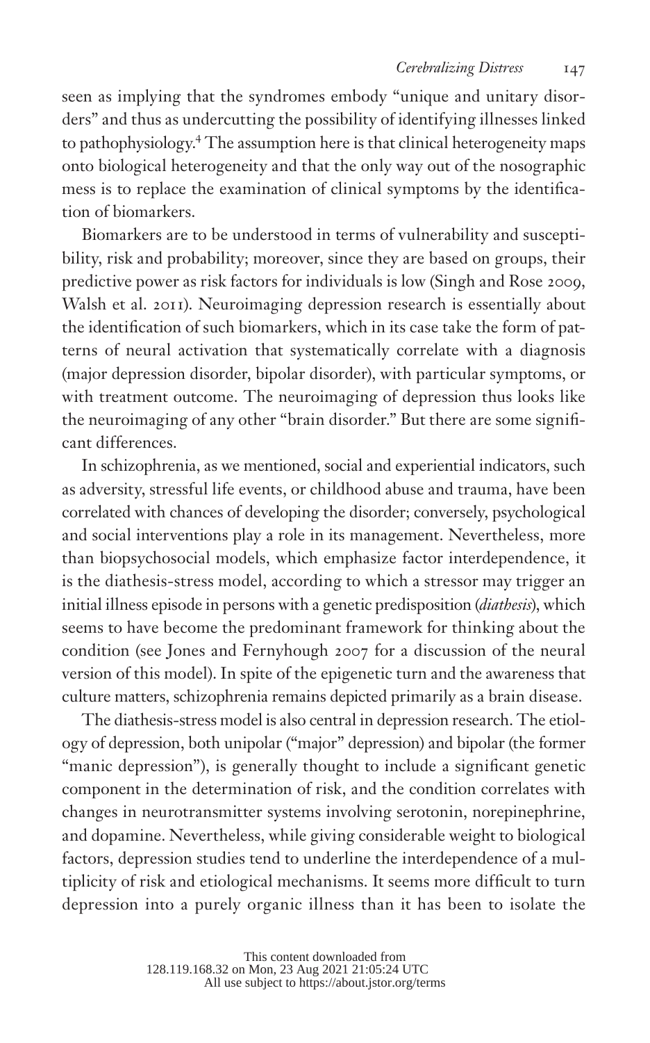seen as implying that the syndromes embody "unique and unitary disorders" and thus as undercutting the possibility of identifying illnesses linked to pathophysiology.[4] The assumption here is that clinical heterogeneity maps onto biological heterogeneity and that the only way out of the nosographic mess is to replace the examination of clinical symptoms by the identification of biomarkers.

Biomarkers are to be understood in terms of vulnerability and susceptibility, risk and probability; moreover, since they are based on groups, their predictive power as risk factors for individuals is low (Singh and Rose 2009, Walsh et al. 2011). Neuroimaging depression research is essentially about the identification of such biomarkers, which in its case take the form of patterns of neural activation that systematically correlate with a diagnosis (major depression disorder, bipolar disorder), with particular symptoms, or with treatment outcome. The neuroimaging of depression thus looks like the neuroimaging of any other "brain disorder." But there are some significant differences.

In schizophrenia, as we mentioned, social and experiential indicators, such as adversity, stressful life events, or childhood abuse and trauma, have been correlated with chances of developing the disorder; conversely, psychological and social interventions play a role in its management. Nevertheless, more than biopsychosocial models, which emphasize factor interdependence, it is the diathesis-stress model, according to which a stressor may trigger an initial illness episode in persons with a genetic predisposition (*diathesis*), which seems to have become the predominant framework for thinking about the condition (see Jones and Fernyhough 2007 for a discussion of the neural version of this model). In spite of the epigenetic turn and the awareness that culture matters, schizophrenia remains depicted primarily as a brain disease.

The diathesis-stress model is also central in depression research. The etiology of depression, both unipolar ("major" depression) and bipolar (the former "manic depression"), is generally thought to include a significant genetic component in the determination of risk, and the condition correlates with changes in neurotransmitter systems involving serotonin, norepinephrine, and dopamine. Nevertheless, while giving considerable weight to biological factors, depression studies tend to underline the interdependence of a multiplicity of risk and etiological mechanisms. It seems more difficult to turn depression into a purely organic illness than it has been to isolate the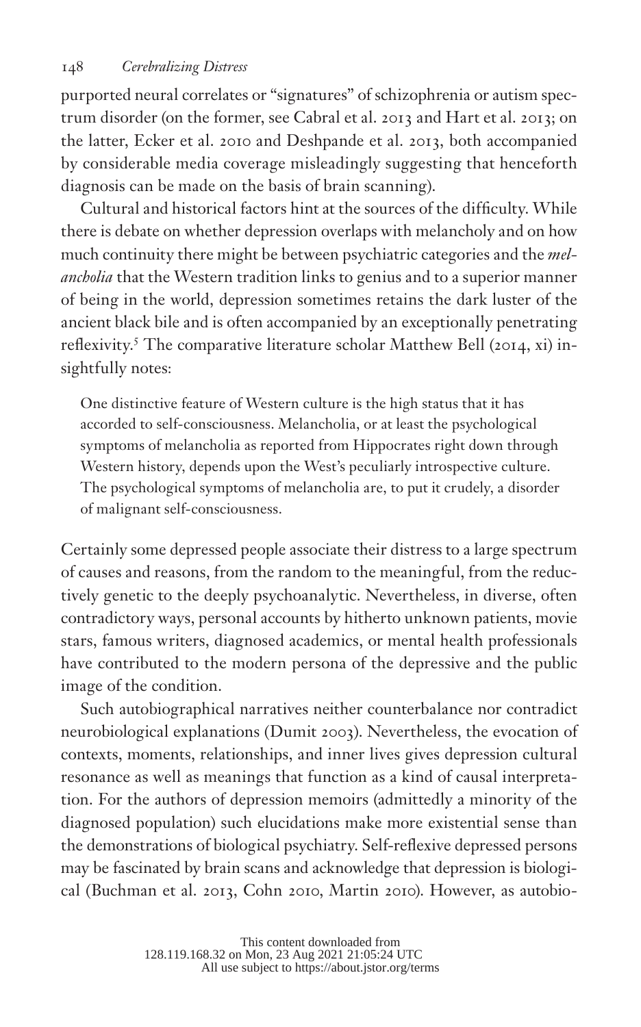purported neural correlates or "signatures" of schizophrenia or autism spectrum disorder (on the former, see Cabral et al. 2013 and Hart et al. 2013; on the latter, Ecker et al. 2010 and Deshpande et al. 2013, both accompanied by considerable media coverage misleadingly suggesting that henceforth diagnosis can be made on the basis of brain scanning).

Cultural and historical factors hint at the sources of the difficulty. While there is debate on whether depression overlaps with melancholy and on how much continuity there might be between psychiatric categories and the *melancholia* that the Western tradition links to genius and to a superior manner of being in the world, depression sometimes retains the dark luster of the ancient black bile and is often accompanied by an exceptionally penetrating reflexivity.[5] The comparative literature scholar Matthew Bell (2014, xi) insightfully notes:

> One distinctive feature of Western culture is the high status that it has accorded to self-consciousness. Melancholia, or at least the psychological symptoms of melancholia as reported from Hippocrates right down through Western history, depends upon the West's peculiarly introspective culture. The psychological symptoms of melancholia are, to put it crudely, a disorder of malignant self-consciousness.

Certainly some depressed people associate their distress to a large spectrum of causes and reasons, from the random to the meaningful, from the reductively genetic to the deeply psychoanalytic. Nevertheless, in diverse, often contradictory ways, personal accounts by hitherto unknown patients, movie stars, famous writers, diagnosed academics, or mental health professionals have contributed to the modern persona of the depressive and the public image of the condition.

Such autobiographical narratives neither counterbalance nor contradict neurobiological explanations (Dumit 2003). Nevertheless, the evocation of contexts, moments, relationships, and inner lives gives depression cultural resonance as well as meanings that function as a kind of causal interpretation. For the authors of depression memoirs (admittedly a minority of the diagnosed population) such elucidations make more existential sense than the demonstrations of biological psychiatry. Self-reflexive depressed persons may be fascinated by brain scans and acknowledge that depression is biological (Buchman et al. 2013, Cohn 2010, Martin 2010). However, as autobio-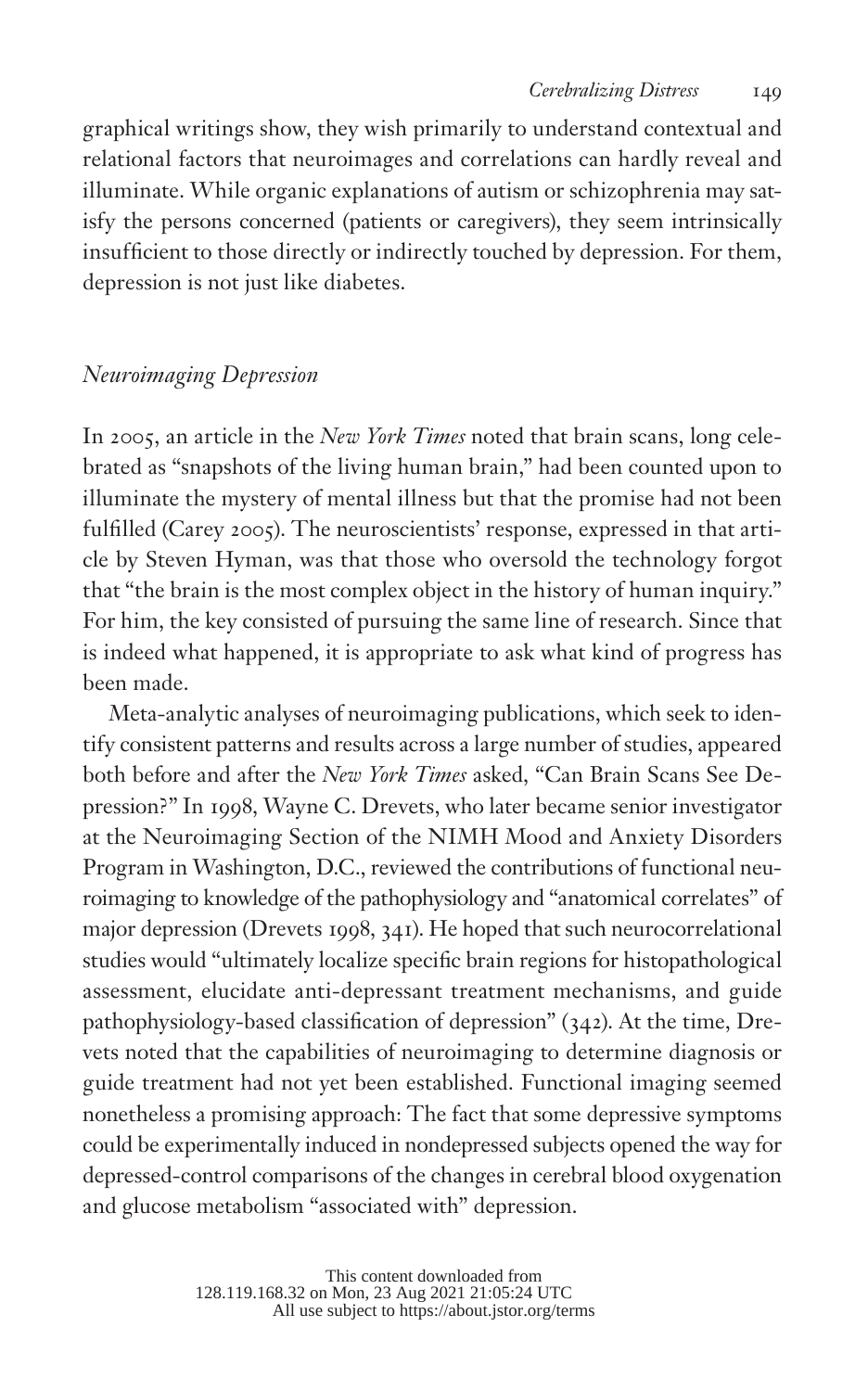graphical writings show, they wish primarily to understand contextual and relational factors that neuroimages and correlations can hardly reveal and illuminate. While organic explanations of autism or schizophrenia may satisfy the persons concerned (patients or caregivers), they seem intrinsically insufficient to those directly or indirectly touched by depression. For them, depression is not just like diabetes.

## *Neuroimaging Depression*

In 2005, an article in the *New York Times* noted that brain scans, long celebrated as "snapshots of the living human brain," had been counted upon to illuminate the mystery of mental illness but that the promise had not been fulfilled (Carey 2005). The neuroscientists' response, expressed in that article by Steven Hyman, was that those who oversold the technology forgot that "the brain is the most complex object in the history of human inquiry." For him, the key consisted of pursuing the same line of research. Since that is indeed what happened, it is appropriate to ask what kind of progress has been made.

Meta-analytic analyses of neuroimaging publications, which seek to identify consistent patterns and results across a large number of studies, appeared both before and after the *New York Times* asked, "Can Brain Scans See Depression?" In 1998, Wayne C. Drevets, who later became senior investigator at the Neuroimaging Section of the NIMH Mood and Anxiety Disorders Program in Washington, D.C., reviewed the contributions of functional neuroimaging to knowledge of the pathophysiology and "anatomical correlates" of major depression (Drevets 1998, 341). He hoped that such neurocorrelational studies would "ultimately localize specific brain regions for histopathological assessment, elucidate anti-depressant treatment mechanisms, and guide pathophysiology-based classification of depression" (342). At the time, Drevets noted that the capabilities of neuroimaging to determine diagnosis or guide treatment had not yet been established. Functional imaging seemed nonetheless a promising approach: The fact that some depressive symptoms could be experimentally induced in nondepressed subjects opened the way for depressed-control comparisons of the changes in cerebral blood oxygenation and glucose metabolism "associated with" depression.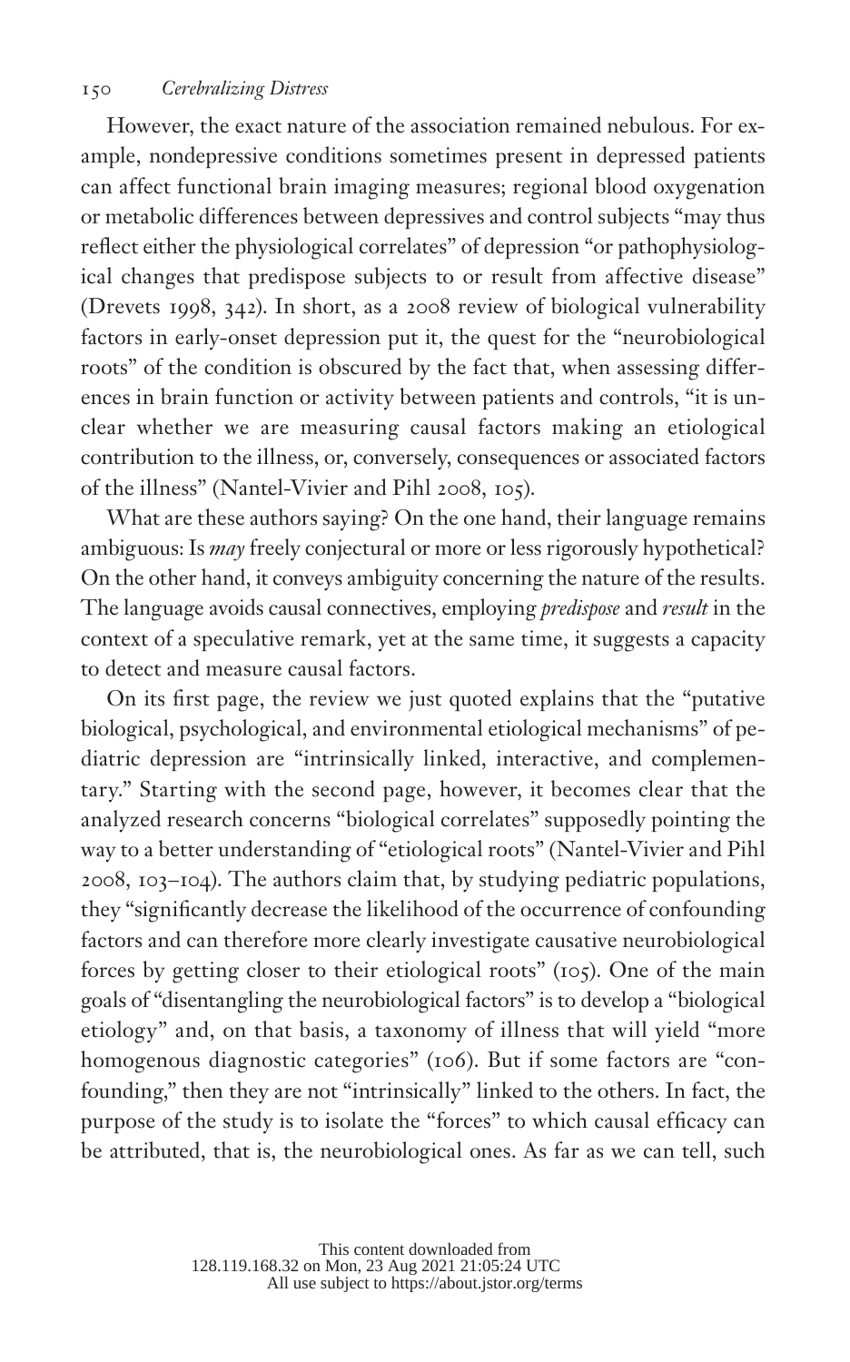However, the exact nature of the association remained nebulous. For example, nondepressive conditions sometimes present in depressed patients can affect functional brain imaging measures; regional blood oxygenation or metabolic differences between depressives and control subjects "may thus reflect either the physiological correlates" of depression "or pathophysiological changes that predispose subjects to or result from affective disease" (Drevets 1998, 342). In short, as a 2008 review of biological vulnerability factors in early-onset depression put it, the quest for the "neurobiological roots" of the condition is obscured by the fact that, when assessing differences in brain function or activity between patients and controls, "it is unclear whether we are measuring causal factors making an etiological contribution to the illness, or, conversely, consequences or associated factors of the illness" (Nantel-Vivier and Pihl 2008, 105).

What are these authors saying? On the one hand, their language remains ambiguous: Is *may* freely conjectural or more or less rigorously hypothetical? On the other hand, it conveys ambiguity concerning the nature of the results. The language avoids causal connectives, employing *predispose* and *result* in the context of a speculative remark, yet at the same time, it suggests a capacity to detect and measure causal factors.

On its first page, the review we just quoted explains that the "putative biological, psychological, and environmental etiological mechanisms" of pediatric depression are "intrinsically linked, interactive, and complementary." Starting with the second page, however, it becomes clear that the analyzed research concerns "biological correlates" supposedly pointing the way to a better understanding of "etiological roots" (Nantel-Vivier and Pihl 2008, 103–104). The authors claim that, by studying pediatric populations, they "significantly decrease the likelihood of the occurrence of confounding factors and can therefore more clearly investigate causative neurobiological forces by getting closer to their etiological roots" (105). One of the main goals of "disentangling the neurobiological factors" is to develop a "biological etiology" and, on that basis, a taxonomy of illness that will yield "more homogenous diagnostic categories" (106). But if some factors are "confounding," then they are not "intrinsically" linked to the others. In fact, the purpose of the study is to isolate the "forces" to which causal efficacy can be attributed, that is, the neurobiological ones. As far as we can tell, such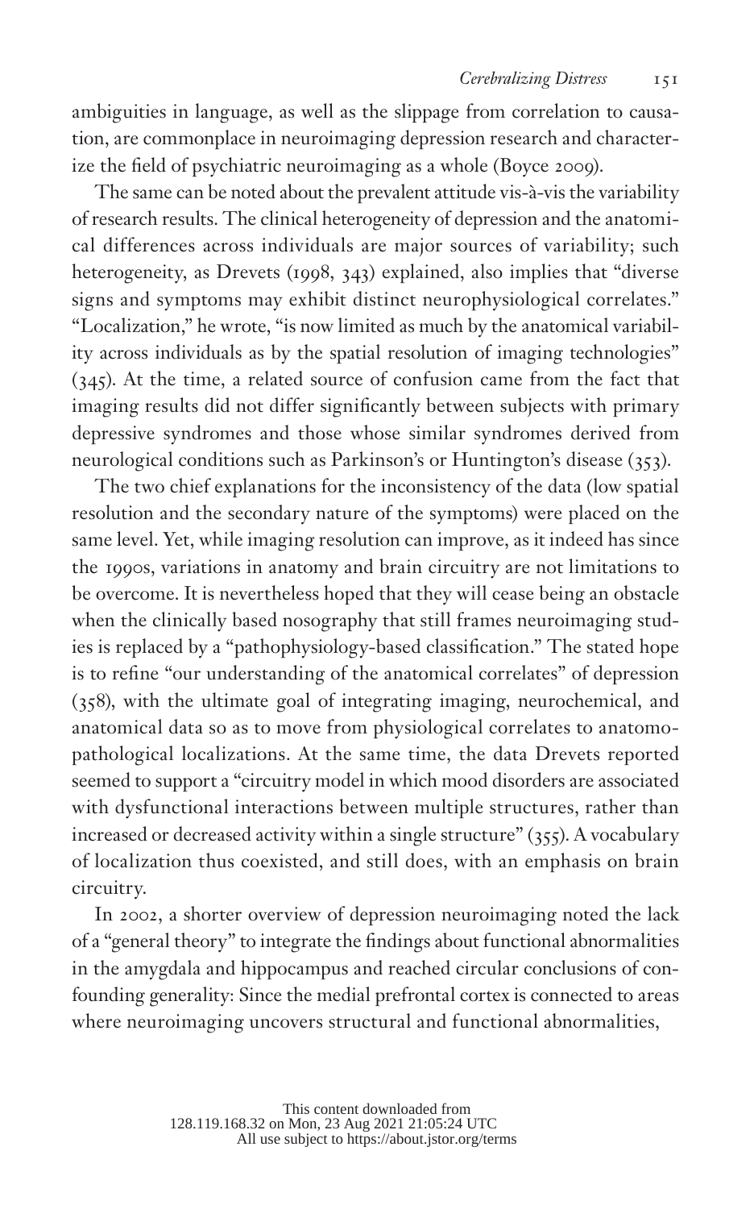ambiguities in language, as well as the slippage from correlation to causation, are commonplace in neuroimaging depression research and characterize the field of psychiatric neuroimaging as a whole (Boyce 2009).

The same can be noted about the prevalent attitude vis-à-vis the variability of research results. The clinical heterogeneity of depression and the anatomical differences across individuals are major sources of variability; such heterogeneity, as Drevets (1998, 343) explained, also implies that "diverse signs and symptoms may exhibit distinct neurophysiological correlates." "Localization," he wrote, "is now limited as much by the anatomical variability across individuals as by the spatial resolution of imaging technologies" (345). At the time, a related source of confusion came from the fact that imaging results did not differ significantly between subjects with primary depressive syndromes and those whose similar syndromes derived from neurological conditions such as Parkinson's or Huntington's disease (353).

The two chief explanations for the inconsistency of the data (low spatial resolution and the secondary nature of the symptoms) were placed on the same level. Yet, while imaging resolution can improve, as it indeed has since the 1990s, variations in anatomy and brain circuitry are not limitations to be overcome. It is nevertheless hoped that they will cease being an obstacle when the clinically based nosography that still frames neuroimaging studies is replaced by a "pathophysiology-based classification." The stated hope is to refine "our understanding of the anatomical correlates" of depression (358), with the ultimate goal of integrating imaging, neurochemical, and anatomical data so as to move from physiological correlates to anatomopathological localizations. At the same time, the data Drevets reported seemed to support a "circuitry model in which mood disorders are associated with dysfunctional interactions between multiple structures, rather than increased or decreased activity within a single structure" (355). A vocabulary of localization thus coexisted, and still does, with an emphasis on brain circuitry.

In 2002, a shorter overview of depression neuroimaging noted the lack of a "general theory" to integrate the findings about functional abnormalities in the amygdala and hippocampus and reached circular conclusions of confounding generality: Since the medial prefrontal cortex is connected to areas where neuroimaging uncovers structural and functional abnormalities,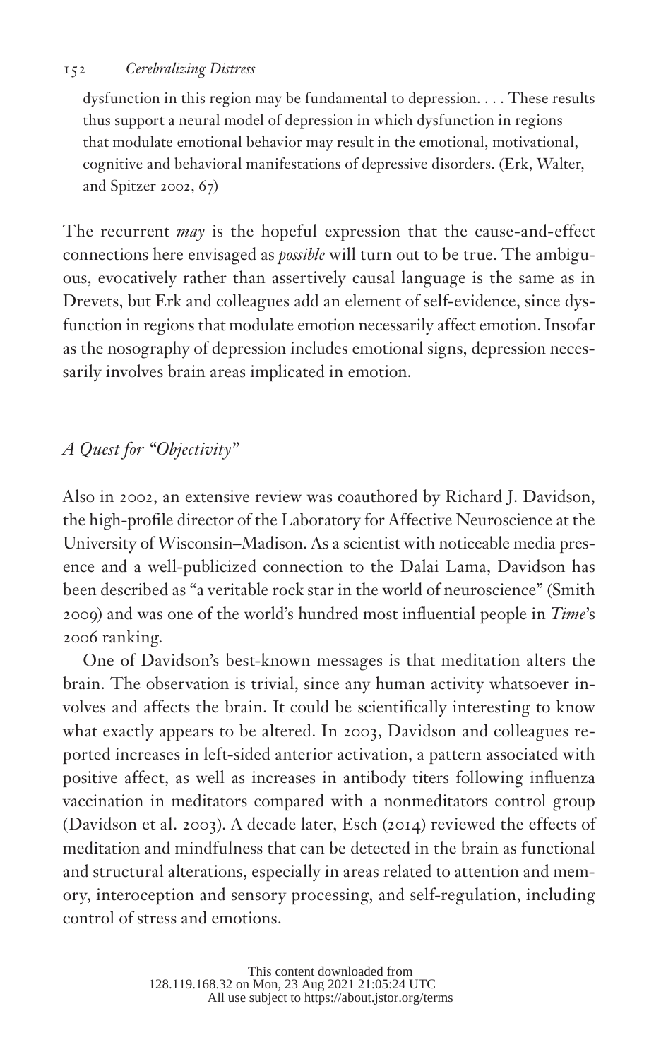> dysfunction in this region may be fundamental to depression. . . . These results thus support a neural model of depression in which dysfunction in regions that modulate emotional behavior may result in the emotional, motivational, cognitive and behavioral manifestations of depressive disorders. (Erk, Walter, and Spitzer 2002, 67)

The recurrent *may* is the hopeful expression that the cause-and-effect connections here envisaged as *possible* will turn out to be true. The ambiguous, evocatively rather than assertively causal language is the same as in Drevets, but Erk and colleagues add an element of self-evidence, since dysfunction in regions that modulate emotion necessarily affect emotion. Insofar as the nosography of depression includes emotional signs, depression necessarily involves brain areas implicated in emotion.

## *A Quest for "Objectivity"*

Also in 2002, an extensive review was coauthored by Richard J. Davidson, the high-profile director of the Laboratory for Affective Neuroscience at the University of Wisconsin–Madison. As a scientist with noticeable media presence and a well-publicized connection to the Dalai Lama, Davidson has been described as "a veritable rock star in the world of neuroscience" (Smith 2009) and was one of the world's hundred most influential people in *Time*'s 2006 ranking.

One of Davidson's best-known messages is that meditation alters the brain. The observation is trivial, since any human activity whatsoever involves and affects the brain. It could be scientifically interesting to know what exactly appears to be altered. In 2003, Davidson and colleagues reported increases in left-sided anterior activation, a pattern associated with positive affect, as well as increases in antibody titers following influenza vaccination in meditators compared with a nonmeditators control group (Davidson et al. 2003). A decade later, Esch (2014) reviewed the effects of meditation and mindfulness that can be detected in the brain as functional and structural alterations, especially in areas related to attention and memory, interoception and sensory processing, and self-regulation, including control of stress and emotions.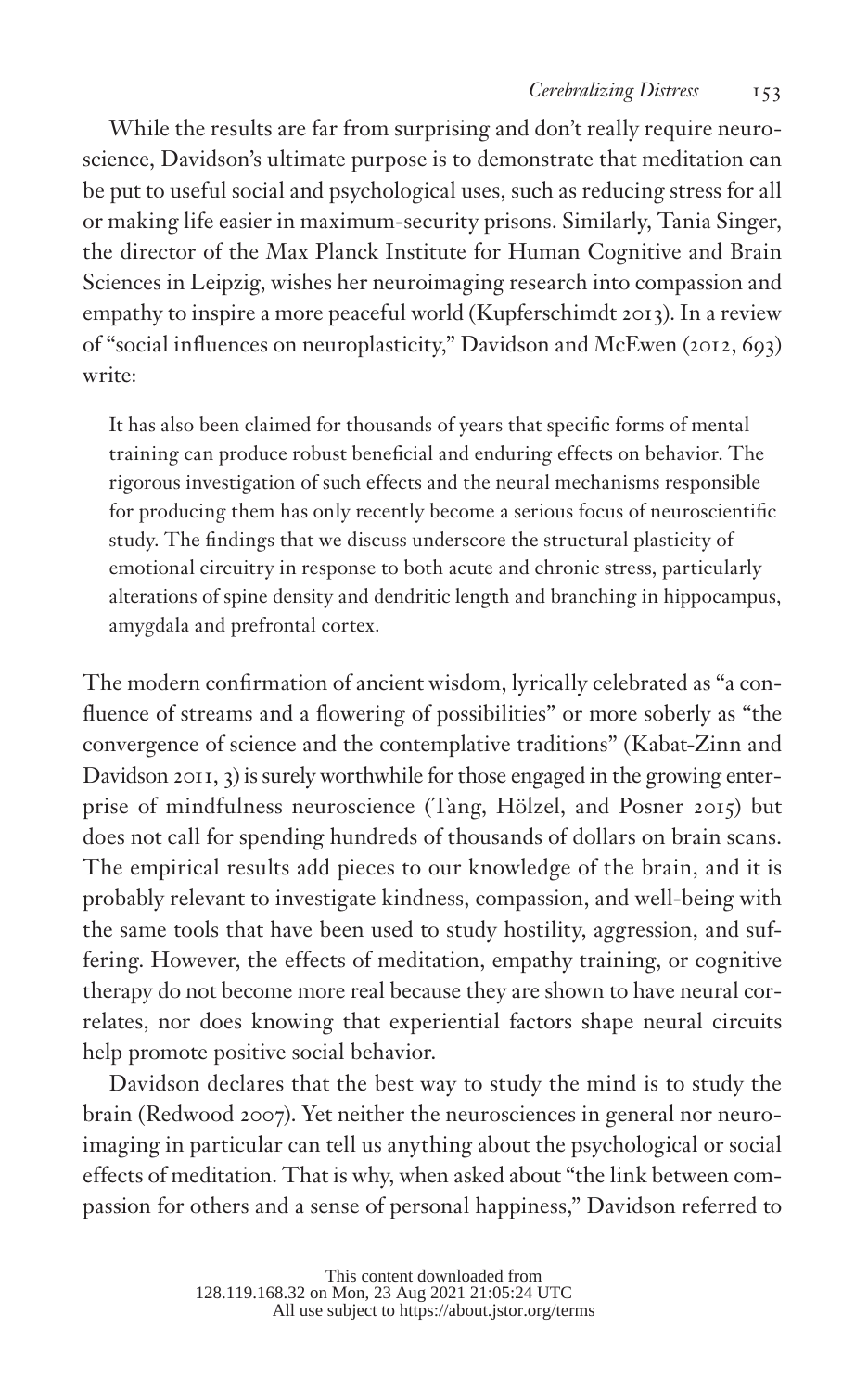While the results are far from surprising and don't really require neuroscience, Davidson's ultimate purpose is to demonstrate that meditation can be put to useful social and psychological uses, such as reducing stress for all or making life easier in maximum-security prisons. Similarly, Tania Singer, the director of the Max Planck Institute for Human Cognitive and Brain Sciences in Leipzig, wishes her neuroimaging research into compassion and empathy to inspire a more peaceful world (Kupferschimdt 2013). In a review of "social influences on neuroplasticity," Davidson and McEwen (2012, 693) write:

> It has also been claimed for thousands of years that specific forms of mental training can produce robust beneficial and enduring effects on behavior. The rigorous investigation of such effects and the neural mechanisms responsible for producing them has only recently become a serious focus of neuroscientific study. The findings that we discuss underscore the structural plasticity of emotional circuitry in response to both acute and chronic stress, particularly alterations of spine density and dendritic length and branching in hippocampus, amygdala and prefrontal cortex.

The modern confirmation of ancient wisdom, lyrically celebrated as "a confluence of streams and a flowering of possibilities" or more soberly as "the convergence of science and the contemplative traditions" (Kabat-Zinn and Davidson 2011, 3) is surely worthwhile for those engaged in the growing enterprise of mindfulness neuroscience (Tang, Hölzel, and Posner 2015) but does not call for spending hundreds of thousands of dollars on brain scans. The empirical results add pieces to our knowledge of the brain, and it is probably relevant to investigate kindness, compassion, and well-being with the same tools that have been used to study hostility, aggression, and suffering. However, the effects of meditation, empathy training, or cognitive therapy do not become more real because they are shown to have neural correlates, nor does knowing that experiential factors shape neural circuits help promote positive social behavior.

Davidson declares that the best way to study the mind is to study the brain (Redwood 2007). Yet neither the neurosciences in general nor neuroimaging in particular can tell us anything about the psychological or social effects of meditation. That is why, when asked about "the link between compassion for others and a sense of personal happiness," Davidson referred to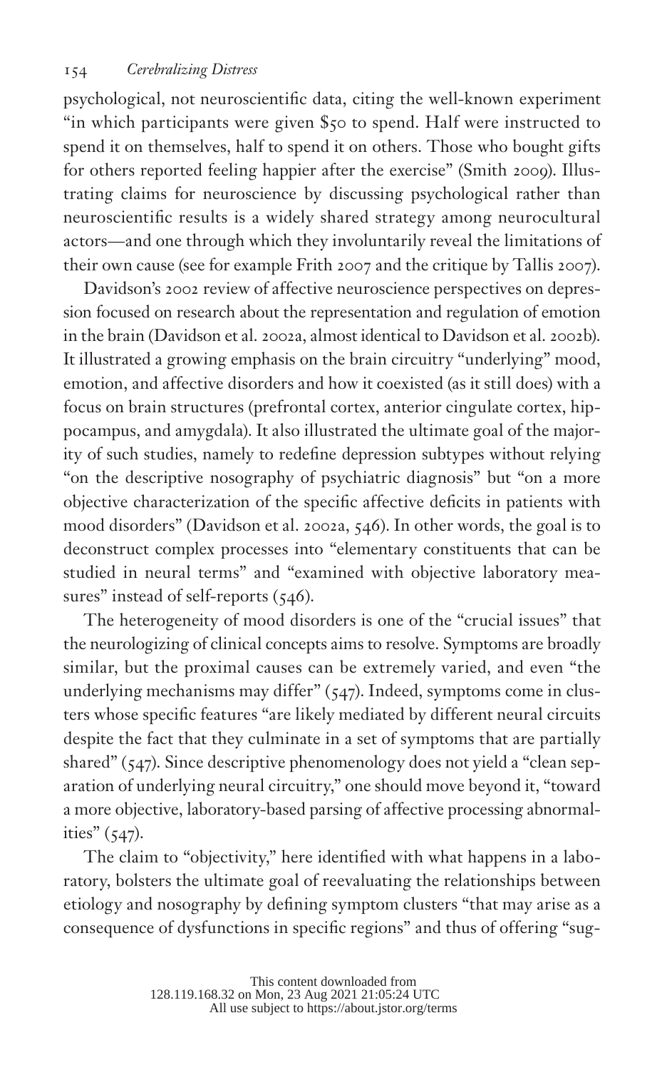psychological, not neuroscientific data, citing the well-known experiment "in which participants were given $50 to spend. Half were instructed to spend it on themselves, half to spend it on others. Those who bought gifts for others reported feeling happier after the exercise" (Smith 2009). Illustrating claims for neuroscience by discussing psychological rather than neuroscientific results is a widely shared strategy among neurocultural actors—and one through which they involuntarily reveal the limitations of their own cause (see for example Frith 2007 and the critique by Tallis 2007).

Davidson's 2002 review of affective neuroscience perspectives on depression focused on research about the representation and regulation of emotion in the brain (Davidson et al. 2002a, almost identical to Davidson et al. 2002b). It illustrated a growing emphasis on the brain circuitry "underlying" mood, emotion, and affective disorders and how it coexisted (as it still does) with a focus on brain structures (prefrontal cortex, anterior cingulate cortex, hippocampus, and amygdala). It also illustrated the ultimate goal of the majority of such studies, namely to redefine depression subtypes without relying "on the descriptive nosography of psychiatric diagnosis" but "on a more objective characterization of the specific affective deficits in patients with mood disorders" (Davidson et al. 2002a, 546). In other words, the goal is to deconstruct complex processes into "elementary constituents that can be studied in neural terms" and "examined with objective laboratory measures" instead of self-reports (546).

The heterogeneity of mood disorders is one of the "crucial issues" that the neurologizing of clinical concepts aims to resolve. Symptoms are broadly similar, but the proximal causes can be extremely varied, and even "the underlying mechanisms may differ" (547). Indeed, symptoms come in clusters whose specific features "are likely mediated by different neural circuits despite the fact that they culminate in a set of symptoms that are partially shared" (547). Since descriptive phenomenology does not yield a "clean separation of underlying neural circuitry," one should move beyond it, "toward a more objective, laboratory-based parsing of affective processing abnormalities" (547).

The claim to "objectivity," here identified with what happens in a laboratory, bolsters the ultimate goal of reevaluating the relationships between etiology and nosography by defining symptom clusters "that may arise as a consequence of dysfunctions in specific regions" and thus of offering "sug-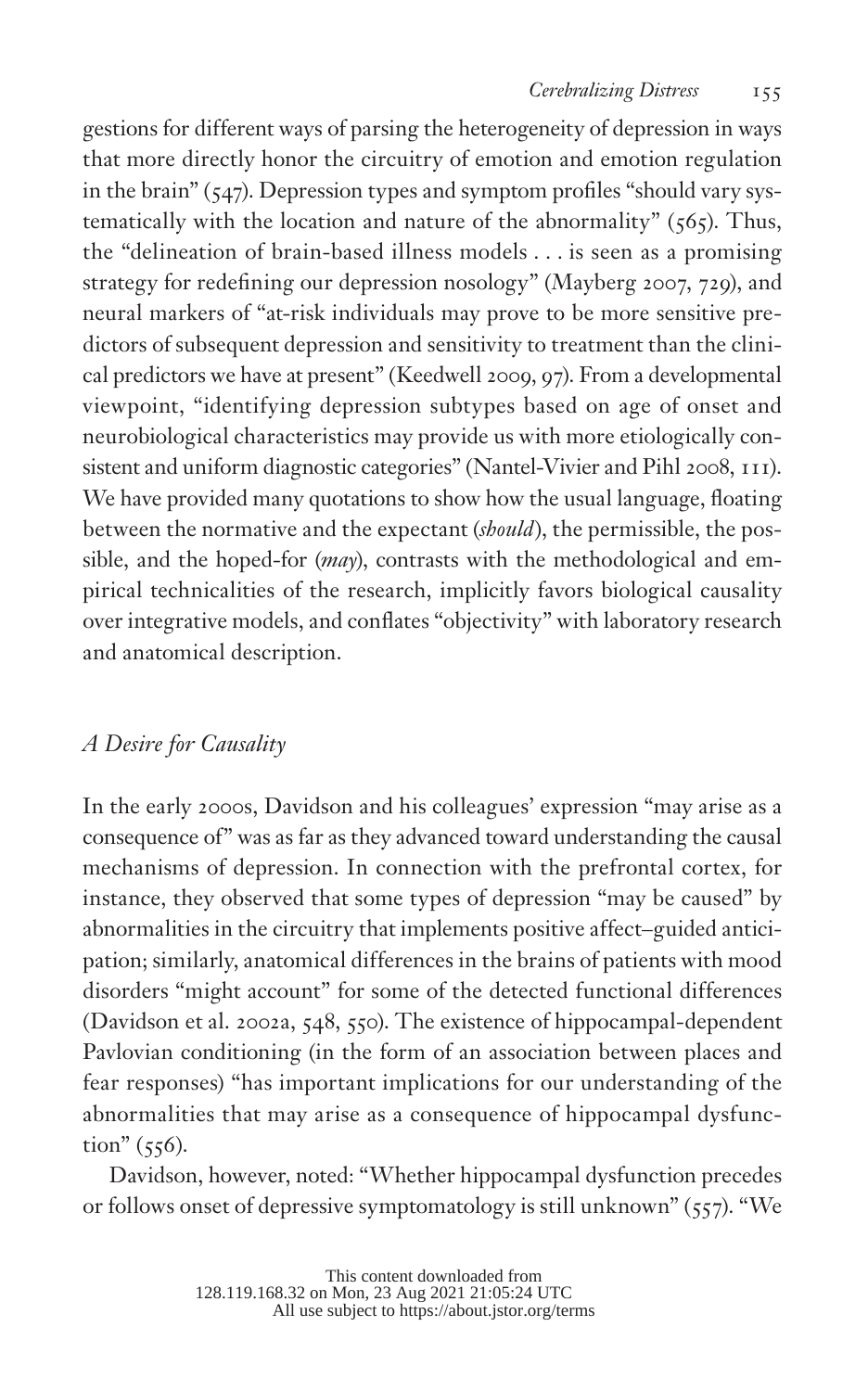gestions for different ways of parsing the heterogeneity of depression in ways that more directly honor the circuitry of emotion and emotion regulation in the brain" (547). Depression types and symptom profiles "should vary systematically with the location and nature of the abnormality" (565). Thus, the "delineation of brain-based illness models . . . is seen as a promising strategy for redefining our depression nosology" (Mayberg 2007, 729), and neural markers of "at-risk individuals may prove to be more sensitive predictors of subsequent depression and sensitivity to treatment than the clinical predictors we have at present" (Keedwell 2009, 97). From a developmental viewpoint, "identifying depression subtypes based on age of onset and neurobiological characteristics may provide us with more etiologically consistent and uniform diagnostic categories" (Nantel-Vivier and Pihl 2008, 111). We have provided many quotations to show how the usual language, floating between the normative and the expectant (*should*), the permissible, the possible, and the hoped-for (*may*), contrasts with the methodological and empirical technicalities of the research, implicitly favors biological causality over integrative models, and conflates "objectivity" with laboratory research and anatomical description.

### *A Desire for Causality*

In the early 2000s, Davidson and his colleagues' expression "may arise as a consequence of" was as far as they advanced toward understanding the causal mechanisms of depression. In connection with the prefrontal cortex, for instance, they observed that some types of depression "may be caused" by abnormalities in the circuitry that implements positive affect–guided anticipation; similarly, anatomical differences in the brains of patients with mood disorders "might account" for some of the detected functional differences (Davidson et al. 2002a, 548, 550). The existence of hippocampal-dependent Pavlovian conditioning (in the form of an association between places and fear responses) "has important implications for our understanding of the abnormalities that may arise as a consequence of hippocampal dysfunction" (556).

Davidson, however, noted: "Whether hippocampal dysfunction precedes or follows onset of depressive symptomatology is still unknown" (557). "We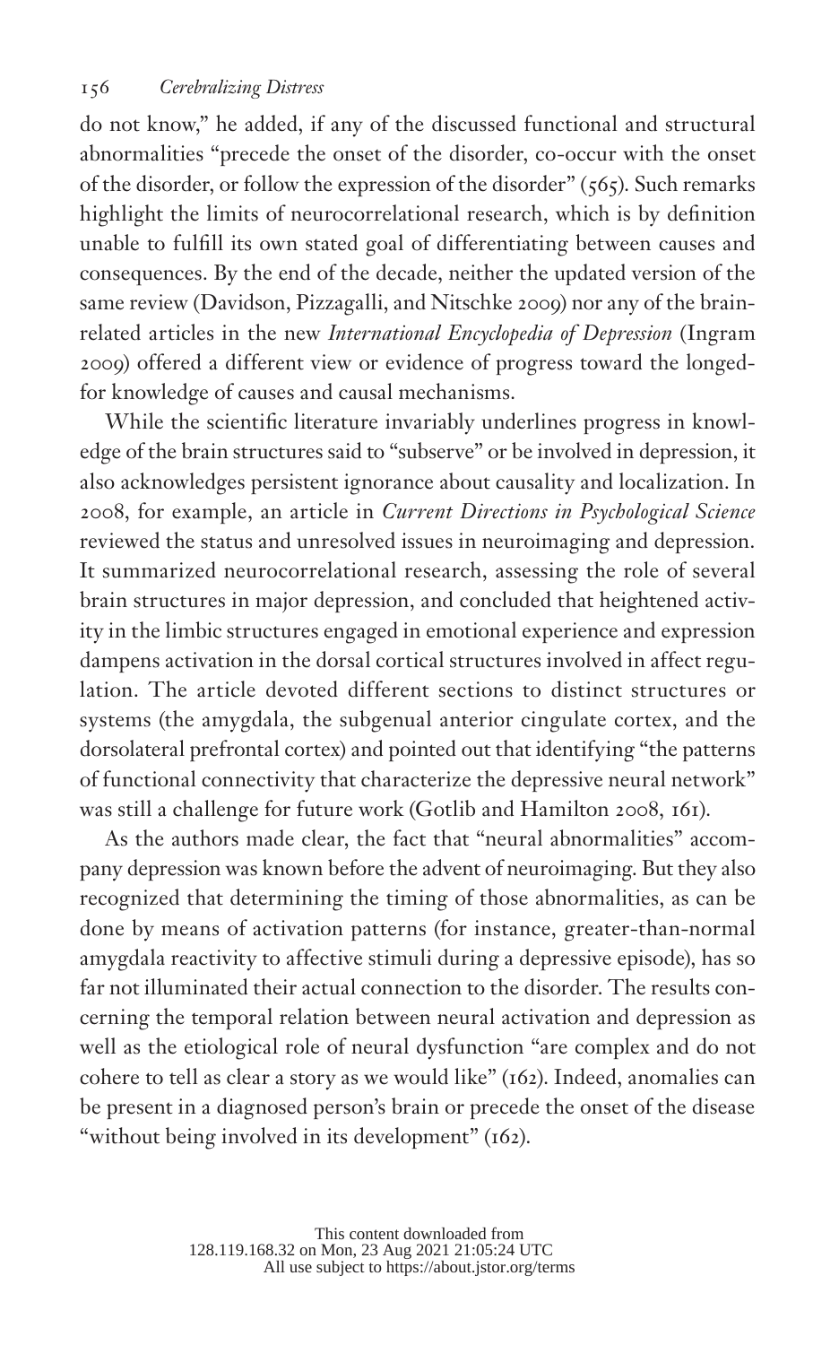do not know," he added, if any of the discussed functional and structural abnormalities "precede the onset of the disorder, co-occur with the onset of the disorder, or follow the expression of the disorder" (565). Such remarks highlight the limits of neurocorrelational research, which is by definition unable to fulfill its own stated goal of differentiating between causes and consequences. By the end of the decade, neither the updated version of the same review (Davidson, Pizzagalli, and Nitschke 2009) nor any of the brain-related articles in the new *International Encyclopedia of Depression* (Ingram 2009) offered a different view or evidence of progress toward the longed-for knowledge of causes and causal mechanisms.

While the scientific literature invariably underlines progress in knowledge of the brain structures said to "subserve" or be involved in depression, it also acknowledges persistent ignorance about causality and localization. In 2008, for example, an article in *Current Directions in Psychological Science* reviewed the status and unresolved issues in neuroimaging and depression. It summarized neurocorrelational research, assessing the role of several brain structures in major depression, and concluded that heightened activity in the limbic structures engaged in emotional experience and expression dampens activation in the dorsal cortical structures involved in affect regulation. The article devoted different sections to distinct structures or systems (the amygdala, the subgenual anterior cingulate cortex, and the dorsolateral prefrontal cortex) and pointed out that identifying "the patterns of functional connectivity that characterize the depressive neural network" was still a challenge for future work (Gotlib and Hamilton 2008, 161).

As the authors made clear, the fact that "neural abnormalities" accompany depression was known before the advent of neuroimaging. But they also recognized that determining the timing of those abnormalities, as can be done by means of activation patterns (for instance, greater-than-normal amygdala reactivity to affective stimuli during a depressive episode), has so far not illuminated their actual connection to the disorder. The results concerning the temporal relation between neural activation and depression as well as the etiological role of neural dysfunction "are complex and do not cohere to tell as clear a story as we would like" (162). Indeed, anomalies can be present in a diagnosed person's brain or precede the onset of the disease "without being involved in its development" (162).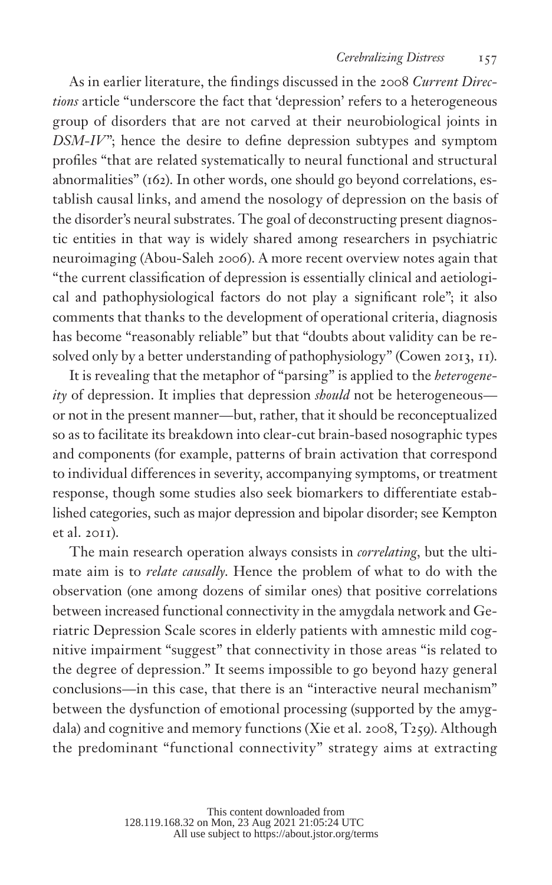As in earlier literature, the findings discussed in the 2008 *Current Directions* article "underscore the fact that 'depression' refers to a heterogeneous group of disorders that are not carved at their neurobiological joints in *DSM-IV*"; hence the desire to define depression subtypes and symptom profiles "that are related systematically to neural functional and structural abnormalities" (162). In other words, one should go beyond correlations, establish causal links, and amend the nosology of depression on the basis of the disorder's neural substrates. The goal of deconstructing present diagnostic entities in that way is widely shared among researchers in psychiatric neuroimaging (Abou-Saleh 2006). A more recent overview notes again that "the current classification of depression is essentially clinical and aetiological and pathophysiological factors do not play a significant role"; it also comments that thanks to the development of operational criteria, diagnosis has become "reasonably reliable" but that "doubts about validity can be resolved only by a better understanding of pathophysiology" (Cowen 2013, 11).

It is revealing that the metaphor of "parsing" is applied to the *heterogeneity* of depression. It implies that depression *should* not be heterogeneous—or not in the present manner—but, rather, that it should be reconceptualized so as to facilitate its breakdown into clear-cut brain-based nosographic types and components (for example, patterns of brain activation that correspond to individual differences in severity, accompanying symptoms, or treatment response, though some studies also seek biomarkers to differentiate established categories, such as major depression and bipolar disorder; see Kempton et al. 2011).

The main research operation always consists in *correlating*, but the ultimate aim is to *relate causally*. Hence the problem of what to do with the observation (one among dozens of similar ones) that positive correlations between increased functional connectivity in the amygdala network and Geriatric Depression Scale scores in elderly patients with amnestic mild cognitive impairment "suggest" that connectivity in those areas "is related to the degree of depression." It seems impossible to go beyond hazy general conclusions—in this case, that there is an "interactive neural mechanism" between the dysfunction of emotional processing (supported by the amygdala) and cognitive and memory functions (Xie et al. 2008, T259). Although the predominant "functional connectivity" strategy aims at extracting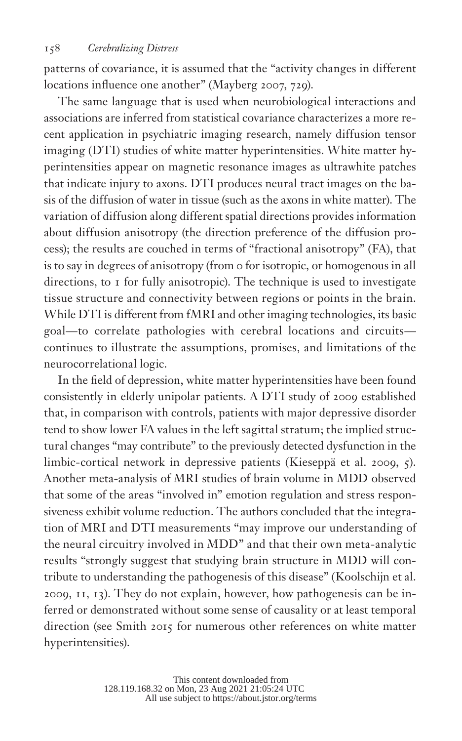patterns of covariance, it is assumed that the "activity changes in different locations influence one another" (Mayberg 2007, 729).

The same language that is used when neurobiological interactions and associations are inferred from statistical covariance characterizes a more recent application in psychiatric imaging research, namely diffusion tensor imaging (DTI) studies of white matter hyperintensities. White matter hyperintensities appear on magnetic resonance images as ultrawhite patches that indicate injury to axons. DTI produces neural tract images on the basis of the diffusion of water in tissue (such as the axons in white matter). The variation of diffusion along different spatial directions provides information about diffusion anisotropy (the direction preference of the diffusion process); the results are couched in terms of "fractional anisotropy" (FA), that is to say in degrees of anisotropy (from 0 for isotropic, or homogenous in all directions, to 1 for fully anisotropic). The technique is used to investigate tissue structure and connectivity between regions or points in the brain. While DTI is different from fMRI and other imaging technologies, its basic goal—to correlate pathologies with cerebral locations and circuits—continues to illustrate the assumptions, promises, and limitations of the neurocorrelational logic.

In the field of depression, white matter hyperintensities have been found consistently in elderly unipolar patients. A DTI study of 2009 established that, in comparison with controls, patients with major depressive disorder tend to show lower FA values in the left sagittal stratum; the implied structural changes "may contribute" to the previously detected dysfunction in the limbic-cortical network in depressive patients (Kieseppä et al. 2009, 5). Another meta-analysis of MRI studies of brain volume in MDD observed that some of the areas "involved in" emotion regulation and stress responsiveness exhibit volume reduction. The authors concluded that the integration of MRI and DTI measurements "may improve our understanding of the neural circuitry involved in MDD" and that their own meta-analytic results "strongly suggest that studying brain structure in MDD will contribute to understanding the pathogenesis of this disease" (Koolschijn et al. 2009, 11, 13). They do not explain, however, how pathogenesis can be inferred or demonstrated without some sense of causality or at least temporal direction (see Smith 2015 for numerous other references on white matter hyperintensities).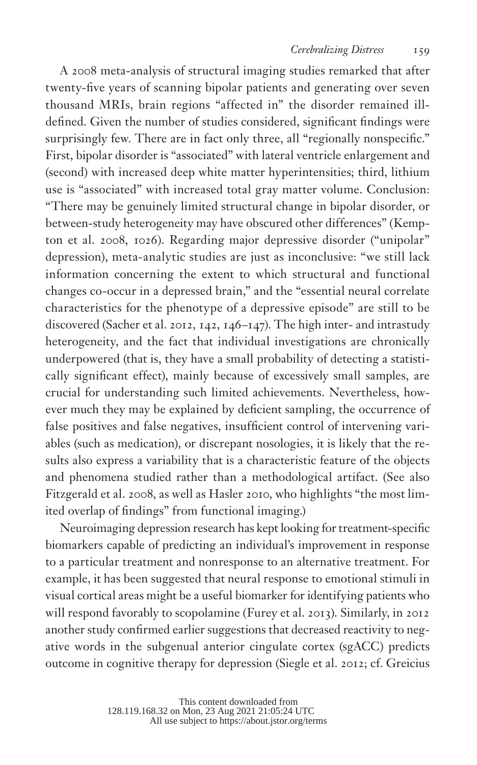A 2008 meta-analysis of structural imaging studies remarked that after twenty-five years of scanning bipolar patients and generating over seven thousand MRIs, brain regions "affected in" the disorder remained ill-defined. Given the number of studies considered, significant findings were surprisingly few. There are in fact only three, all "regionally nonspecific." First, bipolar disorder is "associated" with lateral ventricle enlargement and (second) with increased deep white matter hyperintensities; third, lithium use is "associated" with increased total gray matter volume. Conclusion: "There may be genuinely limited structural change in bipolar disorder, or between-study heterogeneity may have obscured other differences" (Kempton et al. 2008, 1026). Regarding major depressive disorder ("unipolar" depression), meta-analytic studies are just as inconclusive: "we still lack information concerning the extent to which structural and functional changes co-occur in a depressed brain," and the "essential neural correlate characteristics for the phenotype of a depressive episode" are still to be discovered (Sacher et al. 2012, 142, 146–147). The high inter- and intrastudy heterogeneity, and the fact that individual investigations are chronically underpowered (that is, they have a small probability of detecting a statistically significant effect), mainly because of excessively small samples, are crucial for understanding such limited achievements. Nevertheless, however much they may be explained by deficient sampling, the occurrence of false positives and false negatives, insufficient control of intervening variables (such as medication), or discrepant nosologies, it is likely that the results also express a variability that is a characteristic feature of the objects and phenomena studied rather than a methodological artifact. (See also Fitzgerald et al. 2008, as well as Hasler 2010, who highlights "the most limited overlap of findings" from functional imaging.)

Neuroimaging depression research has kept looking for treatment-specific biomarkers capable of predicting an individual's improvement in response to a particular treatment and nonresponse to an alternative treatment. For example, it has been suggested that neural response to emotional stimuli in visual cortical areas might be a useful biomarker for identifying patients who will respond favorably to scopolamine (Furey et al. 2013). Similarly, in 2012 another study confirmed earlier suggestions that decreased reactivity to negative words in the subgenual anterior cingulate cortex (sgACC) predicts outcome in cognitive therapy for depression (Siegle et al. 2012; cf. Greicius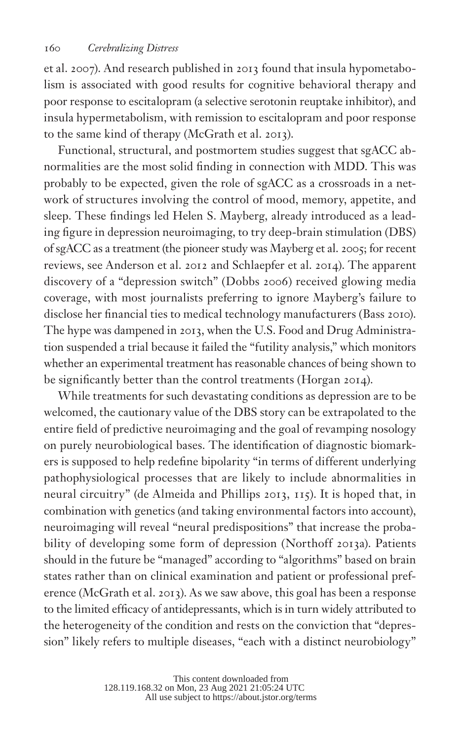et al. 2007). And research published in 2013 found that insula hypometabolism is associated with good results for cognitive behavioral therapy and poor response to escitalopram (a selective serotonin reuptake inhibitor), and insula hypermetabolism, with remission to escitalopram and poor response to the same kind of therapy (McGrath et al. 2013).

Functional, structural, and postmortem studies suggest that sgACC abnormalities are the most solid finding in connection with MDD. This was probably to be expected, given the role of sgACC as a crossroads in a network of structures involving the control of mood, memory, appetite, and sleep. These findings led Helen S. Mayberg, already introduced as a leading figure in depression neuroimaging, to try deep-brain stimulation (DBS) of sgACC as a treatment (the pioneer study was Mayberg et al. 2005; for recent reviews, see Anderson et al. 2012 and Schlaepfer et al. 2014). The apparent discovery of a "depression switch" (Dobbs 2006) received glowing media coverage, with most journalists preferring to ignore Mayberg's failure to disclose her financial ties to medical technology manufacturers (Bass 2010). The hype was dampened in 2013, when the U.S. Food and Drug Administration suspended a trial because it failed the "futility analysis," which monitors whether an experimental treatment has reasonable chances of being shown to be significantly better than the control treatments (Horgan 2014).

While treatments for such devastating conditions as depression are to be welcomed, the cautionary value of the DBS story can be extrapolated to the entire field of predictive neuroimaging and the goal of revamping nosology on purely neurobiological bases. The identification of diagnostic biomarkers is supposed to help redefine bipolarity "in terms of different underlying pathophysiological processes that are likely to include abnormalities in neural circuitry" (de Almeida and Phillips 2013, 115). It is hoped that, in combination with genetics (and taking environmental factors into account), neuroimaging will reveal "neural predispositions" that increase the probability of developing some form of depression (Northoff 2013a). Patients should in the future be "managed" according to "algorithms" based on brain states rather than on clinical examination and patient or professional preference (McGrath et al. 2013). As we saw above, this goal has been a response to the limited efficacy of antidepressants, which is in turn widely attributed to the heterogeneity of the condition and rests on the conviction that "depression" likely refers to multiple diseases, "each with a distinct neurobiology"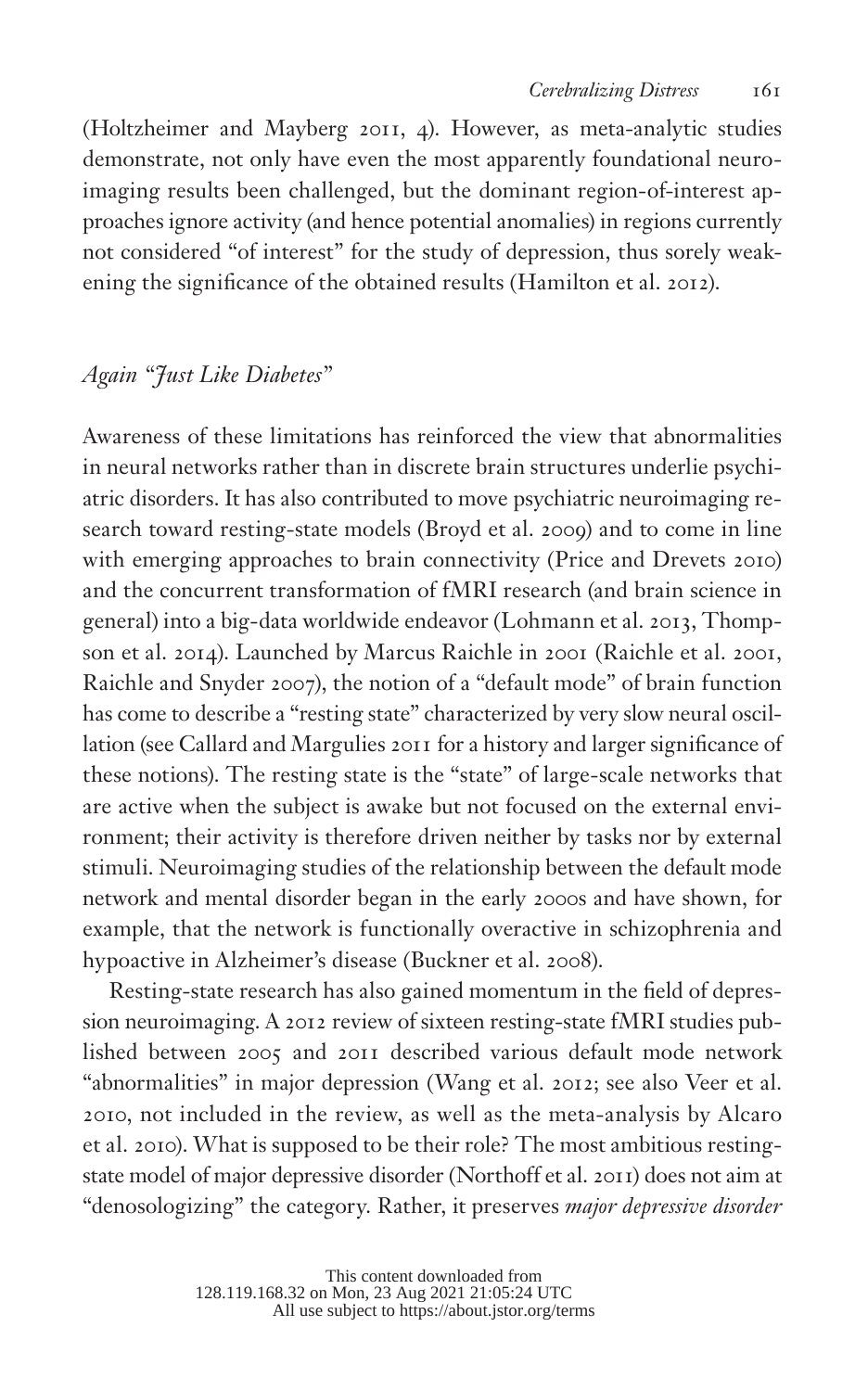(Holtzheimer and Mayberg 2011, 4). However, as meta-analytic studies demonstrate, not only have even the most apparently foundational neuroimaging results been challenged, but the dominant region-of-interest approaches ignore activity (and hence potential anomalies) in regions currently not considered "of interest" for the study of depression, thus sorely weakening the significance of the obtained results (Hamilton et al. 2012).

### *Again "Just Like Diabetes"*

Awareness of these limitations has reinforced the view that abnormalities in neural networks rather than in discrete brain structures underlie psychiatric disorders. It has also contributed to move psychiatric neuroimaging research toward resting-state models (Broyd et al. 2009) and to come in line with emerging approaches to brain connectivity (Price and Drevets 2010) and the concurrent transformation of fMRI research (and brain science in general) into a big-data worldwide endeavor (Lohmann et al. 2013, Thompson et al. 2014). Launched by Marcus Raichle in 2001 (Raichle et al. 2001, Raichle and Snyder 2007), the notion of a "default mode" of brain function has come to describe a "resting state" characterized by very slow neural oscillation (see Callard and Margulies 2011 for a history and larger significance of these notions). The resting state is the "state" of large-scale networks that are active when the subject is awake but not focused on the external environment; their activity is therefore driven neither by tasks nor by external stimuli. Neuroimaging studies of the relationship between the default mode network and mental disorder began in the early 2000s and have shown, for example, that the network is functionally overactive in schizophrenia and hypoactive in Alzheimer's disease (Buckner et al. 2008).

Resting-state research has also gained momentum in the field of depression neuroimaging. A 2012 review of sixteen resting-state fMRI studies published between 2005 and 2011 described various default mode network "abnormalities" in major depression (Wang et al. 2012; see also Veer et al. 2010, not included in the review, as well as the meta-analysis by Alcaro et al. 2010). What is supposed to be their role? The most ambitious resting-state model of major depressive disorder (Northoff et al. 2011) does not aim at "denosologizing" the category. Rather, it preserves *major depressive disorder*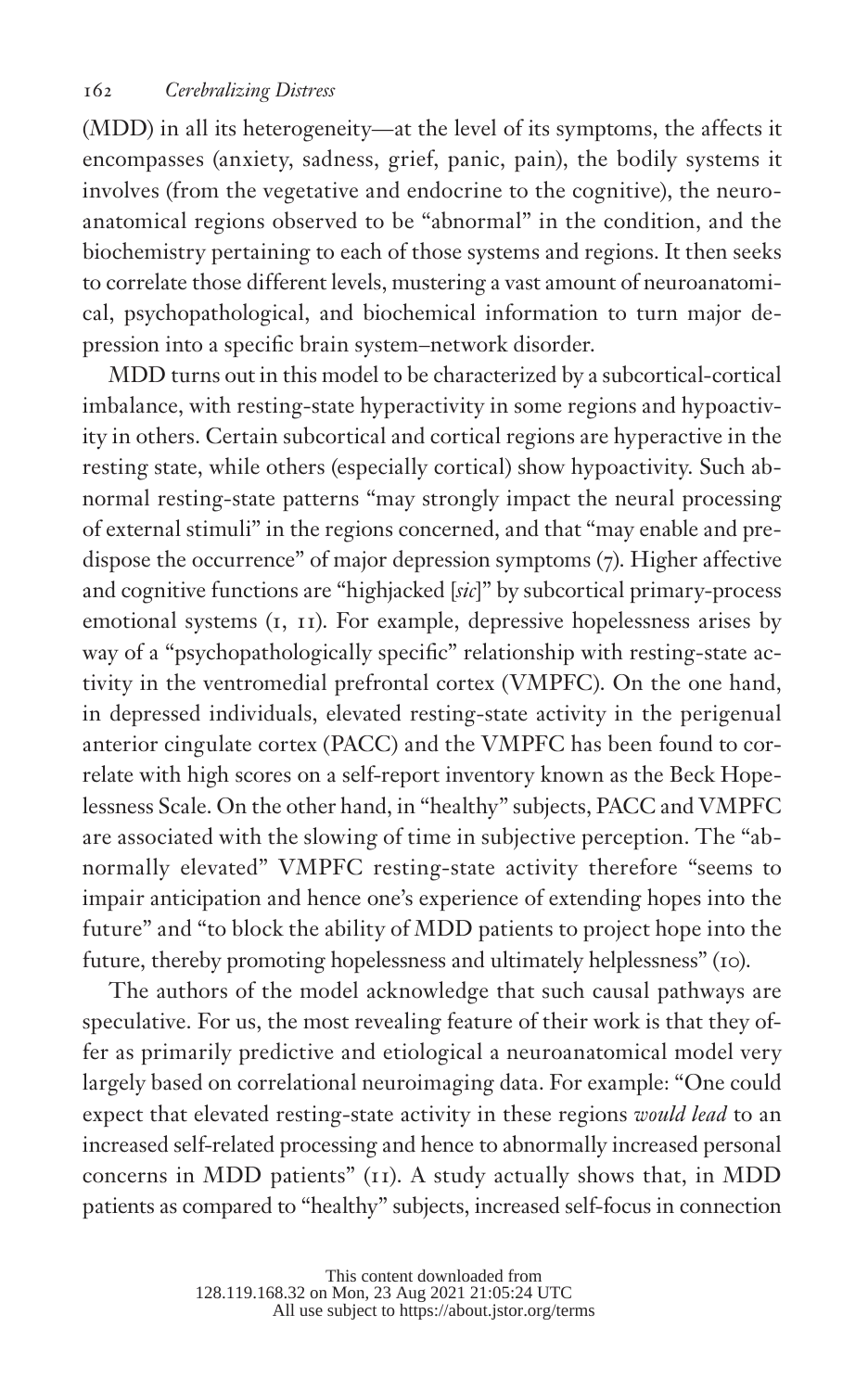(MDD) in all its heterogeneity—at the level of its symptoms, the affects it encompasses (anxiety, sadness, grief, panic, pain), the bodily systems it involves (from the vegetative and endocrine to the cognitive), the neuroanatomical regions observed to be "abnormal" in the condition, and the biochemistry pertaining to each of those systems and regions. It then seeks to correlate those different levels, mustering a vast amount of neuroanatomical, psychopathological, and biochemical information to turn major depression into a specific brain system–network disorder.

MDD turns out in this model to be characterized by a subcortical-cortical imbalance, with resting-state hyperactivity in some regions and hypoactivity in others. Certain subcortical and cortical regions are hyperactive in the resting state, while others (especially cortical) show hypoactivity. Such abnormal resting-state patterns "may strongly impact the neural processing of external stimuli" in the regions concerned, and that "may enable and predispose the occurrence" of major depression symptoms (7). Higher affective and cognitive functions are "highjacked [*sic*]" by subcortical primary-process emotional systems (1, 11). For example, depressive hopelessness arises by way of a "psychopathologically specific" relationship with resting-state activity in the ventromedial prefrontal cortex (VMPFC). On the one hand, in depressed individuals, elevated resting-state activity in the perigenual anterior cingulate cortex (PACC) and the VMPFC has been found to correlate with high scores on a self-report inventory known as the Beck Hopelessness Scale. On the other hand, in "healthy" subjects, PACC and VMPFC are associated with the slowing of time in subjective perception. The "abnormally elevated" VMPFC resting-state activity therefore "seems to impair anticipation and hence one's experience of extending hopes into the future" and "to block the ability of MDD patients to project hope into the future, thereby promoting hopelessness and ultimately helplessness" (10).

The authors of the model acknowledge that such causal pathways are speculative. For us, the most revealing feature of their work is that they offer as primarily predictive and etiological a neuroanatomical model very largely based on correlational neuroimaging data. For example: "One could expect that elevated resting-state activity in these regions *would lead* to an increased self-related processing and hence to abnormally increased personal concerns in MDD patients" (11). A study actually shows that, in MDD patients as compared to "healthy" subjects, increased self-focus in connection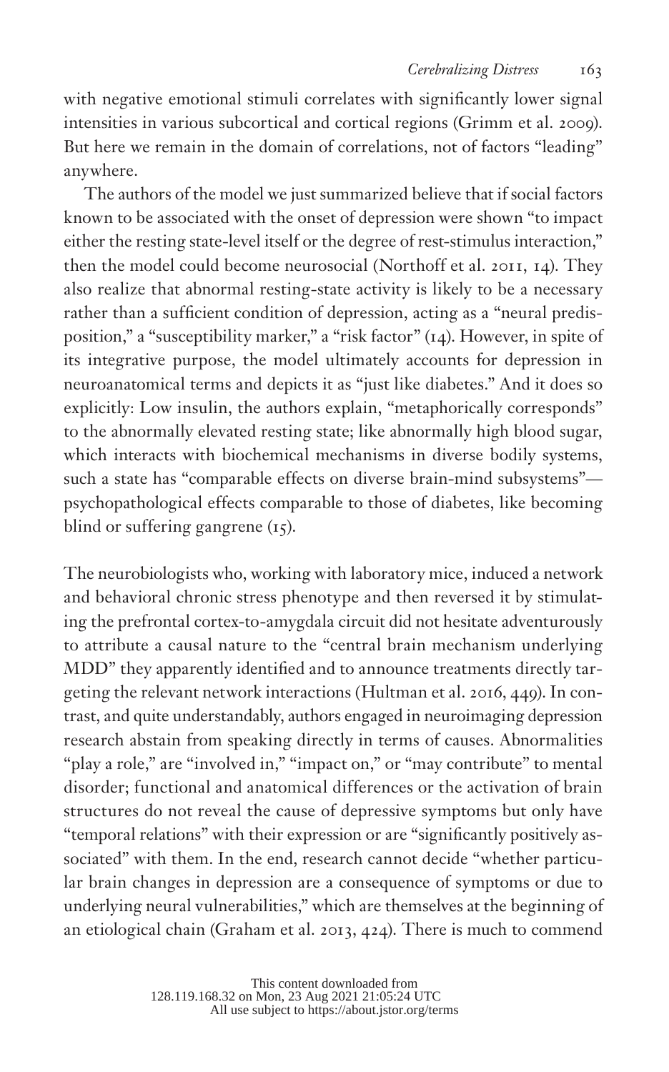with negative emotional stimuli correlates with significantly lower signal intensities in various subcortical and cortical regions (Grimm et al. 2009). But here we remain in the domain of correlations, not of factors "leading" anywhere.

The authors of the model we just summarized believe that if social factors known to be associated with the onset of depression were shown "to impact either the resting state-level itself or the degree of rest-stimulus interaction," then the model could become neurosocial (Northoff et al. 2011, 14). They also realize that abnormal resting-state activity is likely to be a necessary rather than a sufficient condition of depression, acting as a "neural predisposition," a "susceptibility marker," a "risk factor" (14). However, in spite of its integrative purpose, the model ultimately accounts for depression in neuroanatomical terms and depicts it as "just like diabetes." And it does so explicitly: Low insulin, the authors explain, "metaphorically corresponds" to the abnormally elevated resting state; like abnormally high blood sugar, which interacts with biochemical mechanisms in diverse bodily systems, such a state has "comparable effects on diverse brain-mind subsystems"—psychopathological effects comparable to those of diabetes, like becoming blind or suffering gangrene (15).

The neurobiologists who, working with laboratory mice, induced a network and behavioral chronic stress phenotype and then reversed it by stimulating the prefrontal cortex-to-amygdala circuit did not hesitate adventurously to attribute a causal nature to the "central brain mechanism underlying MDD" they apparently identified and to announce treatments directly targeting the relevant network interactions (Hultman et al. 2016, 449). In contrast, and quite understandably, authors engaged in neuroimaging depression research abstain from speaking directly in terms of causes. Abnormalities "play a role," are "involved in," "impact on," or "may contribute" to mental disorder; functional and anatomical differences or the activation of brain structures do not reveal the cause of depressive symptoms but only have "temporal relations" with their expression or are "significantly positively associated" with them. In the end, research cannot decide "whether particular brain changes in depression are a consequence of symptoms or due to underlying neural vulnerabilities," which are themselves at the beginning of an etiological chain (Graham et al. 2013, 424). There is much to commend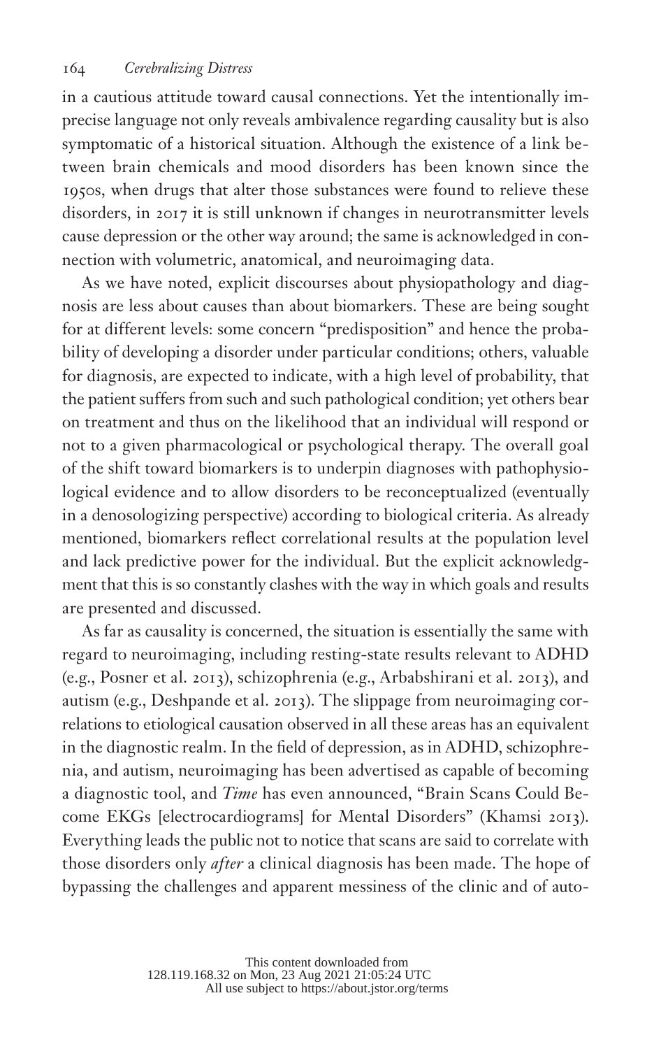in a cautious attitude toward causal connections. Yet the intentionally imprecise language not only reveals ambivalence regarding causality but is also symptomatic of a historical situation. Although the existence of a link between brain chemicals and mood disorders has been known since the 1950s, when drugs that alter those substances were found to relieve these disorders, in 2017 it is still unknown if changes in neurotransmitter levels cause depression or the other way around; the same is acknowledged in connection with volumetric, anatomical, and neuroimaging data.

As we have noted, explicit discourses about physiopathology and diagnosis are less about causes than about biomarkers. These are being sought for at different levels: some concern "predisposition" and hence the probability of developing a disorder under particular conditions; others, valuable for diagnosis, are expected to indicate, with a high level of probability, that the patient suffers from such and such pathological condition; yet others bear on treatment and thus on the likelihood that an individual will respond or not to a given pharmacological or psychological therapy. The overall goal of the shift toward biomarkers is to underpin diagnoses with pathophysiological evidence and to allow disorders to be reconceptualized (eventually in a denosologizing perspective) according to biological criteria. As already mentioned, biomarkers reflect correlational results at the population level and lack predictive power for the individual. But the explicit acknowledgment that this is so constantly clashes with the way in which goals and results are presented and discussed.

As far as causality is concerned, the situation is essentially the same with regard to neuroimaging, including resting-state results relevant to ADHD (e.g., Posner et al. 2013), schizophrenia (e.g., Arbabshirani et al. 2013), and autism (e.g., Deshpande et al. 2013). The slippage from neuroimaging correlations to etiological causation observed in all these areas has an equivalent in the diagnostic realm. In the field of depression, as in ADHD, schizophrenia, and autism, neuroimaging has been advertised as capable of becoming a diagnostic tool, and *Time* has even announced, "Brain Scans Could Become EKGs [electrocardiograms] for Mental Disorders" (Khamsi 2013). Everything leads the public not to notice that scans are said to correlate with those disorders only *after* a clinical diagnosis has been made. The hope of bypassing the challenges and apparent messiness of the clinic and of auto-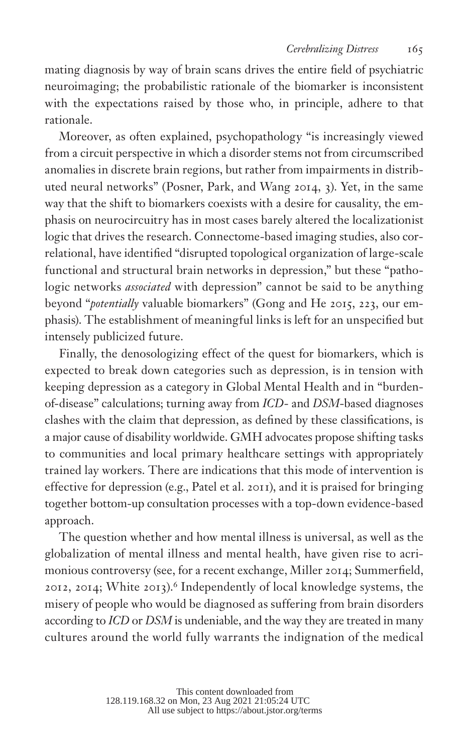mating diagnosis by way of brain scans drives the entire field of psychiatric neuroimaging; the probabilistic rationale of the biomarker is inconsistent with the expectations raised by those who, in principle, adhere to that rationale.

Moreover, as often explained, psychopathology "is increasingly viewed from a circuit perspective in which a disorder stems not from circumscribed anomalies in discrete brain regions, but rather from impairments in distributed neural networks" (Posner, Park, and Wang 2014, 3). Yet, in the same way that the shift to biomarkers coexists with a desire for causality, the emphasis on neurocircuitry has in most cases barely altered the localizationist logic that drives the research. Connectome-based imaging studies, also correlational, have identified "disrupted topological organization of large-scale functional and structural brain networks in depression," but these "pathologic networks *associated* with depression" cannot be said to be anything beyond "*potentially* valuable biomarkers" (Gong and He 2015, 223, our emphasis). The establishment of meaningful links is left for an unspecified but intensely publicized future.

Finally, the denosologizing effect of the quest for biomarkers, which is expected to break down categories such as depression, is in tension with keeping depression as a category in Global Mental Health and in "burden-of-disease" calculations; turning away from *ICD*- and *DSM*-based diagnoses clashes with the claim that depression, as defined by these classifications, is a major cause of disability worldwide. GMH advocates propose shifting tasks to communities and local primary healthcare settings with appropriately trained lay workers. There are indications that this mode of intervention is effective for depression (e.g., Patel et al. 2011), and it is praised for bringing together bottom-up consultation processes with a top-down evidence-based approach.

The question whether and how mental illness is universal, as well as the globalization of mental illness and mental health, have given rise to acrimonious controversy (see, for a recent exchange, Miller 2014; Summerfield, 2012, 2014; White 2013).[6] Independently of local knowledge systems, the misery of people who would be diagnosed as suffering from brain disorders according to *ICD* or *DSM* is undeniable, and the way they are treated in many cultures around the world fully warrants the indignation of the medical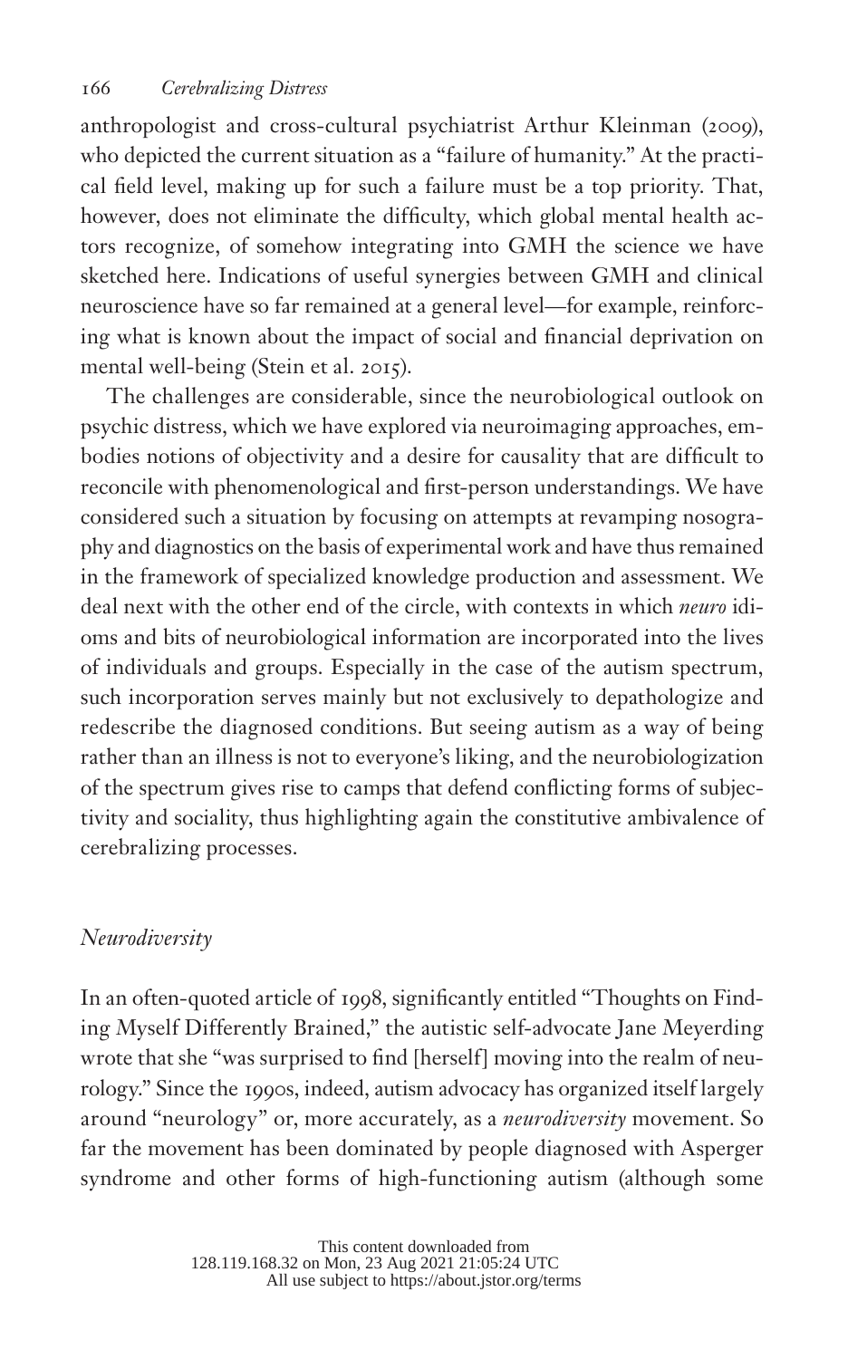anthropologist and cross-cultural psychiatrist Arthur Kleinman (2009), who depicted the current situation as a "failure of humanity." At the practical field level, making up for such a failure must be a top priority. That, however, does not eliminate the difficulty, which global mental health actors recognize, of somehow integrating into GMH the science we have sketched here. Indications of useful synergies between GMH and clinical neuroscience have so far remained at a general level—for example, reinforcing what is known about the impact of social and financial deprivation on mental well-being (Stein et al. 2015).

The challenges are considerable, since the neurobiological outlook on psychic distress, which we have explored via neuroimaging approaches, embodies notions of objectivity and a desire for causality that are difficult to reconcile with phenomenological and first-person understandings. We have considered such a situation by focusing on attempts at revamping nosography and diagnostics on the basis of experimental work and have thus remained in the framework of specialized knowledge production and assessment. We deal next with the other end of the circle, with contexts in which *neuro* idioms and bits of neurobiological information are incorporated into the lives of individuals and groups. Especially in the case of the autism spectrum, such incorporation serves mainly but not exclusively to depathologize and redescribe the diagnosed conditions. But seeing autism as a way of being rather than an illness is not to everyone's liking, and the neurobiologization of the spectrum gives rise to camps that defend conflicting forms of subjectivity and sociality, thus highlighting again the constitutive ambivalence of cerebralizing processes.

## *Neurodiversity*

In an often-quoted article of 1998, significantly entitled "Thoughts on Finding Myself Differently Brained," the autistic self-advocate Jane Meyerding wrote that she "was surprised to find [herself] moving into the realm of neurology." Since the 1990s, indeed, autism advocacy has organized itself largely around "neurology" or, more accurately, as a *neurodiversity* movement. So far the movement has been dominated by people diagnosed with Asperger syndrome and other forms of high-functioning autism (although some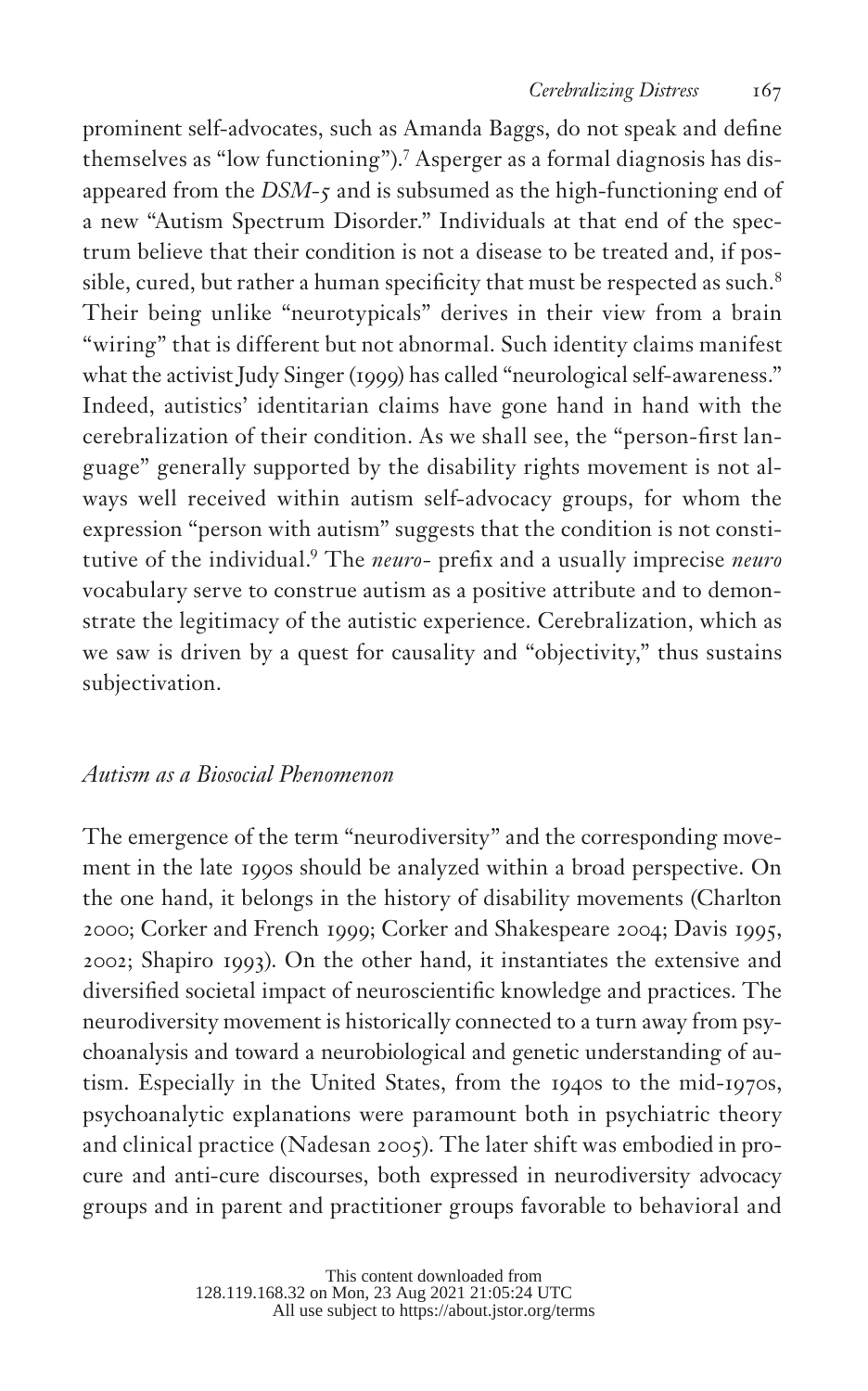prominent self-advocates, such as Amanda Baggs, do not speak and define themselves as "low functioning").[7] Asperger as a formal diagnosis has disappeared from the *DSM-5* and is subsumed as the high-functioning end of a new "Autism Spectrum Disorder." Individuals at that end of the spectrum believe that their condition is not a disease to be treated and, if possible, cured, but rather a human specificity that must be respected as such.[8] Their being unlike "neurotypicals" derives in their view from a brain "wiring" that is different but not abnormal. Such identity claims manifest what the activist Judy Singer (1999) has called "neurological self-awareness." Indeed, autistics' identitarian claims have gone hand in hand with the cerebralization of their condition. As we shall see, the "person-first language" generally supported by the disability rights movement is not always well received within autism self-advocacy groups, for whom the expression "person with autism" suggests that the condition is not constitutive of the individual.[9] The *neuro-* prefix and a usually imprecise *neuro* vocabulary serve to construe autism as a positive attribute and to demonstrate the legitimacy of the autistic experience. Cerebralization, which as we saw is driven by a quest for causality and "objectivity," thus sustains subjectivation.

### *Autism as a Biosocial Phenomenon*

The emergence of the term "neurodiversity" and the corresponding movement in the late 1990s should be analyzed within a broad perspective. On the one hand, it belongs in the history of disability movements (Charlton 2000; Corker and French 1999; Corker and Shakespeare 2004; Davis 1995, 2002; Shapiro 1993). On the other hand, it instantiates the extensive and diversified societal impact of neuroscientific knowledge and practices. The neurodiversity movement is historically connected to a turn away from psychoanalysis and toward a neurobiological and genetic understanding of autism. Especially in the United States, from the 1940s to the mid-1970s, psychoanalytic explanations were paramount both in psychiatric theory and clinical practice (Nadesan 2005). The later shift was embodied in pro-cure and anti-cure discourses, both expressed in neurodiversity advocacy groups and in parent and practitioner groups favorable to behavioral and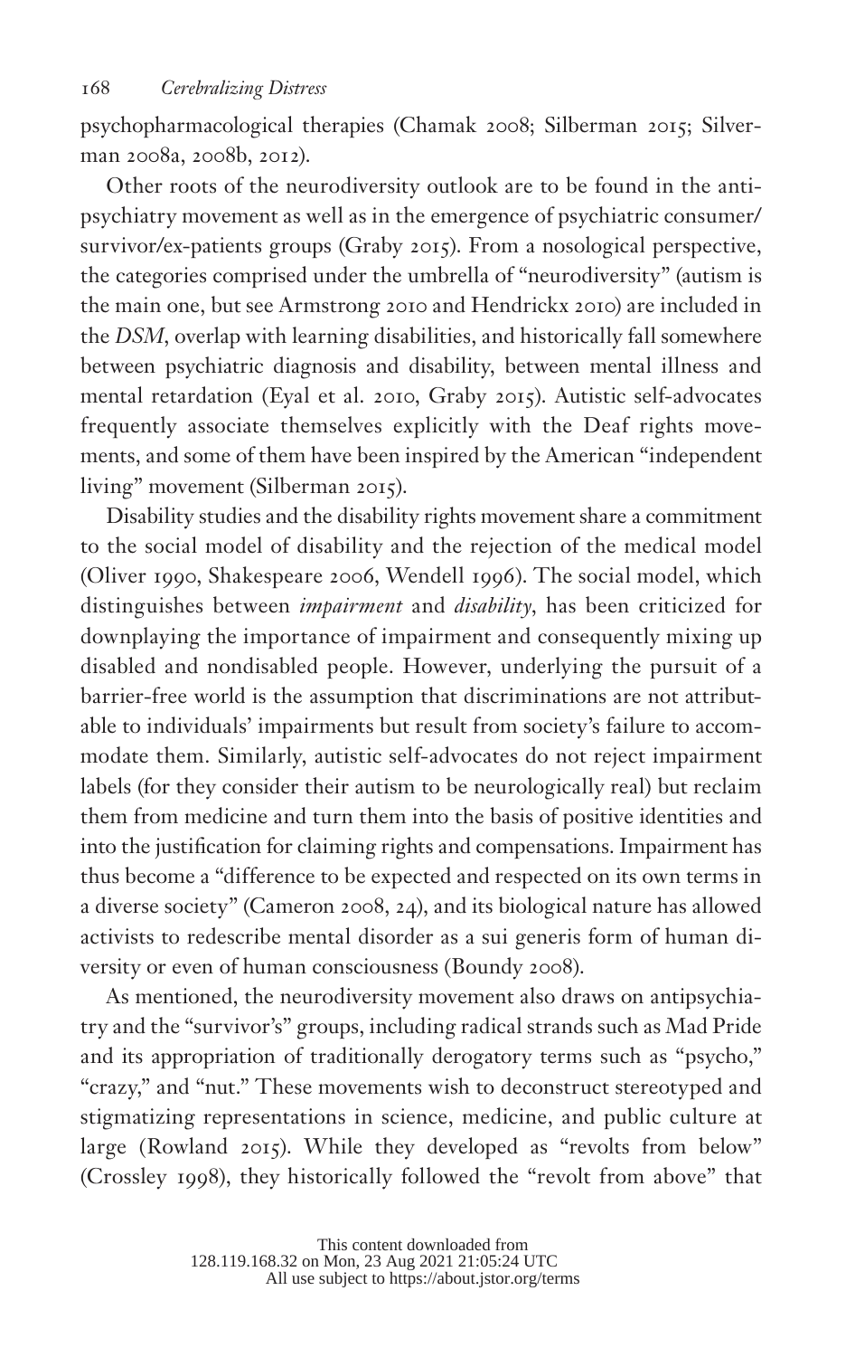psychopharmacological therapies (Chamak 2008; Silberman 2015; Silverman 2008a, 2008b, 2012).

Other roots of the neurodiversity outlook are to be found in the antipsychiatry movement as well as in the emergence of psychiatric consumer/survivor/ex-patients groups (Graby 2015). From a nosological perspective, the categories comprised under the umbrella of "neurodiversity" (autism is the main one, but see Armstrong 2010 and Hendrickx 2010) are included in the *DSM*, overlap with learning disabilities, and historically fall somewhere between psychiatric diagnosis and disability, between mental illness and mental retardation (Eyal et al. 2010, Graby 2015). Autistic self-advocates frequently associate themselves explicitly with the Deaf rights movements, and some of them have been inspired by the American "independent living" movement (Silberman 2015).

Disability studies and the disability rights movement share a commitment to the social model of disability and the rejection of the medical model (Oliver 1990, Shakespeare 2006, Wendell 1996). The social model, which distinguishes between *impairment* and *disability*, has been criticized for downplaying the importance of impairment and consequently mixing up disabled and nondisabled people. However, underlying the pursuit of a barrier-free world is the assumption that discriminations are not attributable to individuals' impairments but result from society's failure to accommodate them. Similarly, autistic self-advocates do not reject impairment labels (for they consider their autism to be neurologically real) but reclaim them from medicine and turn them into the basis of positive identities and into the justification for claiming rights and compensations. Impairment has thus become a "difference to be expected and respected on its own terms in a diverse society" (Cameron 2008, 24), and its biological nature has allowed activists to redescribe mental disorder as a sui generis form of human diversity or even of human consciousness (Boundy 2008).

As mentioned, the neurodiversity movement also draws on antipsychiatry and the "survivor's" groups, including radical strands such as Mad Pride and its appropriation of traditionally derogatory terms such as "psycho," "crazy," and "nut." These movements wish to deconstruct stereotyped and stigmatizing representations in science, medicine, and public culture at large (Rowland 2015). While they developed as "revolts from below" (Crossley 1998), they historically followed the "revolt from above" that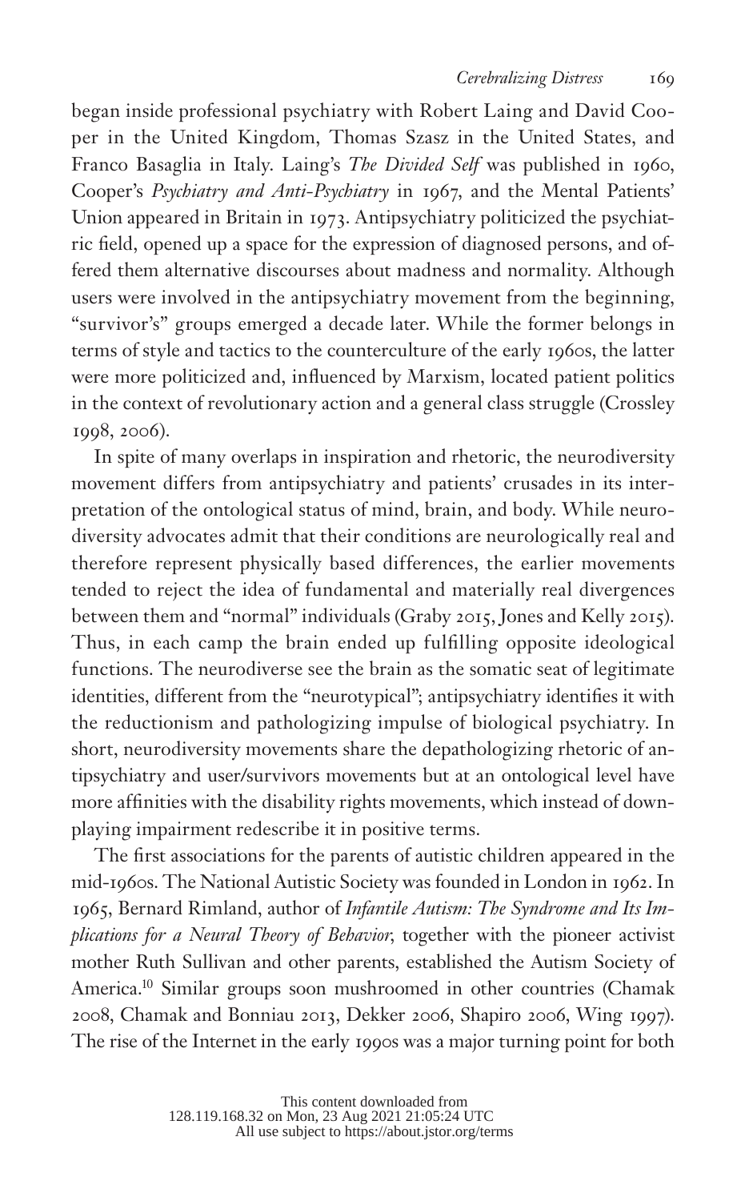began inside professional psychiatry with Robert Laing and David Cooper in the United Kingdom, Thomas Szasz in the United States, and Franco Basaglia in Italy. Laing's *The Divided Self* was published in 1960, Cooper's *Psychiatry and Anti-Psychiatry* in 1967, and the Mental Patients' Union appeared in Britain in 1973. Antipsychiatry politicized the psychiatric field, opened up a space for the expression of diagnosed persons, and offered them alternative discourses about madness and normality. Although users were involved in the antipsychiatry movement from the beginning, "survivor's" groups emerged a decade later. While the former belongs in terms of style and tactics to the counterculture of the early 1960s, the latter were more politicized and, influenced by Marxism, located patient politics in the context of revolutionary action and a general class struggle (Crossley 1998, 2006).

In spite of many overlaps in inspiration and rhetoric, the neurodiversity movement differs from antipsychiatry and patients' crusades in its interpretation of the ontological status of mind, brain, and body. While neurodiversity advocates admit that their conditions are neurologically real and therefore represent physically based differences, the earlier movements tended to reject the idea of fundamental and materially real divergences between them and "normal" individuals (Graby 2015, Jones and Kelly 2015). Thus, in each camp the brain ended up fulfilling opposite ideological functions. The neurodiverse see the brain as the somatic seat of legitimate identities, different from the "neurotypical"; antipsychiatry identifies it with the reductionism and pathologizing impulse of biological psychiatry. In short, neurodiversity movements share the depathologizing rhetoric of antipsychiatry and user/survivors movements but at an ontological level have more affinities with the disability rights movements, which instead of downplaying impairment redescribe it in positive terms.

The first associations for the parents of autistic children appeared in the mid-1960s. The National Autistic Society was founded in London in 1962. In 1965, Bernard Rimland, author of *Infantile Autism: The Syndrome and Its Implications for a Neural Theory of Behavior*, together with the pioneer activist mother Ruth Sullivan and other parents, established the Autism Society of America.[10] Similar groups soon mushroomed in other countries (Chamak 2008, Chamak and Bonniau 2013, Dekker 2006, Shapiro 2006, Wing 1997). The rise of the Internet in the early 1990s was a major turning point for both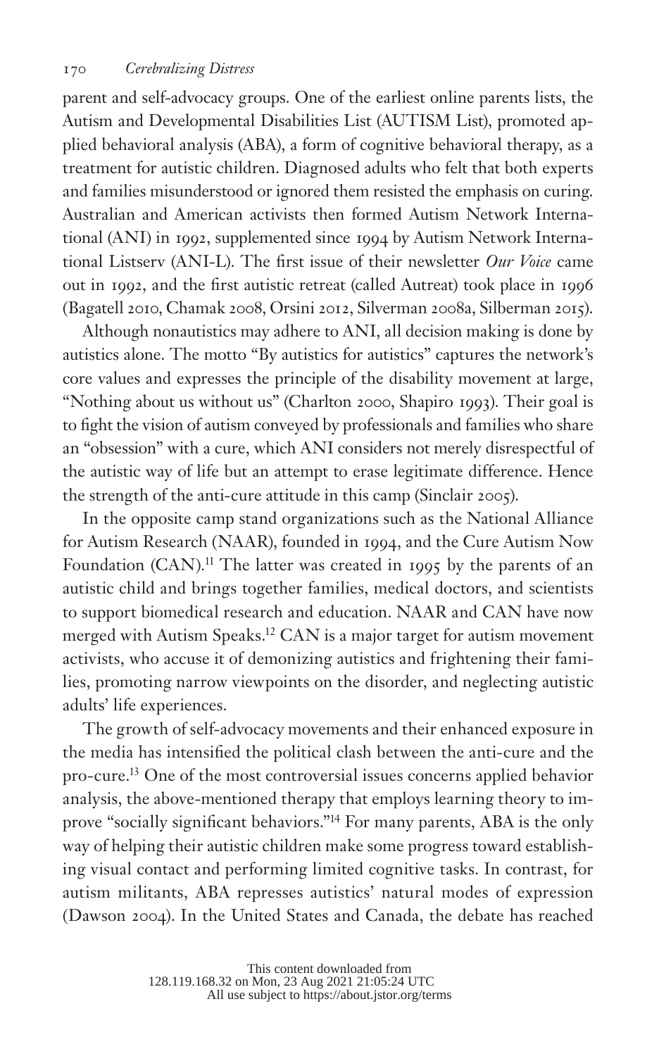parent and self-advocacy groups. One of the earliest online parents lists, the Autism and Developmental Disabilities List (AUTISM List), promoted applied behavioral analysis (ABA), a form of cognitive behavioral therapy, as a treatment for autistic children. Diagnosed adults who felt that both experts and families misunderstood or ignored them resisted the emphasis on curing. Australian and American activists then formed Autism Network International (ANI) in 1992, supplemented since 1994 by Autism Network International Listserv (ANI-L). The first issue of their newsletter *Our Voice* came out in 1992, and the first autistic retreat (called Autreat) took place in 1996 (Bagatell 2010, Chamak 2008, Orsini 2012, Silverman 2008a, Silberman 2015).

Although nonautistics may adhere to ANI, all decision making is done by autistics alone. The motto "By autistics for autistics" captures the network's core values and expresses the principle of the disability movement at large, "Nothing about us without us" (Charlton 2000, Shapiro 1993). Their goal is to fight the vision of autism conveyed by professionals and families who share an "obsession" with a cure, which ANI considers not merely disrespectful of the autistic way of life but an attempt to erase legitimate difference. Hence the strength of the anti-cure attitude in this camp (Sinclair 2005).

In the opposite camp stand organizations such as the National Alliance for Autism Research (NAAR), founded in 1994, and the Cure Autism Now Foundation (CAN).[11] The latter was created in 1995 by the parents of an autistic child and brings together families, medical doctors, and scientists to support biomedical research and education. NAAR and CAN have now merged with Autism Speaks.[12] CAN is a major target for autism movement activists, who accuse it of demonizing autistics and frightening their families, promoting narrow viewpoints on the disorder, and neglecting autistic adults' life experiences.

The growth of self-advocacy movements and their enhanced exposure in the media has intensified the political clash between the anti-cure and the pro-cure.[13] One of the most controversial issues concerns applied behavior analysis, the above-mentioned therapy that employs learning theory to improve "socially significant behaviors."[14] For many parents, ABA is the only way of helping their autistic children make some progress toward establishing visual contact and performing limited cognitive tasks. In contrast, for autism militants, ABA represses autistics' natural modes of expression (Dawson 2004). In the United States and Canada, the debate has reached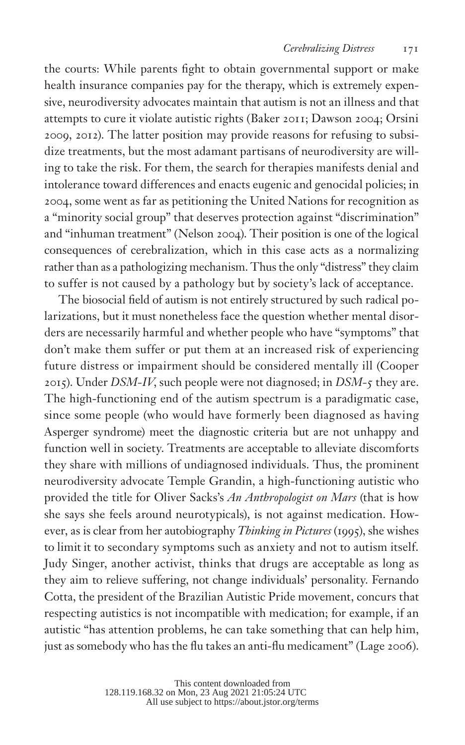the courts: While parents fight to obtain governmental support or make health insurance companies pay for the therapy, which is extremely expensive, neurodiversity advocates maintain that autism is not an illness and that attempts to cure it violate autistic rights (Baker 2011; Dawson 2004; Orsini 2009, 2012). The latter position may provide reasons for refusing to subsidize treatments, but the most adamant partisans of neurodiversity are willing to take the risk. For them, the search for therapies manifests denial and intolerance toward differences and enacts eugenic and genocidal policies; in 2004, some went as far as petitioning the United Nations for recognition as a "minority social group" that deserves protection against "discrimination" and "inhuman treatment" (Nelson 2004). Their position is one of the logical consequences of cerebralization, which in this case acts as a normalizing rather than as a pathologizing mechanism. Thus the only "distress" they claim to suffer is not caused by a pathology but by society's lack of acceptance.

The biosocial field of autism is not entirely structured by such radical polarizations, but it must nonetheless face the question whether mental disorders are necessarily harmful and whether people who have "symptoms" that don't make them suffer or put them at an increased risk of experiencing future distress or impairment should be considered mentally ill (Cooper 2015). Under *DSM-IV*, such people were not diagnosed; in *DSM-5* they are. The high-functioning end of the autism spectrum is a paradigmatic case, since some people (who would have formerly been diagnosed as having Asperger syndrome) meet the diagnostic criteria but are not unhappy and function well in society. Treatments are acceptable to alleviate discomforts they share with millions of undiagnosed individuals. Thus, the prominent neurodiversity advocate Temple Grandin, a high-functioning autistic who provided the title for Oliver Sacks's *An Anthropologist on Mars* (that is how she says she feels around neurotypicals), is not against medication. However, as is clear from her autobiography *Thinking in Pictures* (1995), she wishes to limit it to secondary symptoms such as anxiety and not to autism itself. Judy Singer, another activist, thinks that drugs are acceptable as long as they aim to relieve suffering, not change individuals' personality. Fernando Cotta, the president of the Brazilian Autistic Pride movement, concurs that respecting autistics is not incompatible with medication; for example, if an autistic "has attention problems, he can take something that can help him, just as somebody who has the flu takes an anti-flu medicament" (Lage 2006).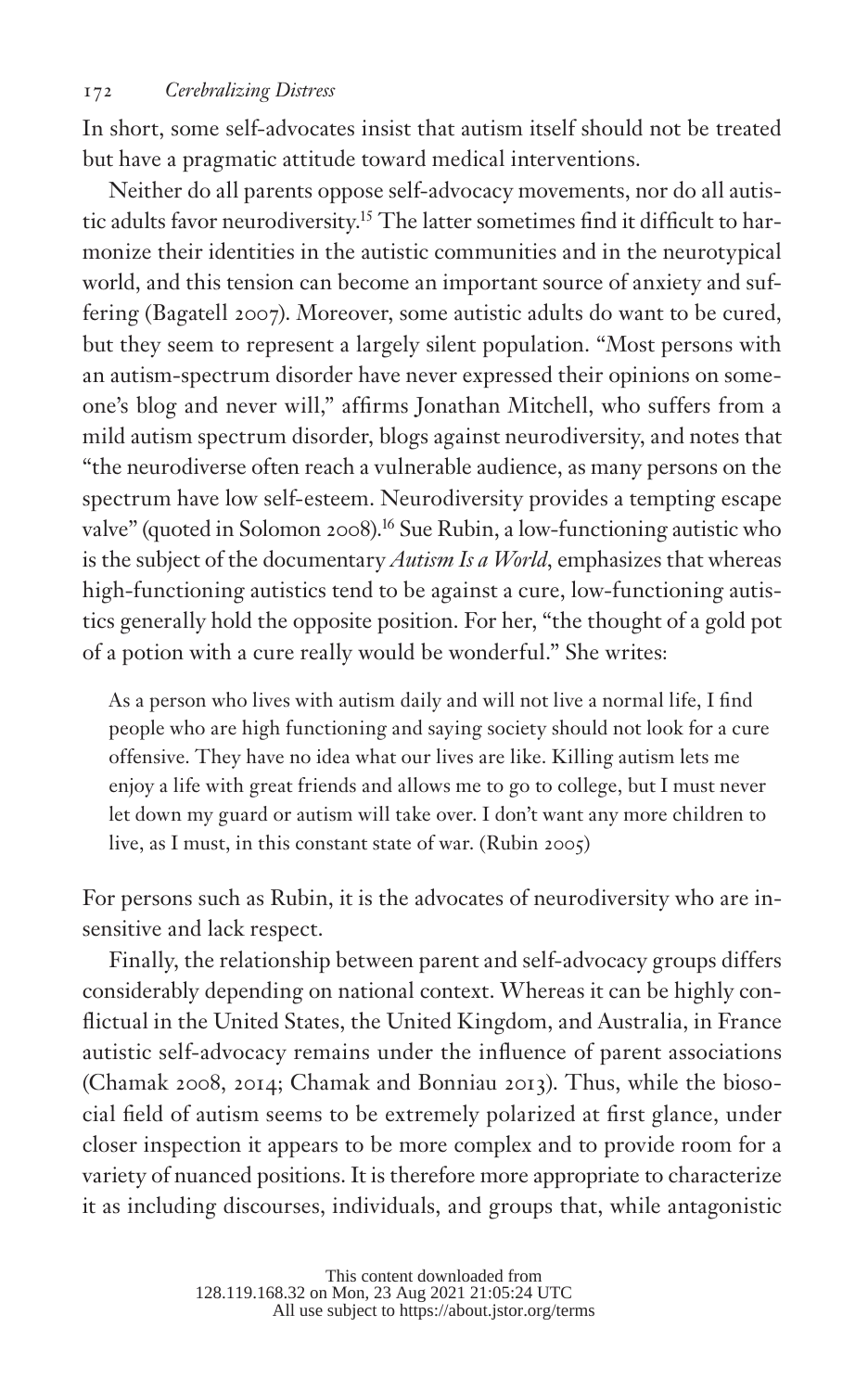In short, some self-advocates insist that autism itself should not be treated but have a pragmatic attitude toward medical interventions.

Neither do all parents oppose self-advocacy movements, nor do all autistic adults favor neurodiversity.[15] The latter sometimes find it difficult to harmonize their identities in the autistic communities and in the neurotypical world, and this tension can become an important source of anxiety and suffering (Bagatell 2007). Moreover, some autistic adults do want to be cured, but they seem to represent a largely silent population. "Most persons with an autism-spectrum disorder have never expressed their opinions on someone's blog and never will," affirms Jonathan Mitchell, who suffers from a mild autism spectrum disorder, blogs against neurodiversity, and notes that "the neurodiverse often reach a vulnerable audience, as many persons on the spectrum have low self-esteem. Neurodiversity provides a tempting escape valve" (quoted in Solomon 2008).[16] Sue Rubin, a low-functioning autistic who is the subject of the documentary *Autism Is a World*, emphasizes that whereas high-functioning autistics tend to be against a cure, low-functioning autistics generally hold the opposite position. For her, "the thought of a gold pot of a potion with a cure really would be wonderful." She writes:

> As a person who lives with autism daily and will not live a normal life, I find people who are high functioning and saying society should not look for a cure offensive. They have no idea what our lives are like. Killing autism lets me enjoy a life with great friends and allows me to go to college, but I must never let down my guard or autism will take over. I don't want any more children to live, as I must, in this constant state of war. (Rubin 2005)

For persons such as Rubin, it is the advocates of neurodiversity who are insensitive and lack respect.

Finally, the relationship between parent and self-advocacy groups differs considerably depending on national context. Whereas it can be highly conflictual in the United States, the United Kingdom, and Australia, in France autistic self-advocacy remains under the influence of parent associations (Chamak 2008, 2014; Chamak and Bonniau 2013). Thus, while the biosocial field of autism seems to be extremely polarized at first glance, under closer inspection it appears to be more complex and to provide room for a variety of nuanced positions. It is therefore more appropriate to characterize it as including discourses, individuals, and groups that, while antagonistic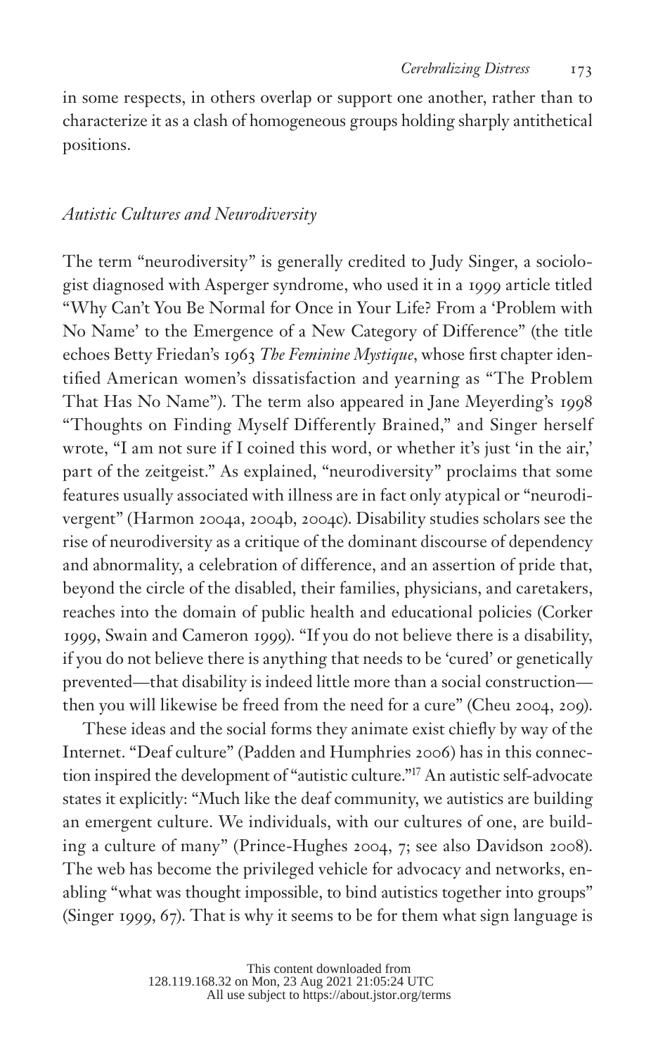in some respects, in others overlap or support one another, rather than to characterize it as a clash of homogeneous groups holding sharply antithetical positions.

### *Autistic Cultures and Neurodiversity*

The term "neurodiversity" is generally credited to Judy Singer, a sociologist diagnosed with Asperger syndrome, who used it in a 1999 article titled "Why Can't You Be Normal for Once in Your Life? From a 'Problem with No Name' to the Emergence of a New Category of Difference" (the title echoes Betty Friedan's 1963 *The Feminine Mystique*, whose first chapter identified American women's dissatisfaction and yearning as "The Problem That Has No Name"). The term also appeared in Jane Meyerding's 1998 "Thoughts on Finding Myself Differently Brained," and Singer herself wrote, "I am not sure if I coined this word, or whether it's just 'in the air,' part of the zeitgeist." As explained, "neurodiversity" proclaims that some features usually associated with illness are in fact only atypical or "neurodivergent" (Harmon 2004a, 2004b, 2004c). Disability studies scholars see the rise of neurodiversity as a critique of the dominant discourse of dependency and abnormality, a celebration of difference, and an assertion of pride that, beyond the circle of the disabled, their families, physicians, and caretakers, reaches into the domain of public health and educational policies (Corker 1999, Swain and Cameron 1999). "If you do not believe there is a disability, if you do not believe there is anything that needs to be 'cured' or genetically prevented—that disability is indeed little more than a social construction—then you will likewise be freed from the need for a cure" (Cheu 2004, 209).

These ideas and the social forms they animate exist chiefly by way of the Internet. "Deaf culture" (Padden and Humphries 2006) has in this connection inspired the development of "autistic culture."[17] An autistic self-advocate states it explicitly: "Much like the deaf community, we autistics are building an emergent culture. We individuals, with our cultures of one, are building a culture of many" (Prince-Hughes 2004, 7; see also Davidson 2008). The web has become the privileged vehicle for advocacy and networks, enabling "what was thought impossible, to bind autistics together into groups" (Singer 1999, 67). That is why it seems to be for them what sign language is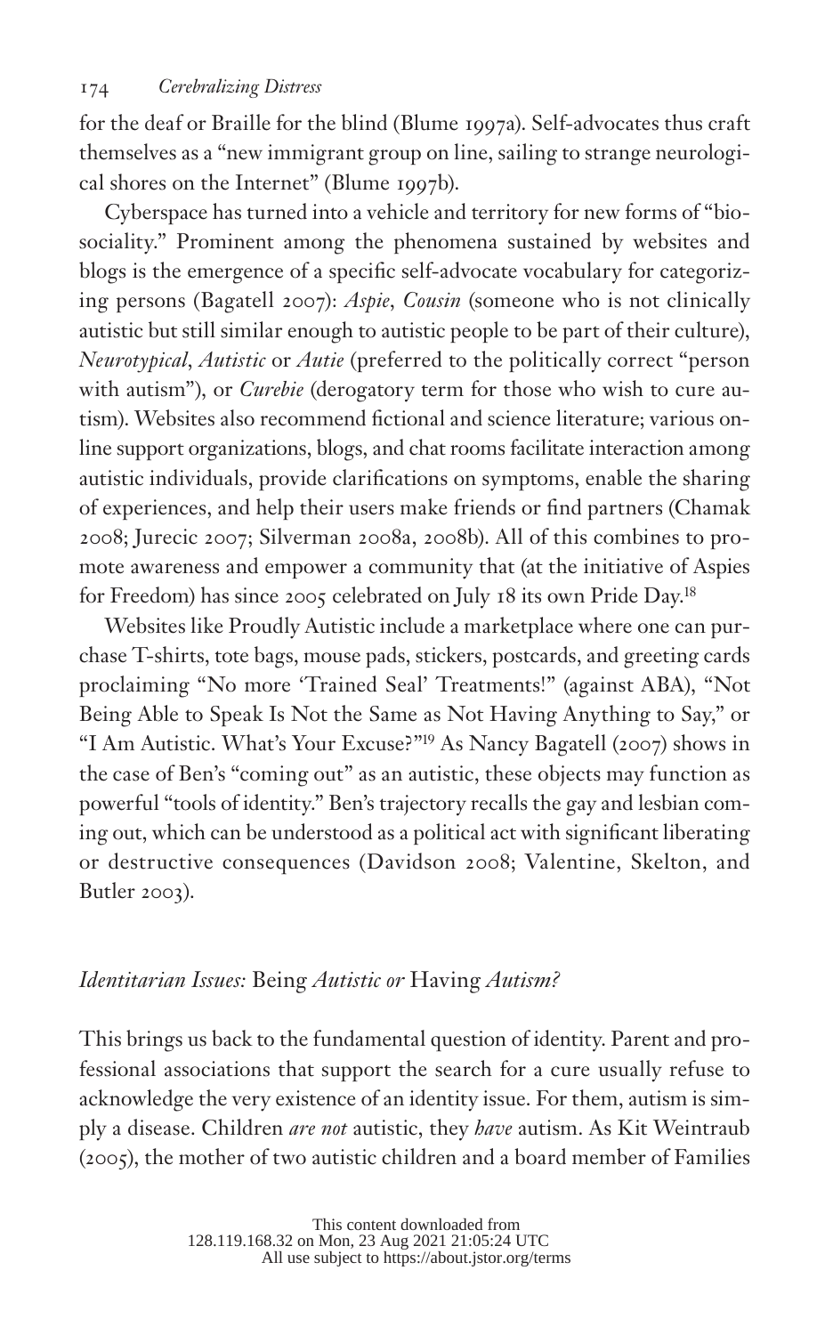for the deaf or Braille for the blind (Blume 1997a). Self-advocates thus craft themselves as a "new immigrant group on line, sailing to strange neurological shores on the Internet" (Blume 1997b).

Cyberspace has turned into a vehicle and territory for new forms of "biosociality." Prominent among the phenomena sustained by websites and blogs is the emergence of a specific self-advocate vocabulary for categorizing persons (Bagatell 2007): *Aspie*, *Cousin* (someone who is not clinically autistic but still similar enough to autistic people to be part of their culture), *Neurotypical*, *Autistic* or *Autie* (preferred to the politically correct "person with autism"), or *Curebie* (derogatory term for those who wish to cure autism). Websites also recommend fictional and science literature; various online support organizations, blogs, and chat rooms facilitate interaction among autistic individuals, provide clarifications on symptoms, enable the sharing of experiences, and help their users make friends or find partners (Chamak 2008; Jurecic 2007; Silverman 2008a, 2008b). All of this combines to promote awareness and empower a community that (at the initiative of Aspies for Freedom) has since 2005 celebrated on July 18 its own Pride Day.[18]

Websites like Proudly Autistic include a marketplace where one can purchase T-shirts, tote bags, mouse pads, stickers, postcards, and greeting cards proclaiming "No more 'Trained Seal' Treatments!" (against ABA), "Not Being Able to Speak Is Not the Same as Not Having Anything to Say," or "I Am Autistic. What's Your Excuse?"[19] As Nancy Bagatell (2007) shows in the case of Ben's "coming out" as an autistic, these objects may function as powerful "tools of identity." Ben's trajectory recalls the gay and lesbian coming out, which can be understood as a political act with significant liberating or destructive consequences (Davidson 2008; Valentine, Skelton, and Butler 2003).

## *Identitarian Issues:* Being *Autistic or* Having *Autism?*

This brings us back to the fundamental question of identity. Parent and professional associations that support the search for a cure usually refuse to acknowledge the very existence of an identity issue. For them, autism is simply a disease. Children *are not* autistic, they *have* autism. As Kit Weintraub (2005), the mother of two autistic children and a board member of Families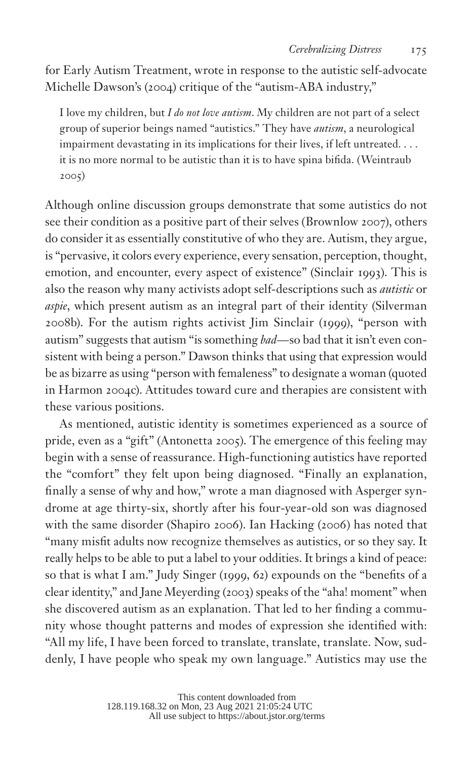for Early Autism Treatment, wrote in response to the autistic self-advocate Michelle Dawson's (2004) critique of the "autism-ABA industry,"

> I love my children, but *I do not love autism*. My children are not part of a select group of superior beings named "autistics." They have *autism*, a neurological impairment devastating in its implications for their lives, if left untreated. . . . it is no more normal to be autistic than it is to have spina bifida. (Weintraub 2005)

Although online discussion groups demonstrate that some autistics do not see their condition as a positive part of their selves (Brownlow 2007), others do consider it as essentially constitutive of who they are. Autism, they argue, is "pervasive, it colors every experience, every sensation, perception, thought, emotion, and encounter, every aspect of existence" (Sinclair 1993). This is also the reason why many activists adopt self-descriptions such as *autistic* or *aspie*, which present autism as an integral part of their identity (Silverman 2008b). For the autism rights activist Jim Sinclair (1999), "person with autism" suggests that autism "is something *bad*—so bad that it isn't even consistent with being a person." Dawson thinks that using that expression would be as bizarre as using "person with femaleness" to designate a woman (quoted in Harmon 2004c). Attitudes toward cure and therapies are consistent with these various positions.

As mentioned, autistic identity is sometimes experienced as a source of pride, even as a "gift" (Antonetta 2005). The emergence of this feeling may begin with a sense of reassurance. High-functioning autistics have reported the "comfort" they felt upon being diagnosed. "Finally an explanation, finally a sense of why and how," wrote a man diagnosed with Asperger syndrome at age thirty-six, shortly after his four-year-old son was diagnosed with the same disorder (Shapiro 2006). Ian Hacking (2006) has noted that "many misfit adults now recognize themselves as autistics, or so they say. It really helps to be able to put a label to your oddities. It brings a kind of peace: so that is what I am." Judy Singer (1999, 62) expounds on the "benefits of a clear identity," and Jane Meyerding (2003) speaks of the "aha! moment" when she discovered autism as an explanation. That led to her finding a community whose thought patterns and modes of expression she identified with: "All my life, I have been forced to translate, translate, translate. Now, suddenly, I have people who speak my own language." Autistics may use the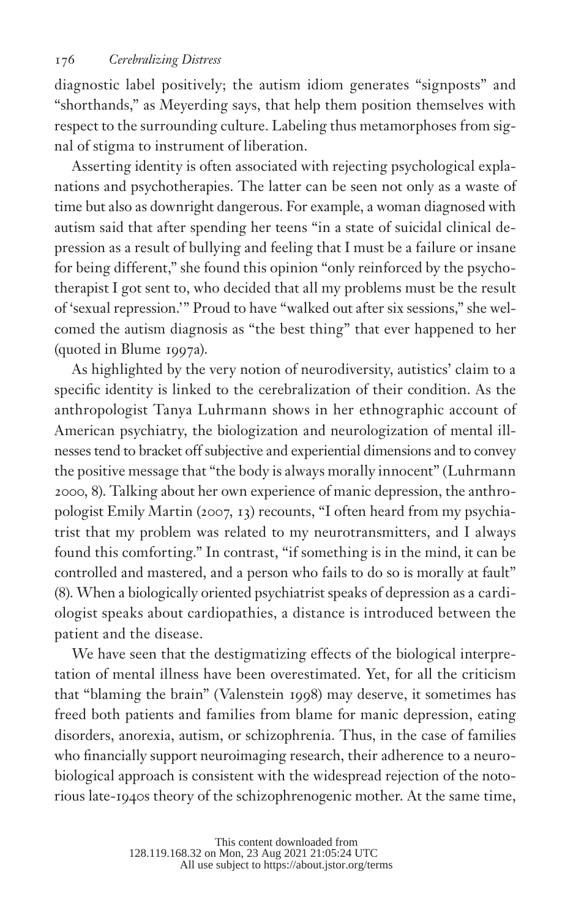diagnostic label positively; the autism idiom generates "signposts" and "shorthands," as Meyerding says, that help them position themselves with respect to the surrounding culture. Labeling thus metamorphoses from signal of stigma to instrument of liberation.

Asserting identity is often associated with rejecting psychological explanations and psychotherapies. The latter can be seen not only as a waste of time but also as downright dangerous. For example, a woman diagnosed with autism said that after spending her teens "in a state of suicidal clinical depression as a result of bullying and feeling that I must be a failure or insane for being different," she found this opinion "only reinforced by the psychotherapist I got sent to, who decided that all my problems must be the result of 'sexual repression.'" Proud to have "walked out after six sessions," she welcomed the autism diagnosis as "the best thing" that ever happened to her (quoted in Blume 1997a).

As highlighted by the very notion of neurodiversity, autistics' claim to a specific identity is linked to the cerebralization of their condition. As the anthropologist Tanya Luhrmann shows in her ethnographic account of American psychiatry, the biologization and neurologization of mental illnesses tend to bracket off subjective and experiential dimensions and to convey the positive message that "the body is always morally innocent" (Luhrmann 2000, 8). Talking about her own experience of manic depression, the anthropologist Emily Martin (2007, 13) recounts, "I often heard from my psychiatrist that my problem was related to my neurotransmitters, and I always found this comforting." In contrast, "if something is in the mind, it can be controlled and mastered, and a person who fails to do so is morally at fault" (8). When a biologically oriented psychiatrist speaks of depression as a cardiologist speaks about cardiopathies, a distance is introduced between the patient and the disease.

We have seen that the destigmatizing effects of the biological interpretation of mental illness have been overestimated. Yet, for all the criticism that "blaming the brain" (Valenstein 1998) may deserve, it sometimes has freed both patients and families from blame for manic depression, eating disorders, anorexia, autism, or schizophrenia. Thus, in the case of families who financially support neuroimaging research, their adherence to a neurobiological approach is consistent with the widespread rejection of the notorious late-1940s theory of the schizophrenogenic mother. At the same time,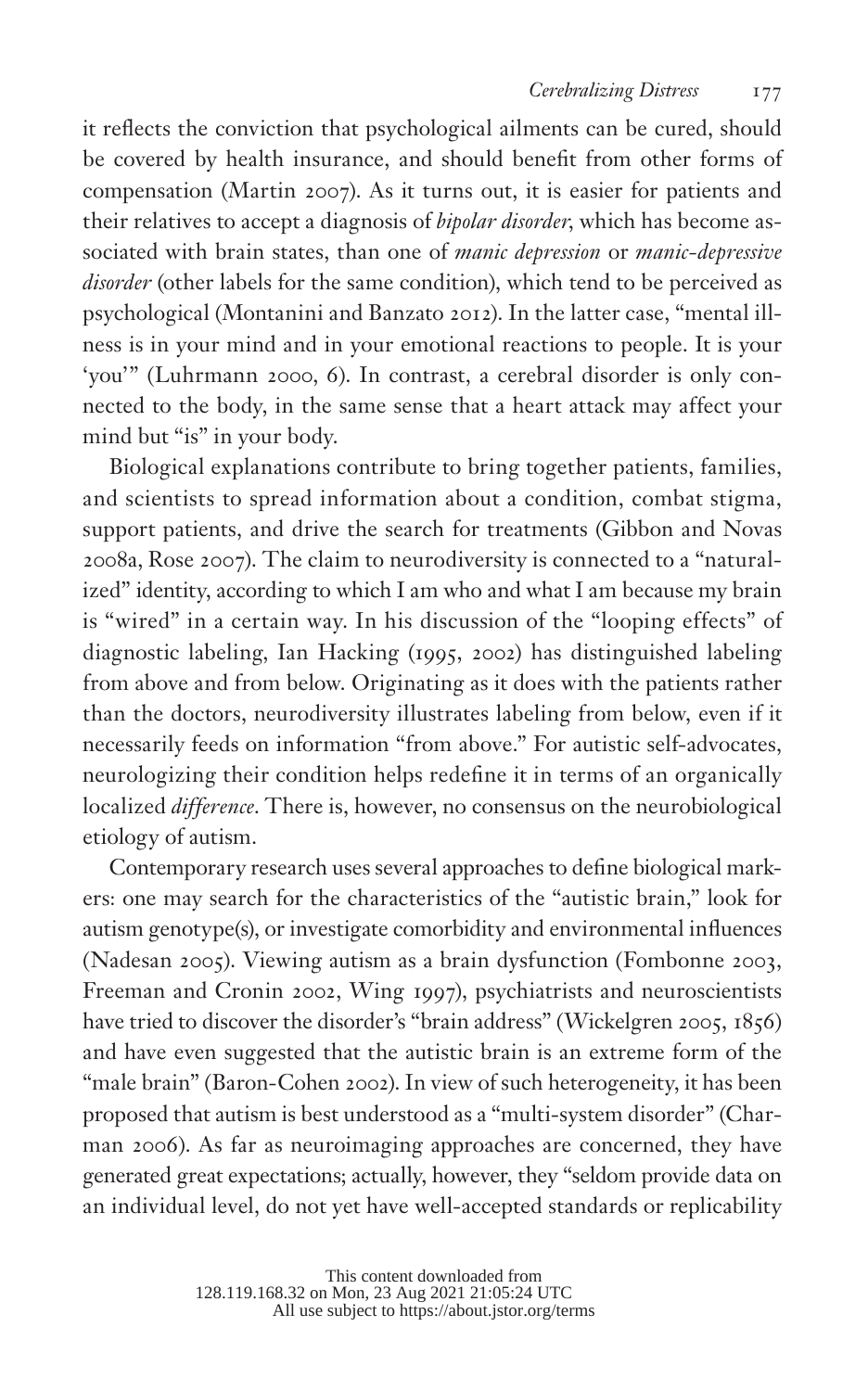it reflects the conviction that psychological ailments can be cured, should be covered by health insurance, and should benefit from other forms of compensation (Martin 2007). As it turns out, it is easier for patients and their relatives to accept a diagnosis of *bipolar disorder*, which has become associated with brain states, than one of *manic depression* or *manic-depressive disorder* (other labels for the same condition), which tend to be perceived as psychological (Montanini and Banzato 2012). In the latter case, "mental illness is in your mind and in your emotional reactions to people. It is your 'you'" (Luhrmann 2000, 6). In contrast, a cerebral disorder is only connected to the body, in the same sense that a heart attack may affect your mind but "is" in your body.

Biological explanations contribute to bring together patients, families, and scientists to spread information about a condition, combat stigma, support patients, and drive the search for treatments (Gibbon and Novas 2008a, Rose 2007). The claim to neurodiversity is connected to a "naturalized" identity, according to which I am who and what I am because my brain is "wired" in a certain way. In his discussion of the "looping effects" of diagnostic labeling, Ian Hacking (1995, 2002) has distinguished labeling from above and from below. Originating as it does with the patients rather than the doctors, neurodiversity illustrates labeling from below, even if it necessarily feeds on information "from above." For autistic self-advocates, neurologizing their condition helps redefine it in terms of an organically localized *difference*. There is, however, no consensus on the neurobiological etiology of autism.

Contemporary research uses several approaches to define biological markers: one may search for the characteristics of the "autistic brain," look for autism genotype(s), or investigate comorbidity and environmental influences (Nadesan 2005). Viewing autism as a brain dysfunction (Fombonne 2003, Freeman and Cronin 2002, Wing 1997), psychiatrists and neuroscientists have tried to discover the disorder's "brain address" (Wickelgren 2005, 1856) and have even suggested that the autistic brain is an extreme form of the "male brain" (Baron-Cohen 2002). In view of such heterogeneity, it has been proposed that autism is best understood as a "multi-system disorder" (Charman 2006). As far as neuroimaging approaches are concerned, they have generated great expectations; actually, however, they "seldom provide data on an individual level, do not yet have well-accepted standards or replicability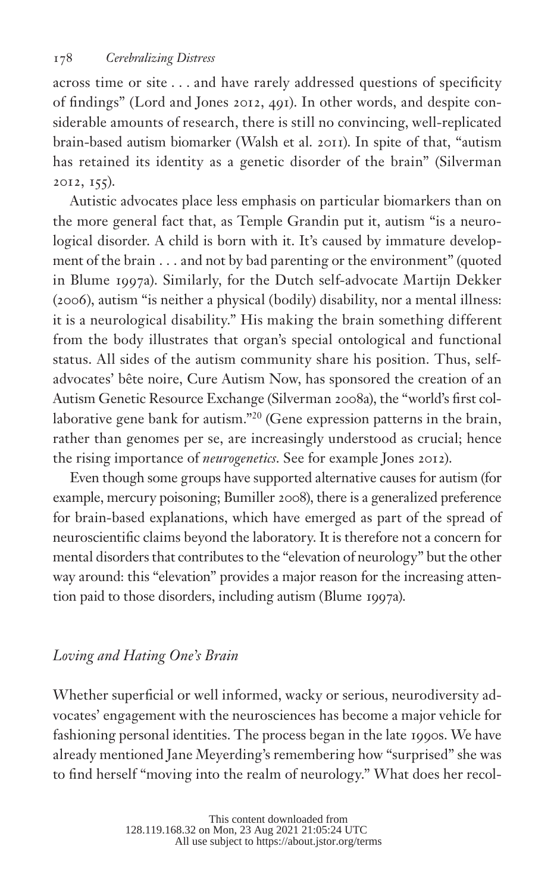across time or site . . . and have rarely addressed questions of specificity of findings" (Lord and Jones 2012, 491). In other words, and despite considerable amounts of research, there is still no convincing, well-replicated brain-based autism biomarker (Walsh et al. 2011). In spite of that, "autism has retained its identity as a genetic disorder of the brain" (Silverman 2012, 155).

Autistic advocates place less emphasis on particular biomarkers than on the more general fact that, as Temple Grandin put it, autism "is a neurological disorder. A child is born with it. It's caused by immature development of the brain . . . and not by bad parenting or the environment" (quoted in Blume 1997a). Similarly, for the Dutch self-advocate Martijn Dekker (2006), autism "is neither a physical (bodily) disability, nor a mental illness: it is a neurological disability." His making the brain something different from the body illustrates that organ's special ontological and functional status. All sides of the autism community share his position. Thus, self-advocates' bête noire, Cure Autism Now, has sponsored the creation of an Autism Genetic Resource Exchange (Silverman 2008a), the "world's first collaborative gene bank for autism."[20] (Gene expression patterns in the brain, rather than genomes per se, are increasingly understood as crucial; hence the rising importance of *neurogenetics*. See for example Jones 2012).

Even though some groups have supported alternative causes for autism (for example, mercury poisoning; Bumiller 2008), there is a generalized preference for brain-based explanations, which have emerged as part of the spread of neuroscientific claims beyond the laboratory. It is therefore not a concern for mental disorders that contributes to the "elevation of neurology" but the other way around: this "elevation" provides a major reason for the increasing attention paid to those disorders, including autism (Blume 1997a).

## *Loving and Hating One's Brain*

Whether superficial or well informed, wacky or serious, neurodiversity advocates' engagement with the neurosciences has become a major vehicle for fashioning personal identities. The process began in the late 1990s. We have already mentioned Jane Meyerding's remembering how "surprised" she was to find herself "moving into the realm of neurology." What does her recol-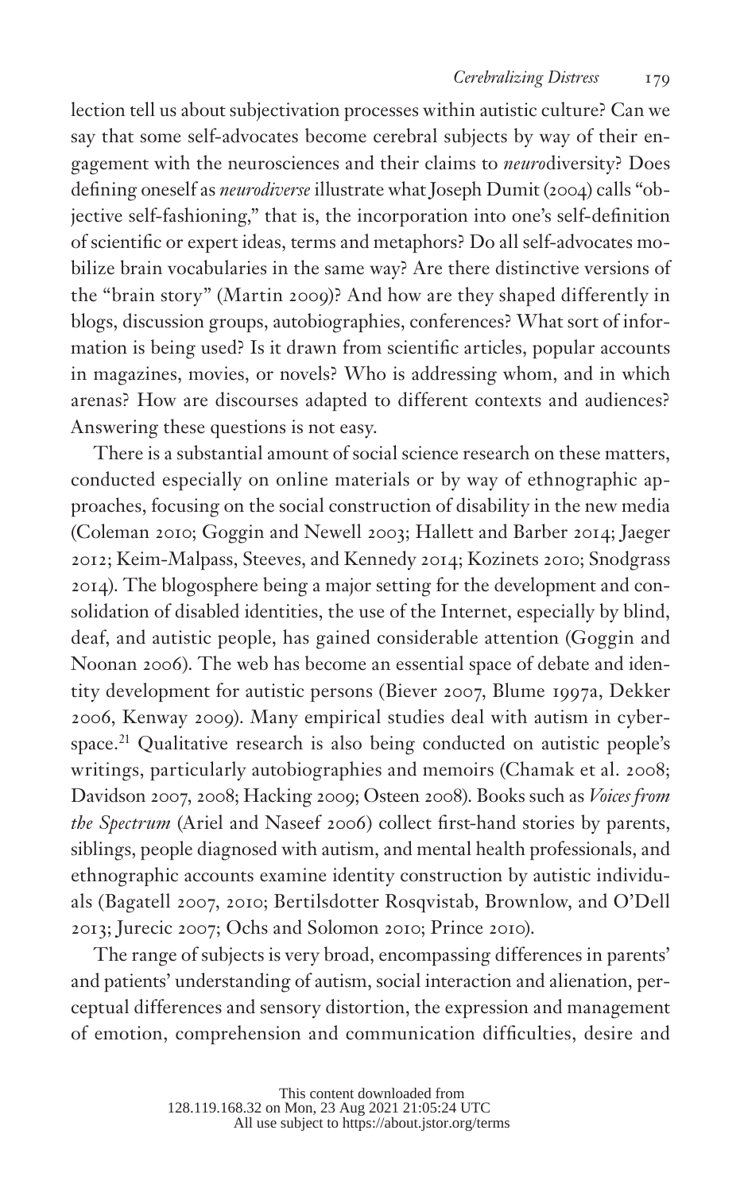lection tell us about subjectivation processes within autistic culture? Can we say that some self-advocates become cerebral subjects by way of their engagement with the neurosciences and their claims to *neuro*diversity? Does defining oneself as *neurodiverse* illustrate what Joseph Dumit (2004) calls "objective self-fashioning," that is, the incorporation into one's self-definition of scientific or expert ideas, terms and metaphors? Do all self-advocates mobilize brain vocabularies in the same way? Are there distinctive versions of the "brain story" (Martin 2009)? And how are they shaped differently in blogs, discussion groups, autobiographies, conferences? What sort of information is being used? Is it drawn from scientific articles, popular accounts in magazines, movies, or novels? Who is addressing whom, and in which arenas? How are discourses adapted to different contexts and audiences? Answering these questions is not easy.

There is a substantial amount of social science research on these matters, conducted especially on online materials or by way of ethnographic approaches, focusing on the social construction of disability in the new media (Coleman 2010; Goggin and Newell 2003; Hallett and Barber 2014; Jaeger 2012; Keim-Malpass, Steeves, and Kennedy 2014; Kozinets 2010; Snodgrass 2014). The blogosphere being a major setting for the development and consolidation of disabled identities, the use of the Internet, especially by blind, deaf, and autistic people, has gained considerable attention (Goggin and Noonan 2006). The web has become an essential space of debate and identity development for autistic persons (Biever 2007, Blume 1997a, Dekker 2006, Kenway 2009). Many empirical studies deal with autism in cyberspace.[21] Qualitative research is also being conducted on autistic people's writings, particularly autobiographies and memoirs (Chamak et al. 2008; Davidson 2007, 2008; Hacking 2009; Osteen 2008). Books such as *Voices from the Spectrum* (Ariel and Naseef 2006) collect first-hand stories by parents, siblings, people diagnosed with autism, and mental health professionals, and ethnographic accounts examine identity construction by autistic individuals (Bagatell 2007, 2010; Bertilsdotter Rosqvistab, Brownlow, and O'Dell 2013; Jurecic 2007; Ochs and Solomon 2010; Prince 2010).

The range of subjects is very broad, encompassing differences in parents' and patients' understanding of autism, social interaction and alienation, perceptual differences and sensory distortion, the expression and management of emotion, comprehension and communication difficulties, desire and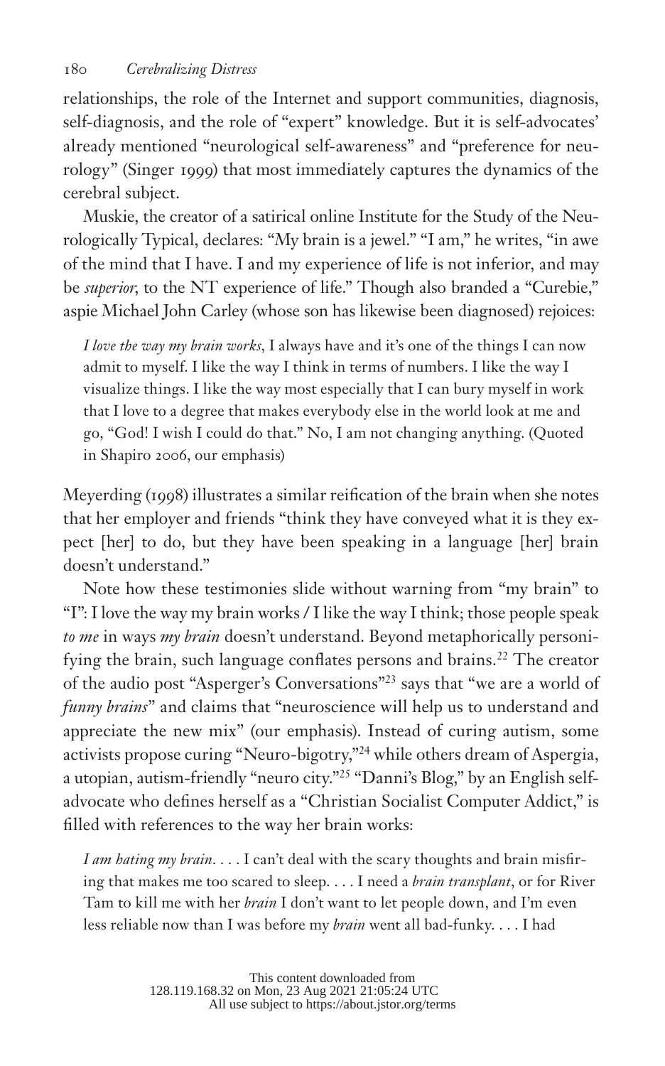relationships, the role of the Internet and support communities, diagnosis, self-diagnosis, and the role of "expert" knowledge. But it is self-advocates' already mentioned "neurological self-awareness" and "preference for neurology" (Singer 1999) that most immediately captures the dynamics of the cerebral subject.

Muskie, the creator of a satirical online Institute for the Study of the Neurologically Typical, declares: "My brain is a jewel." "I am," he writes, "in awe of the mind that I have. I and my experience of life is not inferior, and may be *superior*, to the NT experience of life." Though also branded a "Curebie," aspie Michael John Carley (whose son has likewise been diagnosed) rejoices:

> *I love the way my brain works*, I always have and it's one of the things I can now admit to myself. I like the way I think in terms of numbers. I like the way I visualize things. I like the way most especially that I can bury myself in work that I love to a degree that makes everybody else in the world look at me and go, "God! I wish I could do that." No, I am not changing anything. (Quoted in Shapiro 2006, our emphasis)

Meyerding (1998) illustrates a similar reification of the brain when she notes that her employer and friends "think they have conveyed what it is they expect [her] to do, but they have been speaking in a language [her] brain doesn't understand."

Note how these testimonies slide without warning from "my brain" to "I": I love the way my brain works / I like the way I think; those people speak *to me* in ways *my brain* doesn't understand. Beyond metaphorically personifying the brain, such language conflates persons and brains.[22] The creator of the audio post "Asperger's Conversations"[23] says that "we are a world of *funny brains*" and claims that "neuroscience will help us to understand and appreciate the new mix" (our emphasis). Instead of curing autism, some activists propose curing "Neuro-bigotry,"[24] while others dream of Aspergia, a utopian, autism-friendly "neuro city."[25] "Danni's Blog," by an English self-advocate who defines herself as a "Christian Socialist Computer Addict," is filled with references to the way her brain works:

> *I am hating my brain*. . . . I can't deal with the scary thoughts and brain misfiring that makes me too scared to sleep. . . . I need a *brain transplant*, or for River Tam to kill me with her *brain* I don't want to let people down, and I'm even less reliable now than I was before my *brain* went all bad-funky. . . . I had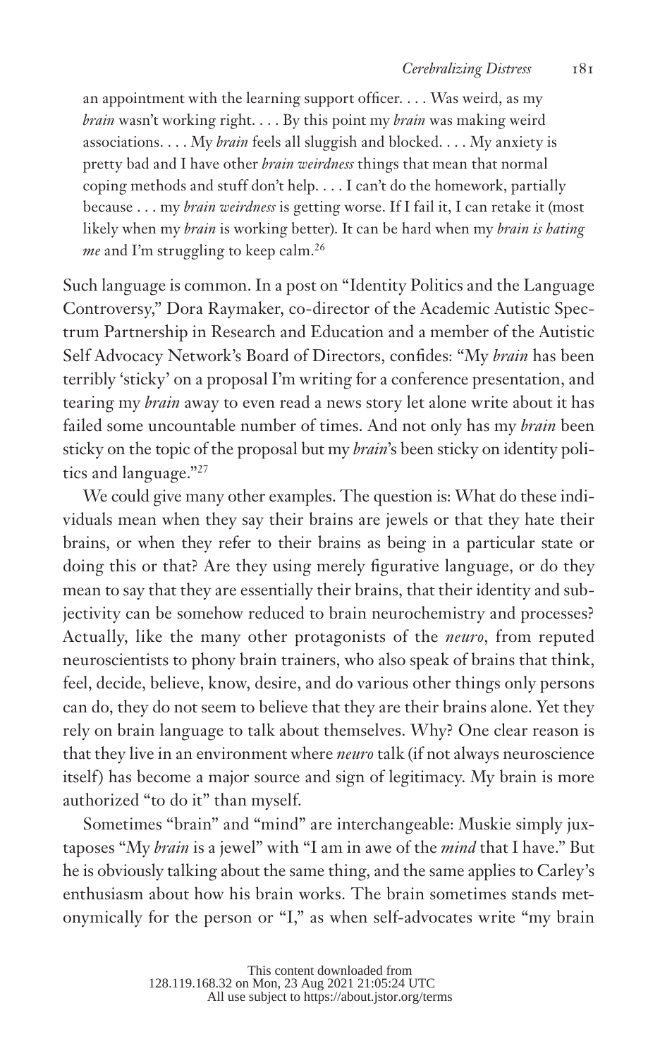an appointment with the learning support officer. . . . Was weird, as my *brain* wasn't working right. . . . By this point my *brain* was making weird associations. . . . My *brain* feels all sluggish and blocked. . . . My anxiety is pretty bad and I have other *brain weirdness* things that mean that normal coping methods and stuff don't help. . . . I can't do the homework, partially because . . . my *brain weirdness* is getting worse. If I fail it, I can retake it (most likely when my *brain* is working better). It can be hard when my *brain is hating me* and I'm struggling to keep calm.[26]

Such language is common. In a post on "Identity Politics and the Language Controversy," Dora Raymaker, co-director of the Academic Autistic Spectrum Partnership in Research and Education and a member of the Autistic Self Advocacy Network's Board of Directors, confides: "My *brain* has been terribly 'sticky' on a proposal I'm writing for a conference presentation, and tearing my *brain* away to even read a news story let alone write about it has failed some uncountable number of times. And not only has my *brain* been sticky on the topic of the proposal but my *brain*'s been sticky on identity politics and language."[27]

We could give many other examples. The question is: What do these individuals mean when they say their brains are jewels or that they hate their brains, or when they refer to their brains as being in a particular state or doing this or that? Are they using merely figurative language, or do they mean to say that they are essentially their brains, that their identity and subjectivity can be somehow reduced to brain neurochemistry and processes? Actually, like the many other protagonists of the *neuro*, from reputed neuroscientists to phony brain trainers, who also speak of brains that think, feel, decide, believe, know, desire, and do various other things only persons can do, they do not seem to believe that they are their brains alone. Yet they rely on brain language to talk about themselves. Why? One clear reason is that they live in an environment where *neuro* talk (if not always neuroscience itself) has become a major source and sign of legitimacy. My brain is more authorized "to do it" than myself.

Sometimes "brain" and "mind" are interchangeable: Muskie simply juxtaposes "My *brain* is a jewel" with "I am in awe of the *mind* that I have." But he is obviously talking about the same thing, and the same applies to Carley's enthusiasm about how his brain works. The brain sometimes stands metonymically for the person or "I," as when self-advocates write "my brain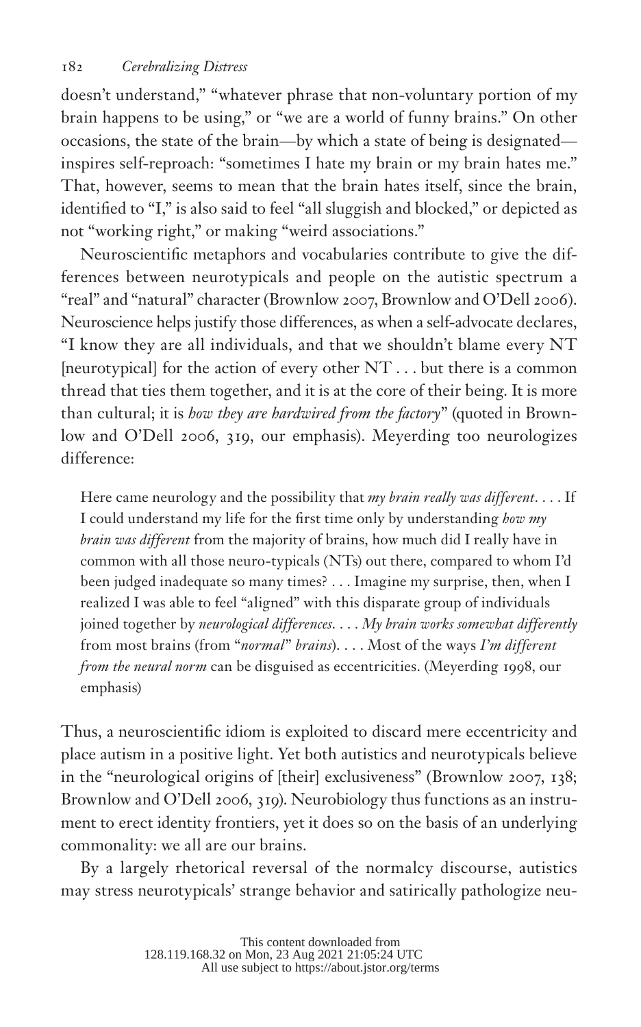doesn't understand," "whatever phrase that non-voluntary portion of my brain happens to be using," or "we are a world of funny brains." On other occasions, the state of the brain—by which a state of being is designated—inspires self-reproach: "sometimes I hate my brain or my brain hates me." That, however, seems to mean that the brain hates itself, since the brain, identified to "I," is also said to feel "all sluggish and blocked," or depicted as not "working right," or making "weird associations."

Neuroscientific metaphors and vocabularies contribute to give the differences between neurotypicals and people on the autistic spectrum a "real" and "natural" character (Brownlow 2007, Brownlow and O'Dell 2006). Neuroscience helps justify those differences, as when a self-advocate declares, "I know they are all individuals, and that we shouldn't blame every NT [neurotypical] for the action of every other NT . . . but there is a common thread that ties them together, and it is at the core of their being. It is more than cultural; it is *how they are hardwired from the factory*" (quoted in Brownlow and O'Dell 2006, 319, our emphasis). Meyerding too neurologizes difference:

> Here came neurology and the possibility that *my brain really was different*. . . . If I could understand my life for the first time only by understanding *how my brain was different* from the majority of brains, how much did I really have in common with all those neuro-typicals (NTs) out there, compared to whom I'd been judged inadequate so many times? . . . Imagine my surprise, then, when I realized I was able to feel "aligned" with this disparate group of individuals joined together by *neurological differences*. . . . *My brain works somewhat differently* from most brains (from "*normal*" *brains*). . . . Most of the ways *I'm different from the neural norm* can be disguised as eccentricities. (Meyerding 1998, our emphasis)

Thus, a neuroscientific idiom is exploited to discard mere eccentricity and place autism in a positive light. Yet both autistics and neurotypicals believe in the "neurological origins of [their] exclusiveness" (Brownlow 2007, 138; Brownlow and O'Dell 2006, 319). Neurobiology thus functions as an instrument to erect identity frontiers, yet it does so on the basis of an underlying commonality: we all are our brains.

By a largely rhetorical reversal of the normalcy discourse, autistics may stress neurotypicals' strange behavior and satirically pathologize neu-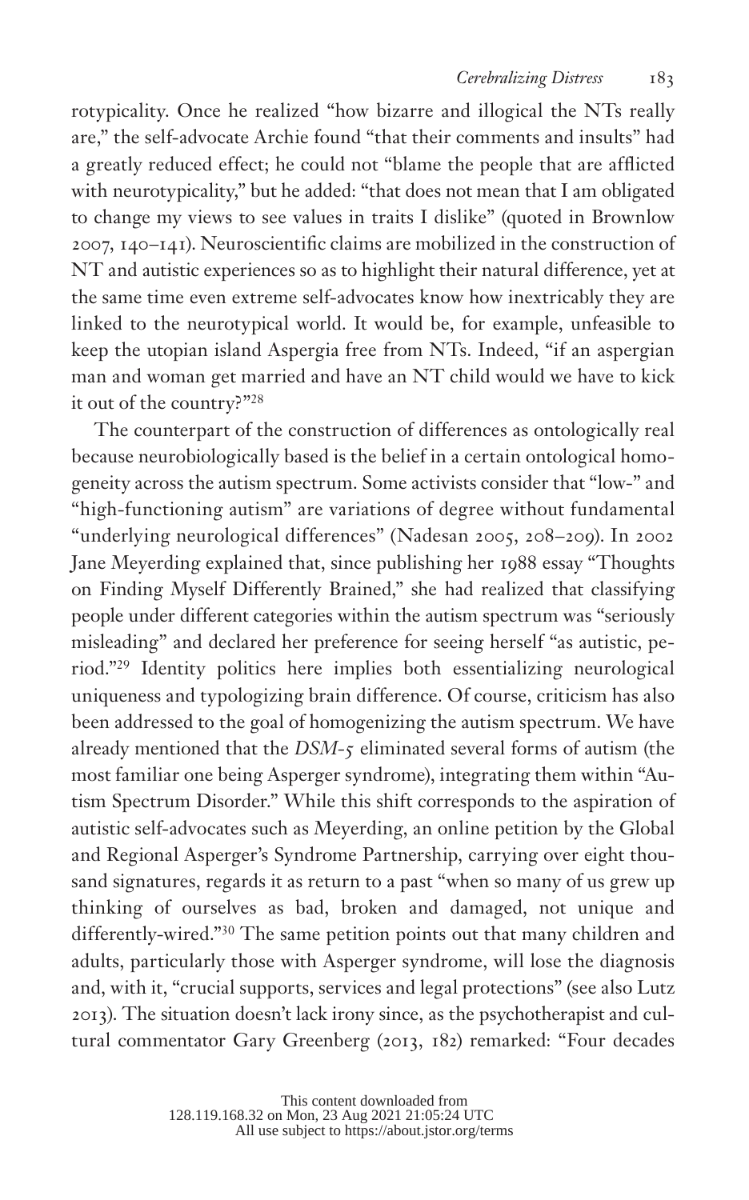rotypicality. Once he realized "how bizarre and illogical the NTs really are," the self-advocate Archie found "that their comments and insults" had a greatly reduced effect; he could not "blame the people that are afflicted with neurotypicality," but he added: "that does not mean that I am obligated to change my views to see values in traits I dislike" (quoted in Brownlow 2007, 140–141). Neuroscientific claims are mobilized in the construction of NT and autistic experiences so as to highlight their natural difference, yet at the same time even extreme self-advocates know how inextricably they are linked to the neurotypical world. It would be, for example, unfeasible to keep the utopian island Aspergia free from NTs. Indeed, "if an aspergian man and woman get married and have an NT child would we have to kick it out of the country?"[28]

The counterpart of the construction of differences as ontologically real because neurobiologically based is the belief in a certain ontological homogeneity across the autism spectrum. Some activists consider that "low-" and "high-functioning autism" are variations of degree without fundamental "underlying neurological differences" (Nadesan 2005, 208–209). In 2002 Jane Meyerding explained that, since publishing her 1988 essay "Thoughts on Finding Myself Differently Brained," she had realized that classifying people under different categories within the autism spectrum was "seriously misleading" and declared her preference for seeing herself "as autistic, period."[29] Identity politics here implies both essentializing neurological uniqueness and typologizing brain difference. Of course, criticism has also been addressed to the goal of homogenizing the autism spectrum. We have already mentioned that the *DSM-5* eliminated several forms of autism (the most familiar one being Asperger syndrome), integrating them within "Autism Spectrum Disorder." While this shift corresponds to the aspiration of autistic self-advocates such as Meyerding, an online petition by the Global and Regional Asperger's Syndrome Partnership, carrying over eight thousand signatures, regards it as return to a past "when so many of us grew up thinking of ourselves as bad, broken and damaged, not unique and differently-wired."[30] The same petition points out that many children and adults, particularly those with Asperger syndrome, will lose the diagnosis and, with it, "crucial supports, services and legal protections" (see also Lutz 2013). The situation doesn't lack irony since, as the psychotherapist and cultural commentator Gary Greenberg (2013, 182) remarked: "Four decades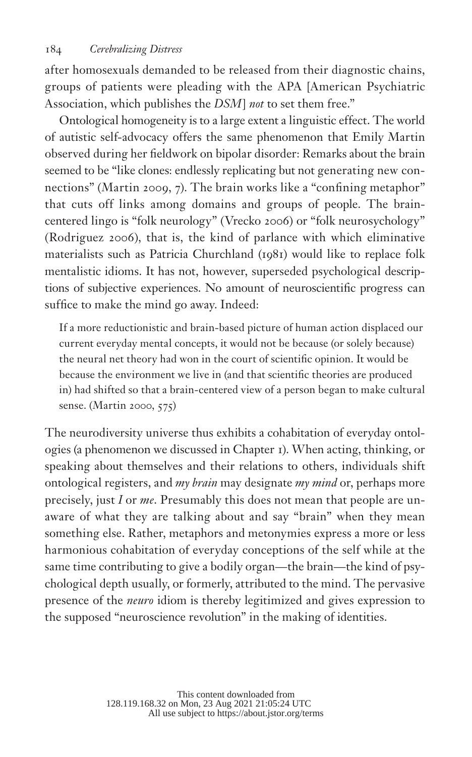after homosexuals demanded to be released from their diagnostic chains, groups of patients were pleading with the APA [American Psychiatric Association, which publishes the *DSM*] *not* to set them free."

Ontological homogeneity is to a large extent a linguistic effect. The world of autistic self-advocacy offers the same phenomenon that Emily Martin observed during her fieldwork on bipolar disorder: Remarks about the brain seemed to be "like clones: endlessly replicating but not generating new connections" (Martin 2009, 7). The brain works like a "confining metaphor" that cuts off links among domains and groups of people. The brain-centered lingo is "folk neurology" (Vrecko 2006) or "folk neurosychology" (Rodriguez 2006), that is, the kind of parlance with which eliminative materialists such as Patricia Churchland (1981) would like to replace folk mentalistic idioms. It has not, however, superseded psychological descriptions of subjective experiences. No amount of neuroscientific progress can suffice to make the mind go away. Indeed:

> If a more reductionistic and brain-based picture of human action displaced our current everyday mental concepts, it would not be because (or solely because) the neural net theory had won in the court of scientific opinion. It would be because the environment we live in (and that scientific theories are produced in) had shifted so that a brain-centered view of a person began to make cultural sense. (Martin 2000, 575)

The neurodiversity universe thus exhibits a cohabitation of everyday ontologies (a phenomenon we discussed in Chapter 1). When acting, thinking, or speaking about themselves and their relations to others, individuals shift ontological registers, and *my brain* may designate *my mind* or, perhaps more precisely, just *I* or *me*. Presumably this does not mean that people are unaware of what they are talking about and say "brain" when they mean something else. Rather, metaphors and metonymies express a more or less harmonious cohabitation of everyday conceptions of the self while at the same time contributing to give a bodily organ—the brain—the kind of psychological depth usually, or formerly, attributed to the mind. The pervasive presence of the *neuro* idiom is thereby legitimized and gives expression to the supposed "neuroscience revolution" in the making of identities.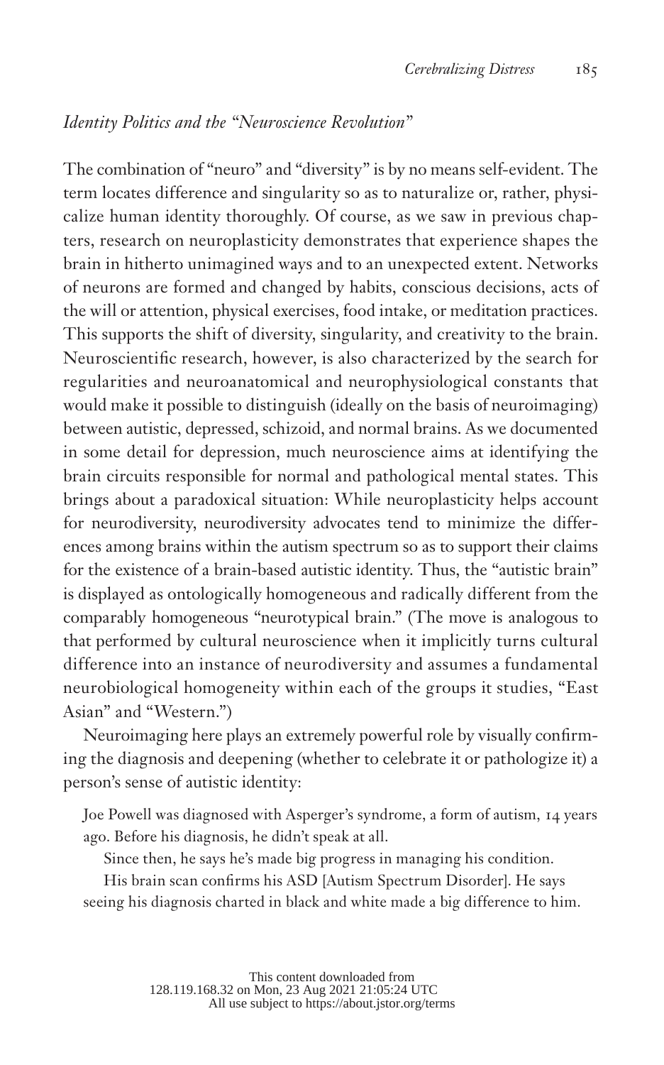### *Identity Politics and the "Neuroscience Revolution"*

The combination of "neuro" and "diversity" is by no means self-evident. The term locates difference and singularity so as to naturalize or, rather, physicalize human identity thoroughly. Of course, as we saw in previous chapters, research on neuroplasticity demonstrates that experience shapes the brain in hitherto unimagined ways and to an unexpected extent. Networks of neurons are formed and changed by habits, conscious decisions, acts of the will or attention, physical exercises, food intake, or meditation practices. This supports the shift of diversity, singularity, and creativity to the brain. Neuroscientific research, however, is also characterized by the search for regularities and neuroanatomical and neurophysiological constants that would make it possible to distinguish (ideally on the basis of neuroimaging) between autistic, depressed, schizoid, and normal brains. As we documented in some detail for depression, much neuroscience aims at identifying the brain circuits responsible for normal and pathological mental states. This brings about a paradoxical situation: While neuroplasticity helps account for neurodiversity, neurodiversity advocates tend to minimize the differences among brains within the autism spectrum so as to support their claims for the existence of a brain-based autistic identity. Thus, the "autistic brain" is displayed as ontologically homogeneous and radically different from the comparably homogeneous "neurotypical brain." (The move is analogous to that performed by cultural neuroscience when it implicitly turns cultural difference into an instance of neurodiversity and assumes a fundamental neurobiological homogeneity within each of the groups it studies, "East Asian" and "Western.")

Neuroimaging here plays an extremely powerful role by visually confirming the diagnosis and deepening (whether to celebrate it or pathologize it) a person's sense of autistic identity:

> Joe Powell was diagnosed with Asperger's syndrome, a form of autism, 14 years ago. Before his diagnosis, he didn't speak at all.
>
> Since then, he says he's made big progress in managing his condition.
>
> His brain scan confirms his ASD [Autism Spectrum Disorder]. He says seeing his diagnosis charted in black and white made a big difference to him.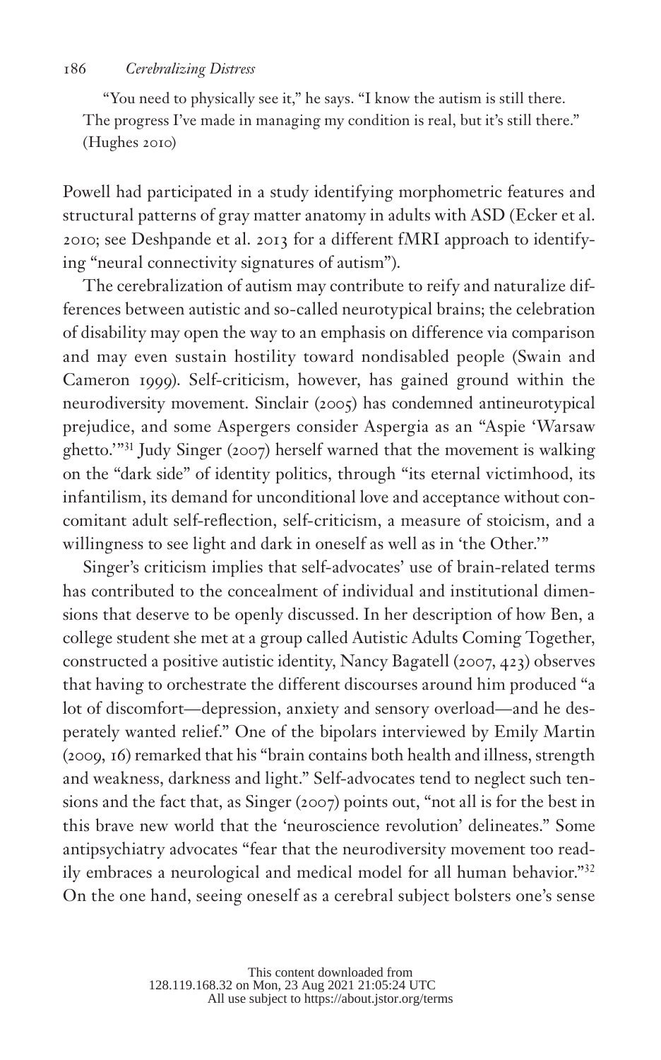> "You need to physically see it," he says. "I know the autism is still there. The progress I've made in managing my condition is real, but it's still there." (Hughes 2010)

Powell had participated in a study identifying morphometric features and structural patterns of gray matter anatomy in adults with ASD (Ecker et al. 2010; see Deshpande et al. 2013 for a different fMRI approach to identifying "neural connectivity signatures of autism").

The cerebralization of autism may contribute to reify and naturalize differences between autistic and so-called neurotypical brains; the celebration of disability may open the way to an emphasis on difference via comparison and may even sustain hostility toward nondisabled people (Swain and Cameron 1999). Self-criticism, however, has gained ground within the neurodiversity movement. Sinclair (2005) has condemned antineurotypical prejudice, and some Aspergers consider Aspergia as an "Aspie 'Warsaw ghetto.'"[31] Judy Singer (2007) herself warned that the movement is walking on the "dark side" of identity politics, through "its eternal victimhood, its infantilism, its demand for unconditional love and acceptance without concomitant adult self-reflection, self-criticism, a measure of stoicism, and a willingness to see light and dark in oneself as well as in 'the Other.'"

Singer's criticism implies that self-advocates' use of brain-related terms has contributed to the concealment of individual and institutional dimensions that deserve to be openly discussed. In her description of how Ben, a college student she met at a group called Autistic Adults Coming Together, constructed a positive autistic identity, Nancy Bagatell (2007, 423) observes that having to orchestrate the different discourses around him produced "a lot of discomfort—depression, anxiety and sensory overload—and he desperately wanted relief." One of the bipolars interviewed by Emily Martin (2009, 16) remarked that his "brain contains both health and illness, strength and weakness, darkness and light." Self-advocates tend to neglect such tensions and the fact that, as Singer (2007) points out, "not all is for the best in this brave new world that the 'neuroscience revolution' delineates." Some antipsychiatry advocates "fear that the neurodiversity movement too readily embraces a neurological and medical model for all human behavior."[32] On the one hand, seeing oneself as a cerebral subject bolsters one's sense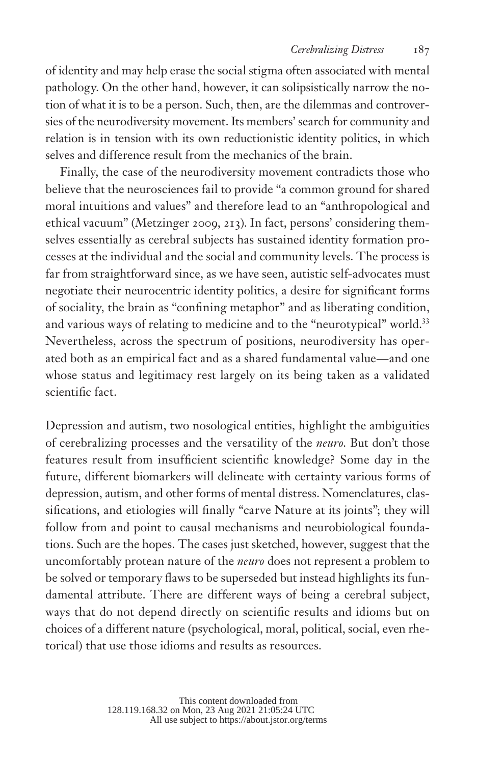of identity and may help erase the social stigma often associated with mental pathology. On the other hand, however, it can solipsistically narrow the notion of what it is to be a person. Such, then, are the dilemmas and controversies of the neurodiversity movement. Its members' search for community and relation is in tension with its own reductionistic identity politics, in which selves and difference result from the mechanics of the brain.

Finally, the case of the neurodiversity movement contradicts those who believe that the neurosciences fail to provide "a common ground for shared moral intuitions and values" and therefore lead to an "anthropological and ethical vacuum" (Metzinger 2009, 213). In fact, persons' considering themselves essentially as cerebral subjects has sustained identity formation processes at the individual and the social and community levels. The process is far from straightforward since, as we have seen, autistic self-advocates must negotiate their neurocentric identity politics, a desire for significant forms of sociality, the brain as "confining metaphor" and as liberating condition, and various ways of relating to medicine and to the "neurotypical" world.[33] Nevertheless, across the spectrum of positions, neurodiversity has operated both as an empirical fact and as a shared fundamental value—and one whose status and legitimacy rest largely on its being taken as a validated scientific fact.

Depression and autism, two nosological entities, highlight the ambiguities of cerebralizing processes and the versatility of the *neuro*. But don't those features result from insufficient scientific knowledge? Some day in the future, different biomarkers will delineate with certainty various forms of depression, autism, and other forms of mental distress. Nomenclatures, classifications, and etiologies will finally "carve Nature at its joints"; they will follow from and point to causal mechanisms and neurobiological foundations. Such are the hopes. The cases just sketched, however, suggest that the uncomfortably protean nature of the *neuro* does not represent a problem to be solved or temporary flaws to be superseded but instead highlights its fundamental attribute. There are different ways of being a cerebral subject, ways that do not depend directly on scientific results and idioms but on choices of a different nature (psychological, moral, political, social, even rhetorical) that use those idioms and results as resources.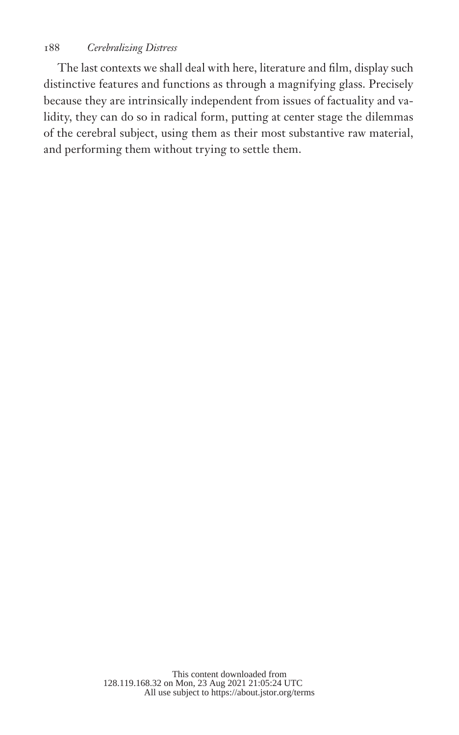The last contexts we shall deal with here, literature and film, display such distinctive features and functions as through a magnifying glass. Precisely because they are intrinsically independent from issues of factuality and validity, they can do so in radical form, putting at center stage the dilemmas of the cerebral subject, using them as their most substantive raw material, and performing them without trying to settle them.